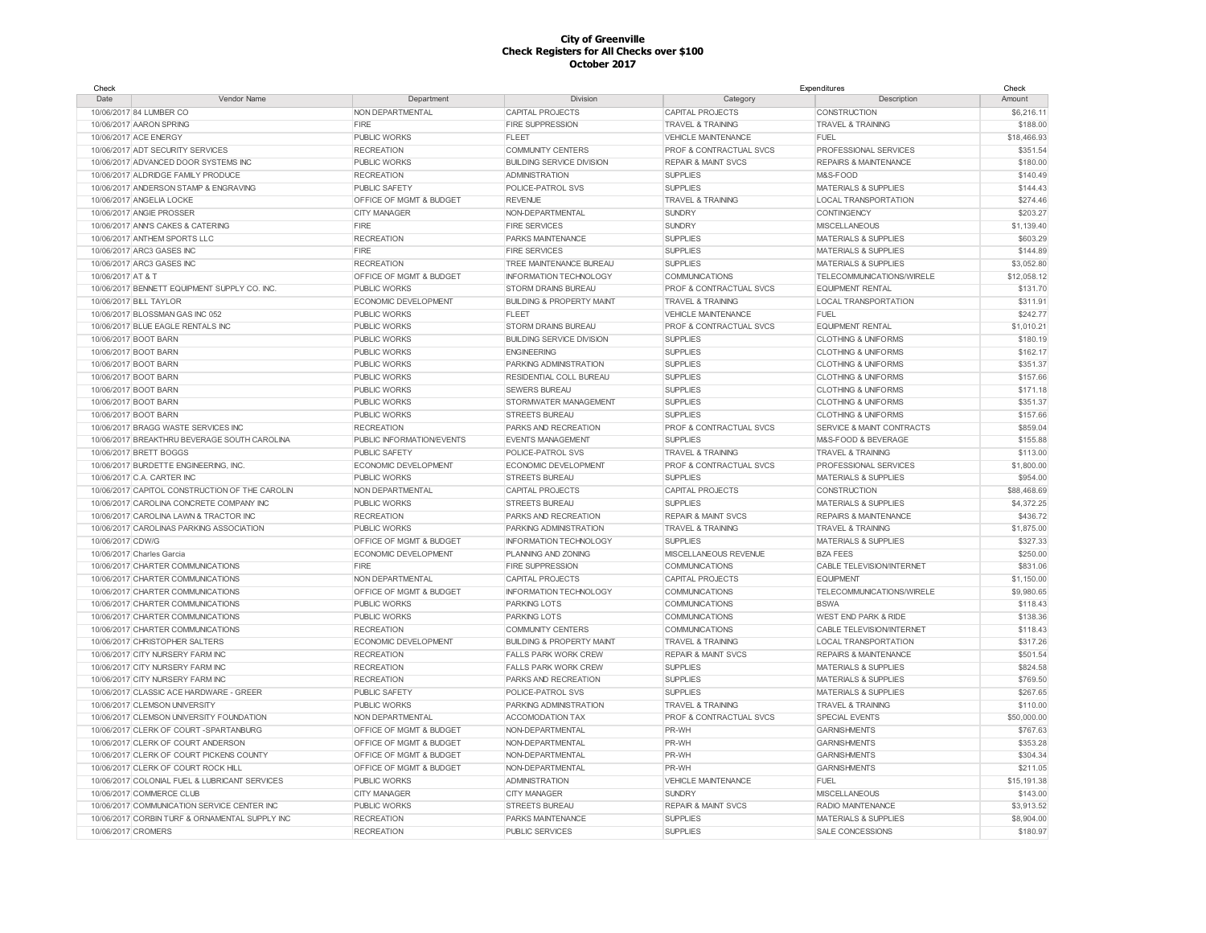**City of Greenville**
**Check Registers for All Checks over $100**
**October 2017**

| Check Date | Vendor Name | Department | Division | Expenditures Category | Description | Check Amount |
|---|---|---|---|---|---|---|
| 10/06/2017 | 84 LUMBER CO | NON DEPARTMENTAL | CAPITAL PROJECTS | CAPITAL PROJECTS | CONSTRUCTION | $6,216.11 |
| 10/06/2017 | AARON SPRING | FIRE | FIRE SUPPRESSION | TRAVEL & TRAINING | TRAVEL & TRAINING | $188.00 |
| 10/06/2017 | ACE ENERGY | PUBLIC WORKS | FLEET | VEHICLE MAINTENANCE | FUEL | $18,466.93 |
| 10/06/2017 | ADT SECURITY SERVICES | RECREATION | COMMUNITY CENTERS | PROF & CONTRACTUAL SVCS | PROFESSIONAL SERVICES | $351.54 |
| 10/06/2017 | ADVANCED DOOR SYSTEMS INC | PUBLIC WORKS | BUILDING SERVICE DIVISION | REPAIR & MAINT SVCS | REPAIRS & MAINTENANCE | $180.00 |
| 10/06/2017 | ALDRIDGE FAMILY PRODUCE | RECREATION | ADMINISTRATION | SUPPLIES | M&S-FOOD | $140.49 |
| 10/06/2017 | ANDERSON STAMP & ENGRAVING | PUBLIC SAFETY | POLICE-PATROL SVS | SUPPLIES | MATERIALS & SUPPLIES | $144.43 |
| 10/06/2017 | ANGELIA LOCKE | OFFICE OF MGMT & BUDGET | REVENUE | TRAVEL & TRAINING | LOCAL TRANSPORTATION | $274.46 |
| 10/06/2017 | ANGIE PROSSER | CITY MANAGER | NON-DEPARTMENTAL | SUNDRY | CONTINGENCY | $203.27 |
| 10/06/2017 | ANN'S CAKES & CATERING | FIRE | FIRE SERVICES | SUNDRY | MISCELLANEOUS | $1,139.40 |
| 10/06/2017 | ANTHEM SPORTS LLC | RECREATION | PARKS MAINTENANCE | SUPPLIES | MATERIALS & SUPPLIES | $603.29 |
| 10/06/2017 | ARC3 GASES INC | FIRE | FIRE SERVICES | SUPPLIES | MATERIALS & SUPPLIES | $144.89 |
| 10/06/2017 | ARC3 GASES INC | RECREATION | TREE MAINTENANCE BUREAU | SUPPLIES | MATERIALS & SUPPLIES | $3,052.80 |
| 10/06/2017 | AT & T | OFFICE OF MGMT & BUDGET | INFORMATION TECHNOLOGY | COMMUNICATIONS | TELECOMMUNICATIONS/WIRELE | $12,058.12 |
| 10/06/2017 | BENNETT EQUIPMENT SUPPLY CO. INC. | PUBLIC WORKS | STORM DRAINS BUREAU | PROF & CONTRACTUAL SVCS | EQUIPMENT RENTAL | $131.70 |
| 10/06/2017 | BILL TAYLOR | ECONOMIC DEVELOPMENT | BUILDING & PROPERTY MAINT | TRAVEL & TRAINING | LOCAL TRANSPORTATION | $311.91 |
| 10/06/2017 | BLOSSMAN GAS INC 052 | PUBLIC WORKS | FLEET | VEHICLE MAINTENANCE | FUEL | $242.77 |
| 10/06/2017 | BLUE EAGLE RENTALS INC | PUBLIC WORKS | STORM DRAINS BUREAU | PROF & CONTRACTUAL SVCS | EQUIPMENT RENTAL | $1,010.21 |
| 10/06/2017 | BOOT BARN | PUBLIC WORKS | BUILDING SERVICE DIVISION | SUPPLIES | CLOTHING & UNIFORMS | $180.19 |
| 10/06/2017 | BOOT BARN | PUBLIC WORKS | ENGINEERING | SUPPLIES | CLOTHING & UNIFORMS | $162.17 |
| 10/06/2017 | BOOT BARN | PUBLIC WORKS | PARKING ADMINISTRATION | SUPPLIES | CLOTHING & UNIFORMS | $351.37 |
| 10/06/2017 | BOOT BARN | PUBLIC WORKS | RESIDENTIAL COLL BUREAU | SUPPLIES | CLOTHING & UNIFORMS | $157.66 |
| 10/06/2017 | BOOT BARN | PUBLIC WORKS | SEWERS BUREAU | SUPPLIES | CLOTHING & UNIFORMS | $171.18 |
| 10/06/2017 | BOOT BARN | PUBLIC WORKS | STORMWATER MANAGEMENT | SUPPLIES | CLOTHING & UNIFORMS | $351.37 |
| 10/06/2017 | BOOT BARN | PUBLIC WORKS | STREETS BUREAU | SUPPLIES | CLOTHING & UNIFORMS | $157.66 |
| 10/06/2017 | BRAGG WASTE SERVICES INC | RECREATION | PARKS AND RECREATION | PROF & CONTRACTUAL SVCS | SERVICE & MAINT CONTRACTS | $859.04 |
| 10/06/2017 | BREAKTHRU BEVERAGE SOUTH CAROLINA | PUBLIC INFORMATION/EVENTS | EVENTS MANAGEMENT | SUPPLIES | M&S-FOOD & BEVERAGE | $155.88 |
| 10/06/2017 | BRETT BOGGS | PUBLIC SAFETY | POLICE-PATROL SVS | TRAVEL & TRAINING | TRAVEL & TRAINING | $113.00 |
| 10/06/2017 | BURDETTE ENGINEERING, INC. | ECONOMIC DEVELOPMENT | ECONOMIC DEVELOPMENT | PROF & CONTRACTUAL SVCS | PROFESSIONAL SERVICES | $1,800.00 |
| 10/06/2017 | C.A. CARTER INC | PUBLIC WORKS | STREETS BUREAU | SUPPLIES | MATERIALS & SUPPLIES | $954.00 |
| 10/06/2017 | CAPITOL CONSTRUCTION OF THE CAROLIN | NON DEPARTMENTAL | CAPITAL PROJECTS | CAPITAL PROJECTS | CONSTRUCTION | $88,468.69 |
| 10/06/2017 | CAROLINA CONCRETE COMPANY INC | PUBLIC WORKS | STREETS BUREAU | SUPPLIES | MATERIALS & SUPPLIES | $4,372.25 |
| 10/06/2017 | CAROLINA LAWN & TRACTOR INC | RECREATION | PARKS AND RECREATION | REPAIR & MAINT SVCS | REPAIRS & MAINTENANCE | $436.72 |
| 10/06/2017 | CAROLINAS PARKING ASSOCIATION | PUBLIC WORKS | PARKING ADMINISTRATION | TRAVEL & TRAINING | TRAVEL & TRAINING | $1,875.00 |
| 10/06/2017 | CDW/G | OFFICE OF MGMT & BUDGET | INFORMATION TECHNOLOGY | SUPPLIES | MATERIALS & SUPPLIES | $327.33 |
| 10/06/2017 | Charles Garcia | ECONOMIC DEVELOPMENT | PLANNING AND ZONING | MISCELLANEOUS REVENUE | BZA FEES | $250.00 |
| 10/06/2017 | CHARTER COMMUNICATIONS | FIRE | FIRE SUPPRESSION | COMMUNICATIONS | CABLE TELEVISION/INTERNET | $831.06 |
| 10/06/2017 | CHARTER COMMUNICATIONS | NON DEPARTMENTAL | CAPITAL PROJECTS | CAPITAL PROJECTS | EQUIPMENT | $1,150.00 |
| 10/06/2017 | CHARTER COMMUNICATIONS | OFFICE OF MGMT & BUDGET | INFORMATION TECHNOLOGY | COMMUNICATIONS | TELECOMMUNICATIONS/WIRELE | $9,980.65 |
| 10/06/2017 | CHARTER COMMUNICATIONS | PUBLIC WORKS | PARKING LOTS | COMMUNICATIONS | BSWA | $118.43 |
| 10/06/2017 | CHARTER COMMUNICATIONS | PUBLIC WORKS | PARKING LOTS | COMMUNICATIONS | WEST END PARK & RIDE | $138.36 |
| 10/06/2017 | CHARTER COMMUNICATIONS | RECREATION | COMMUNITY CENTERS | COMMUNICATIONS | CABLE TELEVISION/INTERNET | $118.43 |
| 10/06/2017 | CHRISTOPHER SALTERS | ECONOMIC DEVELOPMENT | BUILDING & PROPERTY MAINT | TRAVEL & TRAINING | LOCAL TRANSPORTATION | $317.26 |
| 10/06/2017 | CITY NURSERY FARM INC | RECREATION | FALLS PARK WORK CREW | REPAIR & MAINT SVCS | REPAIRS & MAINTENANCE | $501.54 |
| 10/06/2017 | CITY NURSERY FARM INC | RECREATION | FALLS PARK WORK CREW | SUPPLIES | MATERIALS & SUPPLIES | $824.58 |
| 10/06/2017 | CITY NURSERY FARM INC | RECREATION | PARKS AND RECREATION | SUPPLIES | MATERIALS & SUPPLIES | $769.50 |
| 10/06/2017 | CLASSIC ACE HARDWARE - GREER | PUBLIC SAFETY | POLICE-PATROL SVS | SUPPLIES | MATERIALS & SUPPLIES | $267.65 |
| 10/06/2017 | CLEMSON UNIVERSITY | PUBLIC WORKS | PARKING ADMINISTRATION | TRAVEL & TRAINING | TRAVEL & TRAINING | $110.00 |
| 10/06/2017 | CLEMSON UNIVERSITY FOUNDATION | NON DEPARTMENTAL | ACCOMODATION TAX | PROF & CONTRACTUAL SVCS | SPECIAL EVENTS | $50,000.00 |
| 10/06/2017 | CLERK OF COURT -SPARTANBURG | OFFICE OF MGMT & BUDGET | NON-DEPARTMENTAL | PR-WH | GARNISHMENTS | $767.63 |
| 10/06/2017 | CLERK OF COURT ANDERSON | OFFICE OF MGMT & BUDGET | NON-DEPARTMENTAL | PR-WH | GARNISHMENTS | $353.28 |
| 10/06/2017 | CLERK OF COURT PICKENS COUNTY | OFFICE OF MGMT & BUDGET | NON-DEPARTMENTAL | PR-WH | GARNISHMENTS | $304.34 |
| 10/06/2017 | CLERK OF COURT ROCK HILL | OFFICE OF MGMT & BUDGET | NON-DEPARTMENTAL | PR-WH | GARNISHMENTS | $211.05 |
| 10/06/2017 | COLONIAL FUEL & LUBRICANT SERVICES | PUBLIC WORKS | ADMINISTRATION | VEHICLE MAINTENANCE | FUEL | $15,191.38 |
| 10/06/2017 | COMMERCE CLUB | CITY MANAGER | CITY MANAGER | SUNDRY | MISCELLANEOUS | $143.00 |
| 10/06/2017 | COMMUNICATION SERVICE CENTER INC | PUBLIC WORKS | STREETS BUREAU | REPAIR & MAINT SVCS | RADIO MAINTENANCE | $3,913.52 |
| 10/06/2017 | CORBIN TURF & ORNAMENTAL SUPPLY INC | RECREATION | PARKS MAINTENANCE | SUPPLIES | MATERIALS & SUPPLIES | $8,904.00 |
| 10/06/2017 | CROMERS | RECREATION | PUBLIC SERVICES | SUPPLIES | SALE CONCESSIONS | $180.97 |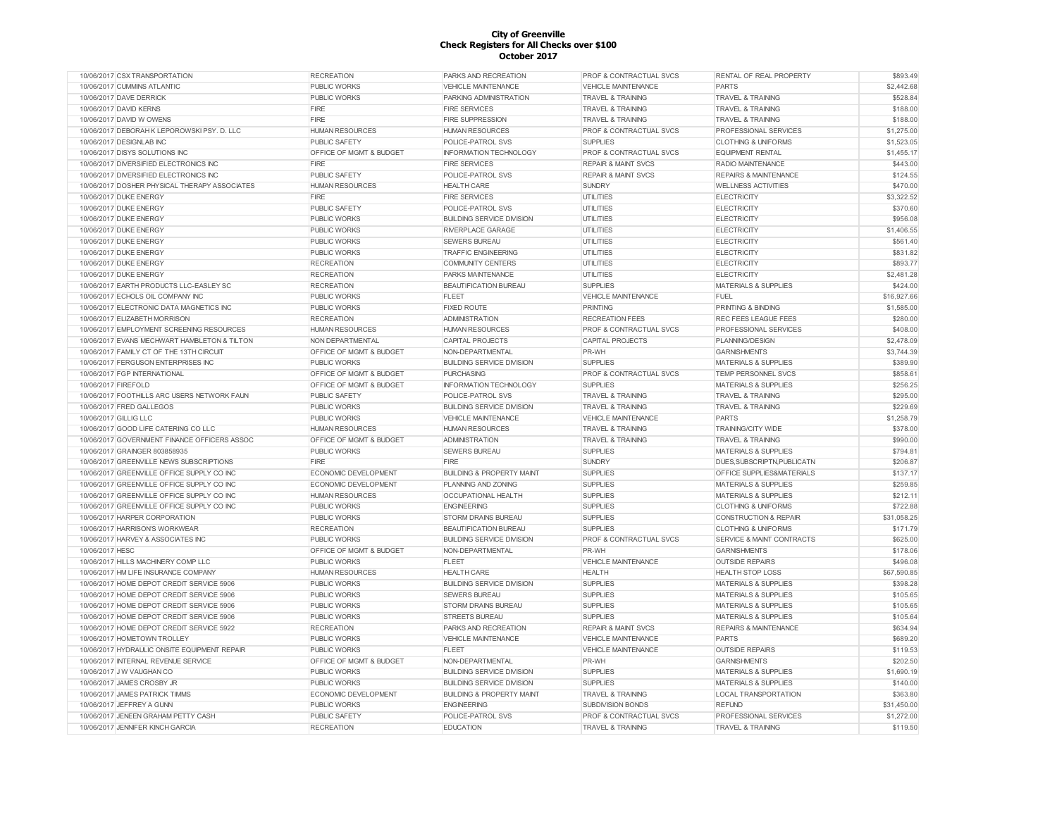# City of Greenville
## Check Registers for All Checks over $100
## October 2017

| | | | | | | |
|---|---|---|---|---|---|---|
| 10/06/2017 | CSX TRANSPORTATION | RECREATION | PARKS AND RECREATION | PROF & CONTRACTUAL SVCS | RENTAL OF REAL PROPERTY | $893.49 |
| 10/06/2017 | CUMMINS ATLANTIC | PUBLIC WORKS | VEHICLE MAINTENANCE | VEHICLE MAINTENANCE | PARTS | $2,442.68 |
| 10/06/2017 | DAVE DERRICK | PUBLIC WORKS | PARKING ADMINISTRATION | TRAVEL & TRAINING | TRAVEL & TRAINING | $528.84 |
| 10/06/2017 | DAVID KERNS | FIRE | FIRE SERVICES | TRAVEL & TRAINING | TRAVEL & TRAINING | $188.00 |
| 10/06/2017 | DAVID W OWENS | FIRE | FIRE SUPPRESSION | TRAVEL & TRAINING | TRAVEL & TRAINING | $188.00 |
| 10/06/2017 | DEBORAH K LEPOROWSKI PSY. D. LLC | HUMAN RESOURCES | HUMAN RESOURCES | PROF & CONTRACTUAL SVCS | PROFESSIONAL SERVICES | $1,275.00 |
| 10/06/2017 | DESIGNLAB INC | PUBLIC SAFETY | POLICE-PATROL SVS | SUPPLIES | CLOTHING & UNIFORMS | $1,523.05 |
| 10/06/2017 | DISYS SOLUTIONS INC | OFFICE OF MGMT & BUDGET | INFORMATION TECHNOLOGY | PROF & CONTRACTUAL SVCS | EQUIPMENT RENTAL | $1,455.17 |
| 10/06/2017 | DIVERSIFIED ELECTRONICS INC | FIRE | FIRE SERVICES | REPAIR & MAINT SVCS | RADIO MAINTENANCE | $443.00 |
| 10/06/2017 | DIVERSIFIED ELECTRONICS INC | PUBLIC SAFETY | POLICE-PATROL SVS | REPAIR & MAINT SVCS | REPAIRS & MAINTENANCE | $124.55 |
| 10/06/2017 | DOSHER PHYSICAL THERAPY ASSOCIATES | HUMAN RESOURCES | HEALTH CARE | SUNDRY | WELLNESS ACTIVITIES | $470.00 |
| 10/06/2017 | DUKE ENERGY | FIRE | FIRE SERVICES | UTILITIES | ELECTRICITY | $3,322.52 |
| 10/06/2017 | DUKE ENERGY | PUBLIC SAFETY | POLICE-PATROL SVS | UTILITIES | ELECTRICITY | $370.60 |
| 10/06/2017 | DUKE ENERGY | PUBLIC WORKS | BUILDING SERVICE DIVISION | UTILITIES | ELECTRICITY | $956.08 |
| 10/06/2017 | DUKE ENERGY | PUBLIC WORKS | RIVERPLACE GARAGE | UTILITIES | ELECTRICITY | $1,406.55 |
| 10/06/2017 | DUKE ENERGY | PUBLIC WORKS | SEWERS BUREAU | UTILITIES | ELECTRICITY | $561.40 |
| 10/06/2017 | DUKE ENERGY | PUBLIC WORKS | TRAFFIC ENGINEERING | UTILITIES | ELECTRICITY | $831.82 |
| 10/06/2017 | DUKE ENERGY | RECREATION | COMMUNITY CENTERS | UTILITIES | ELECTRICITY | $893.77 |
| 10/06/2017 | DUKE ENERGY | RECREATION | PARKS MAINTENANCE | UTILITIES | ELECTRICITY | $2,481.28 |
| 10/06/2017 | EARTH PRODUCTS LLC-EASLEY SC | RECREATION | BEAUTIFICATION BUREAU | SUPPLIES | MATERIALS & SUPPLIES | $424.00 |
| 10/06/2017 | ECHOLS OIL COMPANY INC | PUBLIC WORKS | FLEET | VEHICLE MAINTENANCE | FUEL | $16,927.66 |
| 10/06/2017 | ELECTRONIC DATA MAGNETICS INC | PUBLIC WORKS | FIXED ROUTE | PRINTING | PRINTING & BINDING | $1,585.00 |
| 10/06/2017 | ELIZABETH MORRISON | RECREATION | ADMINISTRATION | RECREATION FEES | REC FEES LEAGUE FEES | $280.00 |
| 10/06/2017 | EMPLOYMENT SCREENING RESOURCES | HUMAN RESOURCES | HUMAN RESOURCES | PROF & CONTRACTUAL SVCS | PROFESSIONAL SERVICES | $408.00 |
| 10/06/2017 | EVANS MECHWART HAMBLETON & TILTON | NON DEPARTMENTAL | CAPITAL PROJECTS | CAPITAL PROJECTS | PLANNING/DESIGN | $2,478.09 |
| 10/06/2017 | FAMILY CT OF THE 13TH CIRCUIT | OFFICE OF MGMT & BUDGET | NON-DEPARTMENTAL | PR-WH | GARNISHMENTS | $3,744.39 |
| 10/06/2017 | FERGUSON ENTERPRISES INC | PUBLIC WORKS | BUILDING SERVICE DIVISION | SUPPLIES | MATERIALS & SUPPLIES | $389.90 |
| 10/06/2017 | FGP INTERNATIONAL | OFFICE OF MGMT & BUDGET | PURCHASING | PROF & CONTRACTUAL SVCS | TEMP PERSONNEL SVCS | $858.61 |
| 10/06/2017 | FIREFOLD | OFFICE OF MGMT & BUDGET | INFORMATION TECHNOLOGY | SUPPLIES | MATERIALS & SUPPLIES | $256.25 |
| 10/06/2017 | FOOTHILLS ARC USERS NETWORK FAUN | PUBLIC SAFETY | POLICE-PATROL SVS | TRAVEL & TRAINING | TRAVEL & TRAINING | $295.00 |
| 10/06/2017 | FRED GALLEGOS | PUBLIC WORKS | BUILDING SERVICE DIVISION | TRAVEL & TRAINING | TRAVEL & TRAINING | $229.69 |
| 10/06/2017 | GILLIG LLC | PUBLIC WORKS | VEHICLE MAINTENANCE | VEHICLE MAINTENANCE | PARTS | $1,258.79 |
| 10/06/2017 | GOOD LIFE CATERING CO LLC | HUMAN RESOURCES | HUMAN RESOURCES | TRAVEL & TRAINING | TRAINING/CITY WIDE | $378.00 |
| 10/06/2017 | GOVERNMENT FINANCE OFFICERS ASSOC | OFFICE OF MGMT & BUDGET | ADMINISTRATION | TRAVEL & TRAINING | TRAVEL & TRAINING | $990.00 |
| 10/06/2017 | GRAINGER 803858935 | PUBLIC WORKS | SEWERS BUREAU | SUPPLIES | MATERIALS & SUPPLIES | $794.81 |
| 10/06/2017 | GREENVILLE NEWS SUBSCRIPTIONS | FIRE | FIRE | SUNDRY | DUES,SUBSCRIPTN,PUBLICATN | $206.87 |
| 10/06/2017 | GREENVILLE OFFICE SUPPLY CO INC | ECONOMIC DEVELOPMENT | BUILDING & PROPERTY MAINT | SUPPLIES | OFFICE SUPPLIES&MATERIALS | $137.17 |
| 10/06/2017 | GREENVILLE OFFICE SUPPLY CO INC | ECONOMIC DEVELOPMENT | PLANNING AND ZONING | SUPPLIES | MATERIALS & SUPPLIES | $259.85 |
| 10/06/2017 | GREENVILLE OFFICE SUPPLY CO INC | HUMAN RESOURCES | OCCUPATIONAL HEALTH | SUPPLIES | MATERIALS & SUPPLIES | $212.11 |
| 10/06/2017 | GREENVILLE OFFICE SUPPLY CO INC | PUBLIC WORKS | ENGINEERING | SUPPLIES | CLOTHING & UNIFORMS | $722.88 |
| 10/06/2017 | HARPER CORPORATION | PUBLIC WORKS | STORM DRAINS BUREAU | SUPPLIES | CONSTRUCTION & REPAIR | $31,058.25 |
| 10/06/2017 | HARRISON'S WORKWEAR | RECREATION | BEAUTIFICATION BUREAU | SUPPLIES | CLOTHING & UNIFORMS | $171.79 |
| 10/06/2017 | HARVEY & ASSOCIATES INC | PUBLIC WORKS | BUILDING SERVICE DIVISION | PROF & CONTRACTUAL SVCS | SERVICE & MAINT CONTRACTS | $625.00 |
| 10/06/2017 | HESC | OFFICE OF MGMT & BUDGET | NON-DEPARTMENTAL | PR-WH | GARNISHMENTS | $178.06 |
| 10/06/2017 | HILLS MACHINERY COMP LLC | PUBLIC WORKS | FLEET | VEHICLE MAINTENANCE | OUTSIDE REPAIRS | $496.08 |
| 10/06/2017 | HM LIFE INSURANCE COMPANY | HUMAN RESOURCES | HEALTH CARE | HEALTH | HEALTH STOP LOSS | $67,590.85 |
| 10/06/2017 | HOME DEPOT CREDIT SERVICE 5906 | PUBLIC WORKS | BUILDING SERVICE DIVISION | SUPPLIES | MATERIALS & SUPPLIES | $398.28 |
| 10/06/2017 | HOME DEPOT CREDIT SERVICE 5906 | PUBLIC WORKS | SEWERS BUREAU | SUPPLIES | MATERIALS & SUPPLIES | $105.65 |
| 10/06/2017 | HOME DEPOT CREDIT SERVICE 5906 | PUBLIC WORKS | STORM DRAINS BUREAU | SUPPLIES | MATERIALS & SUPPLIES | $105.65 |
| 10/06/2017 | HOME DEPOT CREDIT SERVICE 5906 | PUBLIC WORKS | STREETS BUREAU | SUPPLIES | MATERIALS & SUPPLIES | $105.64 |
| 10/06/2017 | HOME DEPOT CREDIT SERVICE 5922 | RECREATION | PARKS AND RECREATION | REPAIR & MAINT SVCS | REPAIRS & MAINTENANCE | $634.94 |
| 10/06/2017 | HOMETOWN TROLLEY | PUBLIC WORKS | VEHICLE MAINTENANCE | VEHICLE MAINTENANCE | PARTS | $689.20 |
| 10/06/2017 | HYDRAULIC ONSITE EQUIPMENT REPAIR | PUBLIC WORKS | FLEET | VEHICLE MAINTENANCE | OUTSIDE REPAIRS | $119.53 |
| 10/06/2017 | INTERNAL REVENUE SERVICE | OFFICE OF MGMT & BUDGET | NON-DEPARTMENTAL | PR-WH | GARNISHMENTS | $202.50 |
| 10/06/2017 | J W VAUGHAN CO | PUBLIC WORKS | BUILDING SERVICE DIVISION | SUPPLIES | MATERIALS & SUPPLIES | $1,690.19 |
| 10/06/2017 | JAMES CROSBY JR | PUBLIC WORKS | BUILDING SERVICE DIVISION | SUPPLIES | MATERIALS & SUPPLIES | $140.00 |
| 10/06/2017 | JAMES PATRICK TIMMS | ECONOMIC DEVELOPMENT | BUILDING & PROPERTY MAINT | TRAVEL & TRAINING | LOCAL TRANSPORTATION | $363.80 |
| 10/06/2017 | JEFFREY A GUNN | PUBLIC WORKS | ENGINEERING | SUBDIVISION BONDS | REFUND | $31,450.00 |
| 10/06/2017 | JENEEN GRAHAM PETTY CASH | PUBLIC SAFETY | POLICE-PATROL SVS | PROF & CONTRACTUAL SVCS | PROFESSIONAL SERVICES | $1,272.00 |
| 10/06/2017 | JENNIFER KINCH GARCIA | RECREATION | EDUCATION | TRAVEL & TRAINING | TRAVEL & TRAINING | $119.50 |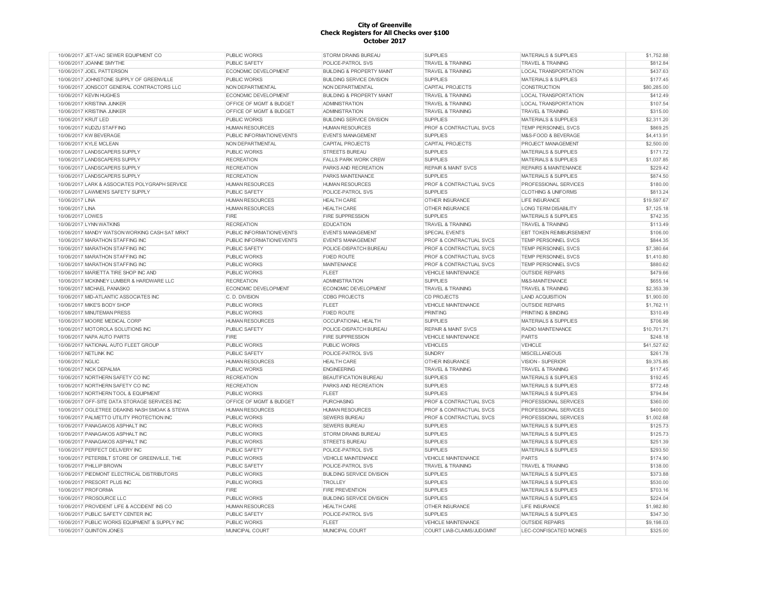**City of Greenville**
**Check Registers for All Checks over $100**
**October 2017**

| | | | | | | |
|---|---|---|---|---|---|---|
| 10/06/2017 | JET-VAC SEWER EQUIPMENT CO | PUBLIC WORKS | STORM DRAINS BUREAU | SUPPLIES | MATERIALS & SUPPLIES | $1,752.88 |
| 10/06/2017 | JOANNE SMYTHE | PUBLIC SAFETY | POLICE-PATROL SVS | TRAVEL & TRAINING | TRAVEL & TRAINING | $812.84 |
| 10/06/2017 | JOEL PATTERSON | ECONOMIC DEVELOPMENT | BUILDING & PROPERTY MAINT | TRAVEL & TRAINING | LOCAL TRANSPORTATION | $437.63 |
| 10/06/2017 | JOHNSTONE SUPPLY OF GREENVILLE | PUBLIC WORKS | BUILDING SERVICE DIVISION | SUPPLIES | MATERIALS & SUPPLIES | $177.45 |
| 10/06/2017 | JONSCOT GENERAL CONTRACTORS LLC | NON DEPARTMENTAL | NON DEPARTMENTAL | CAPITAL PROJECTS | CONSTRUCTION | $80,285.00 |
| 10/06/2017 | KEVIN HUGHES | ECONOMIC DEVELOPMENT | BUILDING & PROPERTY MAINT | TRAVEL & TRAINING | LOCAL TRANSPORTATION | $412.49 |
| 10/06/2017 | KRISTINA JUNKER | OFFICE OF MGMT & BUDGET | ADMINISTRATION | TRAVEL & TRAINING | LOCAL TRANSPORTATION | $107.54 |
| 10/06/2017 | KRISTINA JUNKER | OFFICE OF MGMT & BUDGET | ADMINISTRATION | TRAVEL & TRAINING | TRAVEL & TRAINING | $315.00 |
| 10/06/2017 | KRUT LED | PUBLIC WORKS | BUILDING SERVICE DIVISION | SUPPLIES | MATERIALS & SUPPLIES | $2,311.20 |
| 10/06/2017 | KUDZU STAFFING | HUMAN RESOURCES | HUMAN RESOURCES | PROF & CONTRACTUAL SVCS | TEMP PERSONNEL SVCS | $869.25 |
| 10/06/2017 | KW BEVERAGE | PUBLIC INFORMATION/EVENTS | EVENTS MANAGEMENT | SUPPLIES | M&S-FOOD & BEVERAGE | $4,413.91 |
| 10/06/2017 | KYLE MCLEAN | NON DEPARTMENTAL | CAPITAL PROJECTS | CAPITAL PROJECTS | PROJECT MANAGEMENT | $2,500.00 |
| 10/06/2017 | LANDSCAPERS SUPPLY | PUBLIC WORKS | STREETS BUREAU | SUPPLIES | MATERIALS & SUPPLIES | $171.72 |
| 10/06/2017 | LANDSCAPERS SUPPLY | RECREATION | FALLS PARK WORK CREW | SUPPLIES | MATERIALS & SUPPLIES | $1,037.85 |
| 10/06/2017 | LANDSCAPERS SUPPLY | RECREATION | PARKS AND RECREATION | REPAIR & MAINT SVCS | REPAIRS & MAINTENANCE | $229.42 |
| 10/06/2017 | LANDSCAPERS SUPPLY | RECREATION | PARKS MAINTENANCE | SUPPLIES | MATERIALS & SUPPLIES | $874.50 |
| 10/06/2017 | LARK & ASSOCIATES POLYGRAPH SERVICE | HUMAN RESOURCES | HUMAN RESOURCES | PROF & CONTRACTUAL SVCS | PROFESSIONAL SERVICES | $180.00 |
| 10/06/2017 | LAWMEN'S SAFETY SUPPLY | PUBLIC SAFETY | POLICE-PATROL SVS | SUPPLIES | CLOTHING & UNIFORMS | $813.24 |
| 10/06/2017 | LINA | HUMAN RESOURCES | HEALTH CARE | OTHER INSURANCE | LIFE INSURANCE | $19,597.67 |
| 10/06/2017 | LINA | HUMAN RESOURCES | HEALTH CARE | OTHER INSURANCE | LONG TERM DISABILITY | $7,125.18 |
| 10/06/2017 | LOWES | FIRE | FIRE SUPPRESSION | SUPPLIES | MATERIALS & SUPPLIES | $742.35 |
| 10/06/2017 | LYNN WATKINS | RECREATION | EDUCATION | TRAVEL & TRAINING | TRAVEL & TRAINING | $113.49 |
| 10/06/2017 | MANDY WATSON WORKING CASH SAT MRKT | PUBLIC INFORMATION/EVENTS | EVENTS MANAGEMENT | SPECIAL EVENTS | EBT TOKEN REIMBURSEMENT | $106.00 |
| 10/06/2017 | MARATHON STAFFING INC | PUBLIC INFORMATION/EVENTS | EVENTS MANAGEMENT | PROF & CONTRACTUAL SVCS | TEMP PERSONNEL SVCS | $844.35 |
| 10/06/2017 | MARATHON STAFFING INC | PUBLIC SAFETY | POLICE-DISPATCH BUREAU | PROF & CONTRACTUAL SVCS | TEMP PERSONNEL SVCS | $7,380.64 |
| 10/06/2017 | MARATHON STAFFING INC | PUBLIC WORKS | FIXED ROUTE | PROF & CONTRACTUAL SVCS | TEMP PERSONNEL SVCS | $1,410.80 |
| 10/06/2017 | MARATHON STAFFING INC | PUBLIC WORKS | MAINTENANCE | PROF & CONTRACTUAL SVCS | TEMP PERSONNEL SVCS | $880.62 |
| 10/06/2017 | MARIETTA TIRE SHOP INC AND | PUBLIC WORKS | FLEET | VEHICLE MAINTENANCE | OUTSIDE REPAIRS | $479.66 |
| 10/06/2017 | MCKINNEY LUMBER & HARDWARE LLC | RECREATION | ADMINISTRATION | SUPPLIES | M&S-MAINTENANCE | $655.14 |
| 10/06/2017 | MICHAEL PANASKO | ECONOMIC DEVELOPMENT | ECONOMIC DEVELOPMENT | TRAVEL & TRAINING | TRAVEL & TRAINING | $2,353.39 |
| 10/06/2017 | MID-ATLANTIC ASSOCIATES INC | C. D. DIVISION | CDBG PROJECTS | CD PROJECTS | LAND ACQUISITION | $1,900.00 |
| 10/06/2017 | MIKE'S BODY SHOP | PUBLIC WORKS | FLEET | VEHICLE MAINTENANCE | OUTSIDE REPAIRS | $1,762.11 |
| 10/06/2017 | MINUTEMAN PRESS | PUBLIC WORKS | FIXED ROUTE | PRINTING | PRINTING & BINDING | $310.49 |
| 10/06/2017 | MOORE MEDICAL CORP | HUMAN RESOURCES | OCCUPATIONAL HEALTH | SUPPLIES | MATERIALS & SUPPLIES | $706.98 |
| 10/06/2017 | MOTOROLA SOLUTIONS INC | PUBLIC SAFETY | POLICE-DISPATCH BUREAU | REPAIR & MAINT SVCS | RADIO MAINTENANCE | $10,701.71 |
| 10/06/2017 | NAPA AUTO PARTS | FIRE | FIRE SUPPRESSION | VEHICLE MAINTENANCE | PARTS | $248.18 |
| 10/06/2017 | NATIONAL AUTO FLEET GROUP | PUBLIC WORKS | PUBLIC WORKS | VEHICLES | VEHICLE | $41,527.62 |
| 10/06/2017 | NETLINK INC | PUBLIC SAFETY | POLICE-PATROL SVS | SUNDRY | MISCELLANEOUS | $261.78 |
| 10/06/2017 | NGLIC | HUMAN RESOURCES | HEALTH CARE | OTHER INSURANCE | VISION - SUPERIOR | $9,375.85 |
| 10/06/2017 | NICK DEPALMA | PUBLIC WORKS | ENGINEERING | TRAVEL & TRAINING | TRAVEL & TRAINING | $117.45 |
| 10/06/2017 | NORTHERN SAFETY CO INC | RECREATION | BEAUTIFICATION BUREAU | SUPPLIES | MATERIALS & SUPPLIES | $192.45 |
| 10/06/2017 | NORTHERN SAFETY CO INC | RECREATION | PARKS AND RECREATION | SUPPLIES | MATERIALS & SUPPLIES | $772.48 |
| 10/06/2017 | NORTHERN TOOL & EQUIPMENT | PUBLIC WORKS | FLEET | SUPPLIES | MATERIALS & SUPPLIES | $794.84 |
| 10/06/2017 | OFF-SITE DATA STORAGE SERVICES INC | OFFICE OF MGMT & BUDGET | PURCHASING | PROF & CONTRACTUAL SVCS | PROFESSIONAL SERVICES | $360.00 |
| 10/06/2017 | OGLETREE DEAKINS NASH SMOAK & STEWA | HUMAN RESOURCES | HUMAN RESOURCES | PROF & CONTRACTUAL SVCS | PROFESSIONAL SERVICES | $400.00 |
| 10/06/2017 | PALMETTO UTILITY PROTECTION INC | PUBLIC WORKS | SEWERS BUREAU | PROF & CONTRACTUAL SVCS | PROFESSIONAL SERVICES | $1,002.68 |
| 10/06/2017 | PANAGAKOS ASPHALT INC | PUBLIC WORKS | SEWERS BUREAU | SUPPLIES | MATERIALS & SUPPLIES | $125.73 |
| 10/06/2017 | PANAGAKOS ASPHALT INC | PUBLIC WORKS | STORM DRAINS BUREAU | SUPPLIES | MATERIALS & SUPPLIES | $125.73 |
| 10/06/2017 | PANAGAKOS ASPHALT INC | PUBLIC WORKS | STREETS BUREAU | SUPPLIES | MATERIALS & SUPPLIES | $251.39 |
| 10/06/2017 | PERFECT DELIVERY INC | PUBLIC SAFETY | POLICE-PATROL SVS | SUPPLIES | MATERIALS & SUPPLIES | $293.50 |
| 10/06/2017 | PETERBILT STORE OF GREENVILLE, THE | PUBLIC WORKS | VEHICLE MAINTENANCE | VEHICLE MAINTENANCE | PARTS | $174.90 |
| 10/06/2017 | PHILLIP BROWN | PUBLIC SAFETY | POLICE-PATROL SVS | TRAVEL & TRAINING | TRAVEL & TRAINING | $138.00 |
| 10/06/2017 | PIEDMONT ELECTRICAL DISTRIBUTORS | PUBLIC WORKS | BUILDING SERVICE DIVISION | SUPPLIES | MATERIALS & SUPPLIES | $373.88 |
| 10/06/2017 | PRESORT PLUS INC | PUBLIC WORKS | TROLLEY | SUPPLIES | MATERIALS & SUPPLIES | $530.00 |
| 10/06/2017 | PROFORMA | FIRE | FIRE PREVENTION | SUPPLIES | MATERIALS & SUPPLIES | $703.16 |
| 10/06/2017 | PROSOURCE LLC | PUBLIC WORKS | BUILDING SERVICE DIVISION | SUPPLIES | MATERIALS & SUPPLIES | $224.04 |
| 10/06/2017 | PROVIDENT LIFE & ACCIDENT INS CO | HUMAN RESOURCES | HEALTH CARE | OTHER INSURANCE | LIFE INSURANCE | $1,982.80 |
| 10/06/2017 | PUBLIC SAFETY CENTER INC | PUBLIC SAFETY | POLICE-PATROL SVS | SUPPLIES | MATERIALS & SUPPLIES | $347.30 |
| 10/06/2017 | PUBLIC WORKS EQUIPMENT & SUPPLY INC | PUBLIC WORKS | FLEET | VEHICLE MAINTENANCE | OUTSIDE REPAIRS | $9,198.03 |
| 10/06/2017 | QUINTON JONES | MUNICIPAL COURT | MUNICIPAL COURT | COURT LIAB-CLAIMS/JUDGMNT | LEC-CONFISCATED MONIES | $325.00 |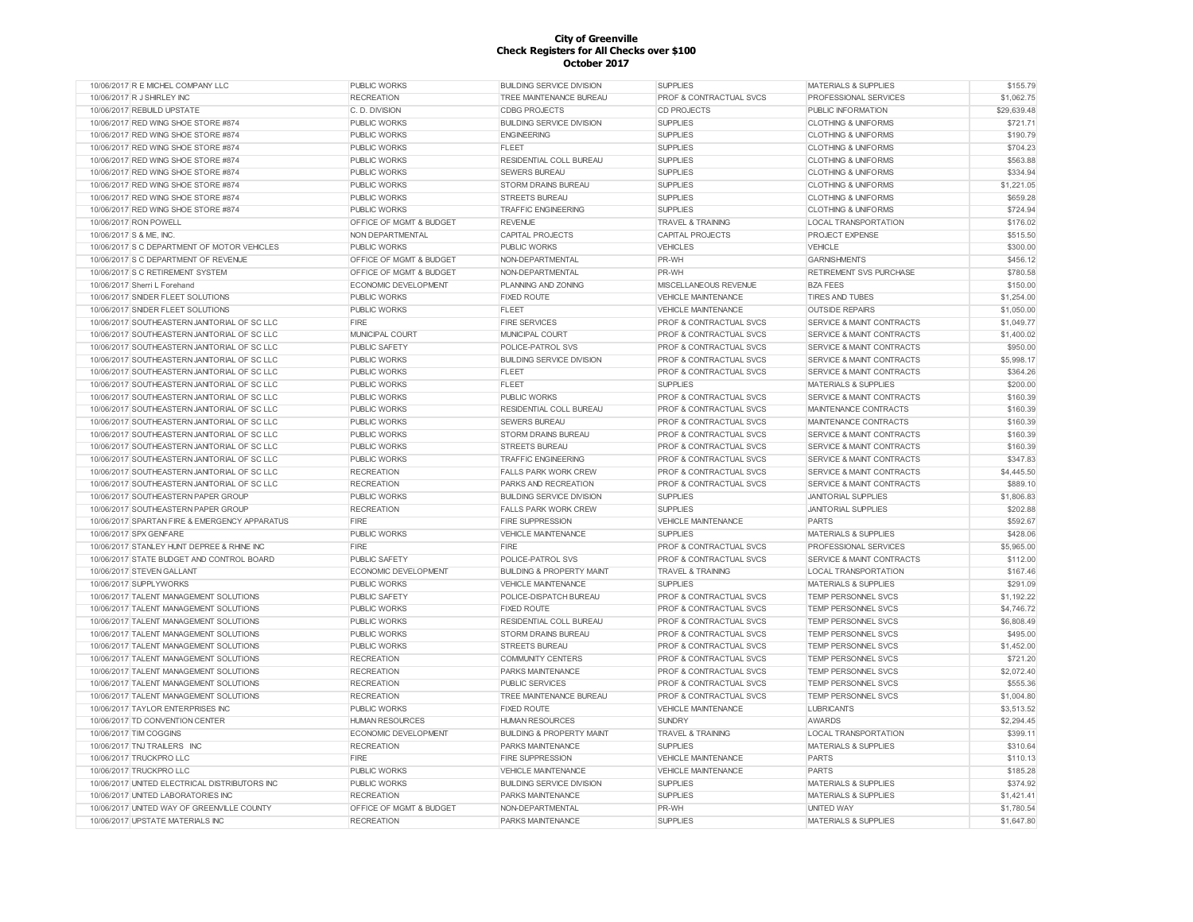# City of Greenville
## Check Registers for All Checks over $100
### October 2017

| | | | | | | |
|---|---|---|---|---|---|---|
| 10/06/2017 | R E MICHEL COMPANY LLC | PUBLIC WORKS | BUILDING SERVICE DIVISION | SUPPLIES | MATERIALS & SUPPLIES | $155.79 |
| 10/06/2017 | R J SHIRLEY INC | RECREATION | TREE MAINTENANCE BUREAU | PROF & CONTRACTUAL SVCS | PROFESSIONAL SERVICES | $1,062.75 |
| 10/06/2017 | REBUILD UPSTATE | C. D. DIVISION | CDBG PROJECTS | CD PROJECTS | PUBLIC INFORMATION | $29,639.48 |
| 10/06/2017 | RED WING SHOE STORE #874 | PUBLIC WORKS | BUILDING SERVICE DIVISION | SUPPLIES | CLOTHING & UNIFORMS | $721.71 |
| 10/06/2017 | RED WING SHOE STORE #874 | PUBLIC WORKS | ENGINEERING | SUPPLIES | CLOTHING & UNIFORMS | $190.79 |
| 10/06/2017 | RED WING SHOE STORE #874 | PUBLIC WORKS | FLEET | SUPPLIES | CLOTHING & UNIFORMS | $704.23 |
| 10/06/2017 | RED WING SHOE STORE #874 | PUBLIC WORKS | RESIDENTIAL COLL BUREAU | SUPPLIES | CLOTHING & UNIFORMS | $563.88 |
| 10/06/2017 | RED WING SHOE STORE #874 | PUBLIC WORKS | SEWERS BUREAU | SUPPLIES | CLOTHING & UNIFORMS | $334.94 |
| 10/06/2017 | RED WING SHOE STORE #874 | PUBLIC WORKS | STORM DRAINS BUREAU | SUPPLIES | CLOTHING & UNIFORMS | $1,221.05 |
| 10/06/2017 | RED WING SHOE STORE #874 | PUBLIC WORKS | STREETS BUREAU | SUPPLIES | CLOTHING & UNIFORMS | $659.28 |
| 10/06/2017 | RED WING SHOE STORE #874 | PUBLIC WORKS | TRAFFIC ENGINEERING | SUPPLIES | CLOTHING & UNIFORMS | $724.94 |
| 10/06/2017 | RON POWELL | OFFICE OF MGMT & BUDGET | REVENUE | TRAVEL & TRAINING | LOCAL TRANSPORTATION | $176.02 |
| 10/06/2017 | S & ME, INC. | NON DEPARTMENTAL | CAPITAL PROJECTS | CAPITAL PROJECTS | PROJECT EXPENSE | $515.50 |
| 10/06/2017 | S C DEPARTMENT OF MOTOR VEHICLES | PUBLIC WORKS | PUBLIC WORKS | VEHICLES | VEHICLE | $300.00 |
| 10/06/2017 | S C DEPARTMENT OF REVENUE | OFFICE OF MGMT & BUDGET | NON-DEPARTMENTAL | PR-WH | GARNISHMENTS | $456.12 |
| 10/06/2017 | S C RETIREMENT SYSTEM | OFFICE OF MGMT & BUDGET | NON-DEPARTMENTAL | PR-WH | RETIREMENT SVS PURCHASE | $780.58 |
| 10/06/2017 | Sherri L Forehand | ECONOMIC DEVELOPMENT | PLANNING AND ZONING | MISCELLANEOUS REVENUE | BZA FEES | $150.00 |
| 10/06/2017 | SNIDER FLEET SOLUTIONS | PUBLIC WORKS | FIXED ROUTE | VEHICLE MAINTENANCE | TIRES AND TUBES | $1,254.00 |
| 10/06/2017 | SNIDER FLEET SOLUTIONS | PUBLIC WORKS | FLEET | VEHICLE MAINTENANCE | OUTSIDE REPAIRS | $1,050.00 |
| 10/06/2017 | SOUTHEASTERN JANITORIAL OF SC LLC | FIRE | FIRE SERVICES | PROF & CONTRACTUAL SVCS | SERVICE & MAINT CONTRACTS | $1,049.77 |
| 10/06/2017 | SOUTHEASTERN JANITORIAL OF SC LLC | MUNICIPAL COURT | MUNICIPAL COURT | PROF & CONTRACTUAL SVCS | SERVICE & MAINT CONTRACTS | $1,400.02 |
| 10/06/2017 | SOUTHEASTERN JANITORIAL OF SC LLC | PUBLIC SAFETY | POLICE-PATROL SVS | PROF & CONTRACTUAL SVCS | SERVICE & MAINT CONTRACTS | $950.00 |
| 10/06/2017 | SOUTHEASTERN JANITORIAL OF SC LLC | PUBLIC WORKS | BUILDING SERVICE DIVISION | PROF & CONTRACTUAL SVCS | SERVICE & MAINT CONTRACTS | $5,998.17 |
| 10/06/2017 | SOUTHEASTERN JANITORIAL OF SC LLC | PUBLIC WORKS | FLEET | PROF & CONTRACTUAL SVCS | SERVICE & MAINT CONTRACTS | $364.26 |
| 10/06/2017 | SOUTHEASTERN JANITORIAL OF SC LLC | PUBLIC WORKS | FLEET | SUPPLIES | MATERIALS & SUPPLIES | $200.00 |
| 10/06/2017 | SOUTHEASTERN JANITORIAL OF SC LLC | PUBLIC WORKS | PUBLIC WORKS | PROF & CONTRACTUAL SVCS | SERVICE & MAINT CONTRACTS | $160.39 |
| 10/06/2017 | SOUTHEASTERN JANITORIAL OF SC LLC | PUBLIC WORKS | RESIDENTIAL COLL BUREAU | PROF & CONTRACTUAL SVCS | MAINTENANCE CONTRACTS | $160.39 |
| 10/06/2017 | SOUTHEASTERN JANITORIAL OF SC LLC | PUBLIC WORKS | SEWERS BUREAU | PROF & CONTRACTUAL SVCS | MAINTENANCE CONTRACTS | $160.39 |
| 10/06/2017 | SOUTHEASTERN JANITORIAL OF SC LLC | PUBLIC WORKS | STORM DRAINS BUREAU | PROF & CONTRACTUAL SVCS | SERVICE & MAINT CONTRACTS | $160.39 |
| 10/06/2017 | SOUTHEASTERN JANITORIAL OF SC LLC | PUBLIC WORKS | STREETS BUREAU | PROF & CONTRACTUAL SVCS | SERVICE & MAINT CONTRACTS | $160.39 |
| 10/06/2017 | SOUTHEASTERN JANITORIAL OF SC LLC | PUBLIC WORKS | TRAFFIC ENGINEERING | PROF & CONTRACTUAL SVCS | SERVICE & MAINT CONTRACTS | $347.83 |
| 10/06/2017 | SOUTHEASTERN JANITORIAL OF SC LLC | RECREATION | FALLS PARK WORK CREW | PROF & CONTRACTUAL SVCS | SERVICE & MAINT CONTRACTS | $4,445.50 |
| 10/06/2017 | SOUTHEASTERN JANITORIAL OF SC LLC | RECREATION | PARKS AND RECREATION | PROF & CONTRACTUAL SVCS | SERVICE & MAINT CONTRACTS | $889.10 |
| 10/06/2017 | SOUTHEASTERN PAPER GROUP | PUBLIC WORKS | BUILDING SERVICE DIVISION | SUPPLIES | JANITORIAL SUPPLIES | $1,806.83 |
| 10/06/2017 | SOUTHEASTERN PAPER GROUP | RECREATION | FALLS PARK WORK CREW | SUPPLIES | JANITORIAL SUPPLIES | $202.88 |
| 10/06/2017 | SPARTAN FIRE & EMERGENCY APPARATUS | FIRE | FIRE SUPPRESSION | VEHICLE MAINTENANCE | PARTS | $592.67 |
| 10/06/2017 | SPX GENFARE | PUBLIC WORKS | VEHICLE MAINTENANCE | SUPPLIES | MATERIALS & SUPPLIES | $428.06 |
| 10/06/2017 | STANLEY HUNT DEPREE & RHINE INC | FIRE | FIRE | PROF & CONTRACTUAL SVCS | PROFESSIONAL SERVICES | $5,965.00 |
| 10/06/2017 | STATE BUDGET AND CONTROL BOARD | PUBLIC SAFETY | POLICE-PATROL SVS | PROF & CONTRACTUAL SVCS | SERVICE & MAINT CONTRACTS | $112.00 |
| 10/06/2017 | STEVEN GALLANT | ECONOMIC DEVELOPMENT | BUILDING & PROPERTY MAINT | TRAVEL & TRAINING | LOCAL TRANSPORTATION | $167.46 |
| 10/06/2017 | SUPPLYWORKS | PUBLIC WORKS | VEHICLE MAINTENANCE | SUPPLIES | MATERIALS & SUPPLIES | $291.09 |
| 10/06/2017 | TALENT MANAGEMENT SOLUTIONS | PUBLIC SAFETY | POLICE-DISPATCH BUREAU | PROF & CONTRACTUAL SVCS | TEMP PERSONNEL SVCS | $1,192.22 |
| 10/06/2017 | TALENT MANAGEMENT SOLUTIONS | PUBLIC WORKS | FIXED ROUTE | PROF & CONTRACTUAL SVCS | TEMP PERSONNEL SVCS | $4,746.72 |
| 10/06/2017 | TALENT MANAGEMENT SOLUTIONS | PUBLIC WORKS | RESIDENTIAL COLL BUREAU | PROF & CONTRACTUAL SVCS | TEMP PERSONNEL SVCS | $6,808.49 |
| 10/06/2017 | TALENT MANAGEMENT SOLUTIONS | PUBLIC WORKS | STORM DRAINS BUREAU | PROF & CONTRACTUAL SVCS | TEMP PERSONNEL SVCS | $495.00 |
| 10/06/2017 | TALENT MANAGEMENT SOLUTIONS | PUBLIC WORKS | STREETS BUREAU | PROF & CONTRACTUAL SVCS | TEMP PERSONNEL SVCS | $1,452.00 |
| 10/06/2017 | TALENT MANAGEMENT SOLUTIONS | RECREATION | COMMUNITY CENTERS | PROF & CONTRACTUAL SVCS | TEMP PERSONNEL SVCS | $721.20 |
| 10/06/2017 | TALENT MANAGEMENT SOLUTIONS | RECREATION | PARKS MAINTENANCE | PROF & CONTRACTUAL SVCS | TEMP PERSONNEL SVCS | $2,072.40 |
| 10/06/2017 | TALENT MANAGEMENT SOLUTIONS | RECREATION | PUBLIC SERVICES | PROF & CONTRACTUAL SVCS | TEMP PERSONNEL SVCS | $555.36 |
| 10/06/2017 | TALENT MANAGEMENT SOLUTIONS | RECREATION | TREE MAINTENANCE BUREAU | PROF & CONTRACTUAL SVCS | TEMP PERSONNEL SVCS | $1,004.80 |
| 10/06/2017 | TAYLOR ENTERPRISES INC | PUBLIC WORKS | FIXED ROUTE | VEHICLE MAINTENANCE | LUBRICANTS | $3,513.52 |
| 10/06/2017 | TD CONVENTION CENTER | HUMAN RESOURCES | HUMAN RESOURCES | SUNDRY | AWARDS | $2,294.45 |
| 10/06/2017 | TIM COGGINS | ECONOMIC DEVELOPMENT | BUILDING & PROPERTY MAINT | TRAVEL & TRAINING | LOCAL TRANSPORTATION | $399.11 |
| 10/06/2017 | TNJ TRAILERS INC | RECREATION | PARKS MAINTENANCE | SUPPLIES | MATERIALS & SUPPLIES | $310.64 |
| 10/06/2017 | TRUCKPRO LLC | FIRE | FIRE SUPPRESSION | VEHICLE MAINTENANCE | PARTS | $110.13 |
| 10/06/2017 | TRUCKPRO LLC | PUBLIC WORKS | VEHICLE MAINTENANCE | VEHICLE MAINTENANCE | PARTS | $185.28 |
| 10/06/2017 | UNITED ELECTRICAL DISTRIBUTORS INC | PUBLIC WORKS | BUILDING SERVICE DIVISION | SUPPLIES | MATERIALS & SUPPLIES | $374.92 |
| 10/06/2017 | UNITED LABORATORIES INC | RECREATION | PARKS MAINTENANCE | SUPPLIES | MATERIALS & SUPPLIES | $1,421.41 |
| 10/06/2017 | UNITED WAY OF GREENVILLE COUNTY | OFFICE OF MGMT & BUDGET | NON-DEPARTMENTAL | PR-WH | UNITED WAY | $1,780.54 |
| 10/06/2017 | UPSTATE MATERIALS INC | RECREATION | PARKS MAINTENANCE | SUPPLIES | MATERIALS & SUPPLIES | $1,647.80 |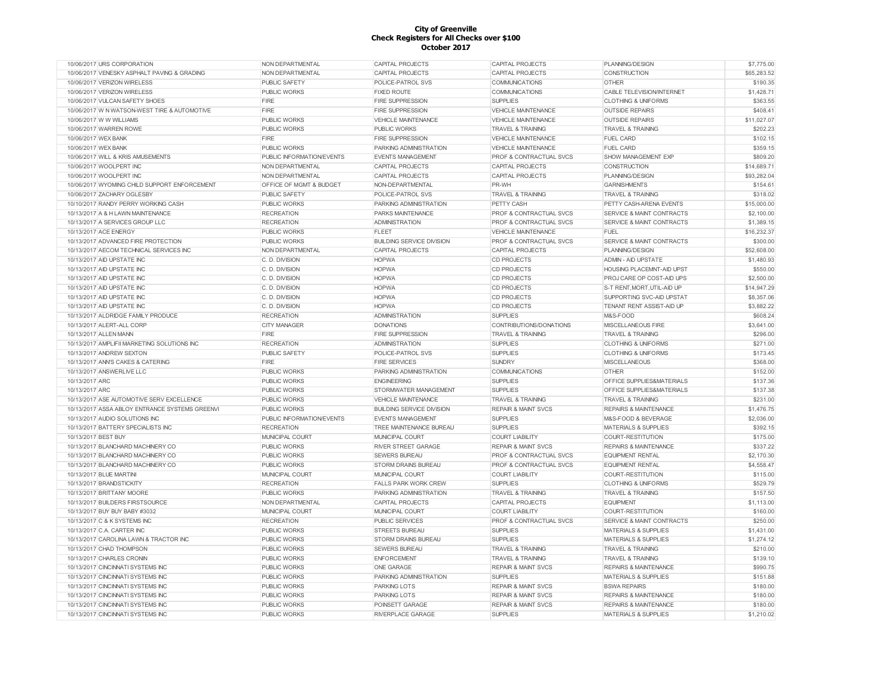**City of Greenville**
**Check Registers for All Checks over $100**
**October 2017**

| Date | Vendor | Department | Division | Category | Description | Amount |
|---|---|---|---|---|---|---|
| 10/06/2017 | URS CORPORATION | NON DEPARTMENTAL | CAPITAL PROJECTS | CAPITAL PROJECTS | PLANNING/DESIGN | $7,775.00 |
| 10/06/2017 | VENESKY ASPHALT PAVING & GRADING | NON DEPARTMENTAL | CAPITAL PROJECTS | CAPITAL PROJECTS | CONSTRUCTION | $65,283.52 |
| 10/06/2017 | VERIZON WIRELESS | PUBLIC SAFETY | POLICE-PATROL SVS | COMMUNICATIONS | OTHER | $190.35 |
| 10/06/2017 | VERIZON WIRELESS | PUBLIC WORKS | FIXED ROUTE | COMMUNICATIONS | CABLE TELEVISION/INTERNET | $1,428.71 |
| 10/06/2017 | VULCAN SAFETY SHOES | FIRE | FIRE SUPPRESSION | SUPPLIES | CLOTHING & UNIFORMS | $363.55 |
| 10/06/2017 | W N WATSON-WEST TIRE & AUTOMOTIVE | FIRE | FIRE SUPPRESSION | VEHICLE MAINTENANCE | OUTSIDE REPAIRS | $408.41 |
| 10/06/2017 | W W WILLIAMS | PUBLIC WORKS | VEHICLE MAINTENANCE | VEHICLE MAINTENANCE | OUTSIDE REPAIRS | $11,027.07 |
| 10/06/2017 | WARREN ROWE | PUBLIC WORKS | PUBLIC WORKS | TRAVEL & TRAINING | TRAVEL & TRAINING | $202.23 |
| 10/06/2017 | WEX BANK | FIRE | FIRE SUPPRESSION | VEHICLE MAINTENANCE | FUEL CARD | $102.15 |
| 10/06/2017 | WEX BANK | PUBLIC WORKS | PARKING ADMINISTRATION | VEHICLE MAINTENANCE | FUEL CARD | $359.15 |
| 10/06/2017 | WILL & KRIS AMUSEMENTS | PUBLIC INFORMATION/EVENTS | EVENTS MANAGEMENT | PROF & CONTRACTUAL SVCS | SHOW MANAGEMENT EXP | $809.20 |
| 10/06/2017 | WOOLPERT INC | NON DEPARTMENTAL | CAPITAL PROJECTS | CAPITAL PROJECTS | CONSTRUCTION | $14,689.71 |
| 10/06/2017 | WOOLPERT INC | NON DEPARTMENTAL | CAPITAL PROJECTS | CAPITAL PROJECTS | PLANNING/DESIGN | $93,282.04 |
| 10/06/2017 | WYOMING CHILD SUPPORT ENFORCEMENT | OFFICE OF MGMT & BUDGET | NON-DEPARTMENTAL | PR-WH | GARNISHMENTS | $154.61 |
| 10/06/2017 | ZACHARY OGLESBY | PUBLIC SAFETY | POLICE-PATROL SVS | TRAVEL & TRAINING | TRAVEL & TRAINING | $318.02 |
| 10/10/2017 | RANDY PERRY WORKING CASH | PUBLIC WORKS | PARKING ADMINISTRATION | PETTY CASH | PETTY CASH-ARENA EVENTS | $15,000.00 |
| 10/13/2017 | A & H LAWN MAINTENANCE | RECREATION | PARKS MAINTENANCE | PROF & CONTRACTUAL SVCS | SERVICE & MAINT CONTRACTS | $2,100.00 |
| 10/13/2017 | A SERVICES GROUP LLC | RECREATION | ADMINISTRATION | PROF & CONTRACTUAL SVCS | SERVICE & MAINT CONTRACTS | $1,389.15 |
| 10/13/2017 | ACE ENERGY | PUBLIC WORKS | FLEET | VEHICLE MAINTENANCE | FUEL | $16,232.37 |
| 10/13/2017 | ADVANCED FIRE PROTECTION | PUBLIC WORKS | BUILDING SERVICE DIVISION | PROF & CONTRACTUAL SVCS | SERVICE & MAINT CONTRACTS | $300.00 |
| 10/13/2017 | AECOM TECHNICAL SERVICES INC | NON DEPARTMENTAL | CAPITAL PROJECTS | CAPITAL PROJECTS | PLANNING/DESIGN | $52,608.00 |
| 10/13/2017 | AID UPSTATE INC | C. D. DIVISION | HOPWA | CD PROJECTS | ADMIN - AID UPSTATE | $1,480.93 |
| 10/13/2017 | AID UPSTATE INC | C. D. DIVISION | HOPWA | CD PROJECTS | HOUSING PLACEMNT-AID UPST | $550.00 |
| 10/13/2017 | AID UPSTATE INC | C. D. DIVISION | HOPWA | CD PROJECTS | PROJ CARE OP COST-AID UPS | $2,500.00 |
| 10/13/2017 | AID UPSTATE INC | C. D. DIVISION | HOPWA | CD PROJECTS | S-T RENT,MORT,UTIL-AID UP | $14,947.29 |
| 10/13/2017 | AID UPSTATE INC | C. D. DIVISION | HOPWA | CD PROJECTS | SUPPORTING SVC-AID UPSTAT | $8,357.06 |
| 10/13/2017 | AID UPSTATE INC | C. D. DIVISION | HOPWA | CD PROJECTS | TENANT RENT ASSIST-AID UP | $3,882.22 |
| 10/13/2017 | ALDRIDGE FAMILY PRODUCE | RECREATION | ADMINISTRATION | SUPPLIES | M&S-FOOD | $608.24 |
| 10/13/2017 | ALERT-ALL CORP | CITY MANAGER | DONATIONS | CONTRIBUTIONS/DONATIONS | MISCELLANEOUS FIRE | $3,641.00 |
| 10/13/2017 | ALLEN MANN | FIRE | FIRE SUPPRESSION | TRAVEL & TRAINING | TRAVEL & TRAINING | $296.00 |
| 10/13/2017 | AMPLIFII MARKETING SOLUTIONS INC | RECREATION | ADMINISTRATION | SUPPLIES | CLOTHING & UNIFORMS | $271.00 |
| 10/13/2017 | ANDREW SEXTON | PUBLIC SAFETY | POLICE-PATROL SVS | SUPPLIES | CLOTHING & UNIFORMS | $173.45 |
| 10/13/2017 | ANN'S CAKES & CATERING | FIRE | FIRE SERVICES | SUNDRY | MISCELLANEOUS | $368.00 |
| 10/13/2017 | ANSWERLIVE LLC | PUBLIC WORKS | PARKING ADMINISTRATION | COMMUNICATIONS | OTHER | $152.00 |
| 10/13/2017 | ARC | PUBLIC WORKS | ENGINEERING | SUPPLIES | OFFICE SUPPLIES&MATERIALS | $137.36 |
| 10/13/2017 | ARC | PUBLIC WORKS | STORMWATER MANAGEMENT | SUPPLIES | OFFICE SUPPLIES&MATERIALS | $137.38 |
| 10/13/2017 | ASE AUTOMOTIVE SERV EXCELLENCE | PUBLIC WORKS | VEHICLE MAINTENANCE | TRAVEL & TRAINING | TRAVEL & TRAINING | $231.00 |
| 10/13/2017 | ASSA ABLOY ENTRANCE SYSTEMS GREENVI | PUBLIC WORKS | BUILDING SERVICE DIVISION | REPAIR & MAINT SVCS | REPAIRS & MAINTENANCE | $1,476.75 |
| 10/13/2017 | AUDIO SOLUTIONS INC | PUBLIC INFORMATION/EVENTS | EVENTS MANAGEMENT | SUPPLIES | M&S-FOOD & BEVERAGE | $2,036.00 |
| 10/13/2017 | BATTERY SPECIALISTS INC | RECREATION | TREE MAINTENANCE BUREAU | SUPPLIES | MATERIALS & SUPPLIES | $392.15 |
| 10/13/2017 | BEST BUY | MUNICIPAL COURT | MUNICIPAL COURT | COURT LIABILITY | COURT-RESTITUTION | $175.00 |
| 10/13/2017 | BLANCHARD MACHINERY CO | PUBLIC WORKS | RIVER STREET GARAGE | REPAIR & MAINT SVCS | REPAIRS & MAINTENANCE | $337.22 |
| 10/13/2017 | BLANCHARD MACHINERY CO | PUBLIC WORKS | SEWERS BUREAU | PROF & CONTRACTUAL SVCS | EQUIPMENT RENTAL | $2,170.30 |
| 10/13/2017 | BLANCHARD MACHINERY CO | PUBLIC WORKS | STORM DRAINS BUREAU | PROF & CONTRACTUAL SVCS | EQUIPMENT RENTAL | $4,558.47 |
| 10/13/2017 | BLUE MARTINI | MUNICIPAL COURT | MUNICIPAL COURT | COURT LIABILITY | COURT-RESTITUTION | $115.00 |
| 10/13/2017 | BRANDSTICKITY | RECREATION | FALLS PARK WORK CREW | SUPPLIES | CLOTHING & UNIFORMS | $529.79 |
| 10/13/2017 | BRITTANY MOORE | PUBLIC WORKS | PARKING ADMINISTRATION | TRAVEL & TRAINING | TRAVEL & TRAINING | $157.50 |
| 10/13/2017 | BUILDERS FIRSTSOURCE | NON DEPARTMENTAL | CAPITAL PROJECTS | CAPITAL PROJECTS | EQUIPMENT | $1,113.00 |
| 10/13/2017 | BUY BUY BABY #3032 | MUNICIPAL COURT | MUNICIPAL COURT | COURT LIABILITY | COURT-RESTITUTION | $160.00 |
| 10/13/2017 | C & K SYSTEMS INC | RECREATION | PUBLIC SERVICES | PROF & CONTRACTUAL SVCS | SERVICE & MAINT CONTRACTS | $250.00 |
| 10/13/2017 | C.A. CARTER INC | PUBLIC WORKS | STREETS BUREAU | SUPPLIES | MATERIALS & SUPPLIES | $1,431.00 |
| 10/13/2017 | CAROLINA LAWN & TRACTOR INC | PUBLIC WORKS | STORM DRAINS BUREAU | SUPPLIES | MATERIALS & SUPPLIES | $1,274.12 |
| 10/13/2017 | CHAD THOMPSON | PUBLIC WORKS | SEWERS BUREAU | TRAVEL & TRAINING | TRAVEL & TRAINING | $210.00 |
| 10/13/2017 | CHARLES CRONIN | PUBLIC WORKS | ENFORCEMENT | TRAVEL & TRAINING | TRAVEL & TRAINING | $139.10 |
| 10/13/2017 | CINCINNATI SYSTEMS INC | PUBLIC WORKS | ONE GARAGE | REPAIR & MAINT SVCS | REPAIRS & MAINTENANCE | $990.75 |
| 10/13/2017 | CINCINNATI SYSTEMS INC | PUBLIC WORKS | PARKING ADMINISTRATION | SUPPLIES | MATERIALS & SUPPLIES | $151.88 |
| 10/13/2017 | CINCINNATI SYSTEMS INC | PUBLIC WORKS | PARKING LOTS | REPAIR & MAINT SVCS | BSWA REPAIRS | $180.00 |
| 10/13/2017 | CINCINNATI SYSTEMS INC | PUBLIC WORKS | PARKING LOTS | REPAIR & MAINT SVCS | REPAIRS & MAINTENANCE | $180.00 |
| 10/13/2017 | CINCINNATI SYSTEMS INC | PUBLIC WORKS | POINSETT GARAGE | REPAIR & MAINT SVCS | REPAIRS & MAINTENANCE | $180.00 |
| 10/13/2017 | CINCINNATI SYSTEMS INC | PUBLIC WORKS | RIVERPLACE GARAGE | SUPPLIES | MATERIALS & SUPPLIES | $1,210.02 |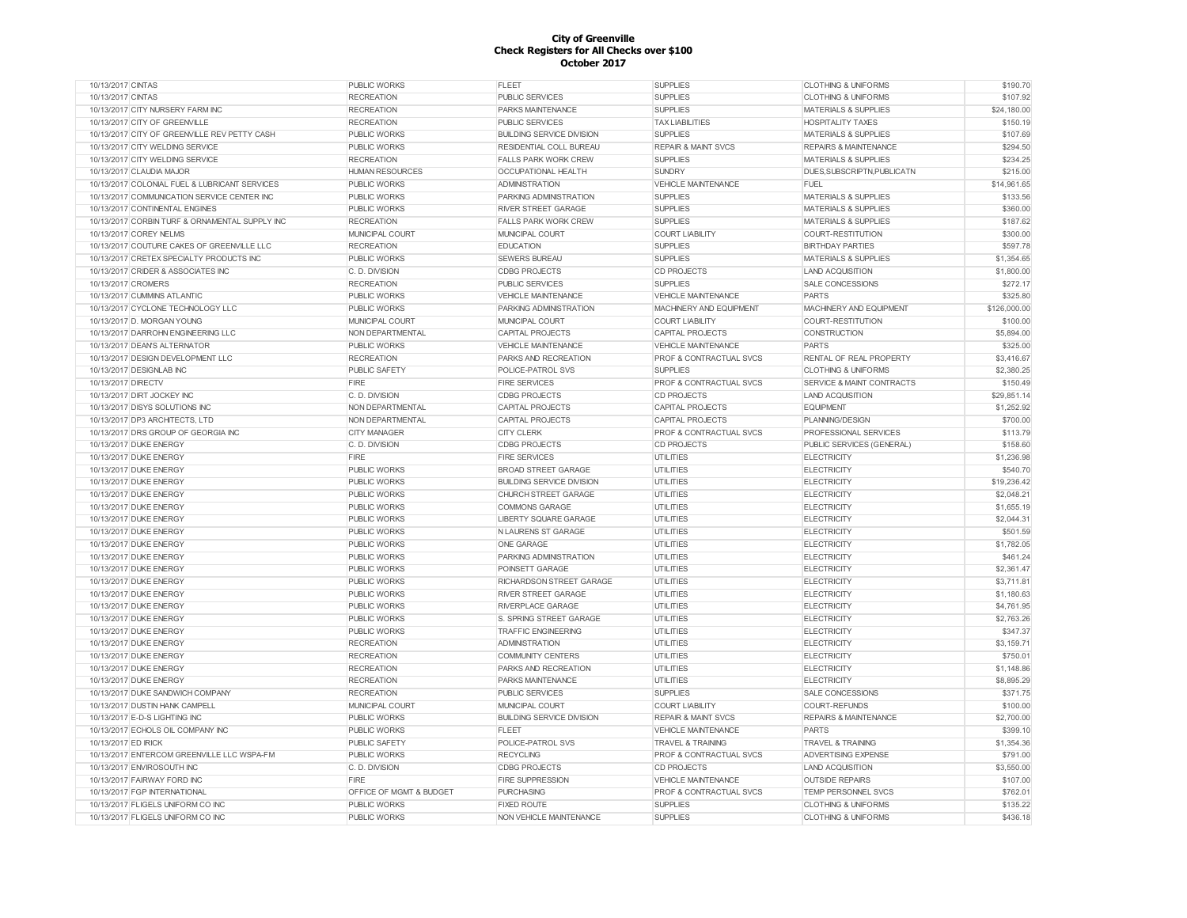**City of Greenville**
**Check Registers for All Checks over $100**
**October 2017**

| | | | | | | |
|---|---|---|---|---|---|---|
| 10/13/2017 | CINTAS | PUBLIC WORKS | FLEET | SUPPLIES | CLOTHING & UNIFORMS | $190.70 |
| 10/13/2017 | CINTAS | RECREATION | PUBLIC SERVICES | SUPPLIES | CLOTHING & UNIFORMS | $107.92 |
| 10/13/2017 | CITY NURSERY FARM INC | RECREATION | PARKS MAINTENANCE | SUPPLIES | MATERIALS & SUPPLIES | $24,180.00 |
| 10/13/2017 | CITY OF GREENVILLE | RECREATION | PUBLIC SERVICES | TAX LIABILITIES | HOSPITALITY TAXES | $150.19 |
| 10/13/2017 | CITY OF GREENVILLE REV PETTY CASH | PUBLIC WORKS | BUILDING SERVICE DIVISION | SUPPLIES | MATERIALS & SUPPLIES | $107.69 |
| 10/13/2017 | CITY WELDING SERVICE | PUBLIC WORKS | RESIDENTIAL COLL BUREAU | REPAIR & MAINT SVCS | REPAIRS & MAINTENANCE | $294.50 |
| 10/13/2017 | CITY WELDING SERVICE | RECREATION | FALLS PARK WORK CREW | SUPPLIES | MATERIALS & SUPPLIES | $234.25 |
| 10/13/2017 | CLAUDIA MAJOR | HUMAN RESOURCES | OCCUPATIONAL HEALTH | SUNDRY | DUES,SUBSCRIPTN,PUBLICATN | $215.00 |
| 10/13/2017 | COLONIAL FUEL & LUBRICANT SERVICES | PUBLIC WORKS | ADMINISTRATION | VEHICLE MAINTENANCE | FUEL | $14,961.65 |
| 10/13/2017 | COMMUNICATION SERVICE CENTER INC | PUBLIC WORKS | PARKING ADMINISTRATION | SUPPLIES | MATERIALS & SUPPLIES | $133.56 |
| 10/13/2017 | CONTINENTAL ENGINES | PUBLIC WORKS | RIVER STREET GARAGE | SUPPLIES | MATERIALS & SUPPLIES | $360.00 |
| 10/13/2017 | CORBIN TURF & ORNAMENTAL SUPPLY INC | RECREATION | FALLS PARK WORK CREW | SUPPLIES | MATERIALS & SUPPLIES | $187.62 |
| 10/13/2017 | COREY NELMS | MUNICIPAL COURT | MUNICIPAL COURT | COURT LIABILITY | COURT-RESTITUTION | $300.00 |
| 10/13/2017 | COUTURE CAKES OF GREENVILLE LLC | RECREATION | EDUCATION | SUPPLIES | BIRTHDAY PARTIES | $597.78 |
| 10/13/2017 | CRETEX SPECIALTY PRODUCTS INC | PUBLIC WORKS | SEWERS BUREAU | SUPPLIES | MATERIALS & SUPPLIES | $1,354.65 |
| 10/13/2017 | CRIDER & ASSOCIATES INC | C. D. DIVISION | CDBG PROJECTS | CD PROJECTS | LAND ACQUISITION | $1,800.00 |
| 10/13/2017 | CROMERS | RECREATION | PUBLIC SERVICES | SUPPLIES | SALE CONCESSIONS | $272.17 |
| 10/13/2017 | CUMMINS ATLANTIC | PUBLIC WORKS | VEHICLE MAINTENANCE | VEHICLE MAINTENANCE | PARTS | $325.80 |
| 10/13/2017 | CYCLONE TECHNOLOGY LLC | PUBLIC WORKS | PARKING ADMINISTRATION | MACHINERY AND EQUIPMENT | MACHINERY AND EQUIPMENT | $126,000.00 |
| 10/13/2017 | D. MORGAN YOUNG | MUNICIPAL COURT | MUNICIPAL COURT | COURT LIABILITY | COURT-RESTITUTION | $100.00 |
| 10/13/2017 | DARROHN ENGINEERING LLC | NON DEPARTMENTAL | CAPITAL PROJECTS | CAPITAL PROJECTS | CONSTRUCTION | $5,894.00 |
| 10/13/2017 | DEAN'S ALTERNATOR | PUBLIC WORKS | VEHICLE MAINTENANCE | VEHICLE MAINTENANCE | PARTS | $325.00 |
| 10/13/2017 | DESIGN DEVELOPMENT LLC | RECREATION | PARKS AND RECREATION | PROF & CONTRACTUAL SVCS | RENTAL OF REAL PROPERTY | $3,416.67 |
| 10/13/2017 | DESIGNLAB INC | PUBLIC SAFETY | POLICE-PATROL SVS | SUPPLIES | CLOTHING & UNIFORMS | $2,380.25 |
| 10/13/2017 | DIRECTV | FIRE | FIRE SERVICES | PROF & CONTRACTUAL SVCS | SERVICE & MAINT CONTRACTS | $150.49 |
| 10/13/2017 | DIRT JOCKEY INC | C. D. DIVISION | CDBG PROJECTS | CD PROJECTS | LAND ACQUISITION | $29,851.14 |
| 10/13/2017 | DISYS SOLUTIONS INC | NON DEPARTMENTAL | CAPITAL PROJECTS | CAPITAL PROJECTS | EQUIPMENT | $1,252.92 |
| 10/13/2017 | DP3 ARCHITECTS, LTD | NON DEPARTMENTAL | CAPITAL PROJECTS | CAPITAL PROJECTS | PLANNING/DESIGN | $700.00 |
| 10/13/2017 | DRS GROUP OF GEORGIA INC | CITY MANAGER | CITY CLERK | PROF & CONTRACTUAL SVCS | PROFESSIONAL SERVICES | $113.79 |
| 10/13/2017 | DUKE ENERGY | C. D. DIVISION | CDBG PROJECTS | CD PROJECTS | PUBLIC SERVICES (GENERAL) | $158.60 |
| 10/13/2017 | DUKE ENERGY | FIRE | FIRE SERVICES | UTILITIES | ELECTRICITY | $1,236.98 |
| 10/13/2017 | DUKE ENERGY | PUBLIC WORKS | BROAD STREET GARAGE | UTILITIES | ELECTRICITY | $540.70 |
| 10/13/2017 | DUKE ENERGY | PUBLIC WORKS | BUILDING SERVICE DIVISION | UTILITIES | ELECTRICITY | $19,236.42 |
| 10/13/2017 | DUKE ENERGY | PUBLIC WORKS | CHURCH STREET GARAGE | UTILITIES | ELECTRICITY | $2,048.21 |
| 10/13/2017 | DUKE ENERGY | PUBLIC WORKS | COMMONS GARAGE | UTILITIES | ELECTRICITY | $1,655.19 |
| 10/13/2017 | DUKE ENERGY | PUBLIC WORKS | LIBERTY SQUARE GARAGE | UTILITIES | ELECTRICITY | $2,044.31 |
| 10/13/2017 | DUKE ENERGY | PUBLIC WORKS | N LAURENS ST GARAGE | UTILITIES | ELECTRICITY | $501.59 |
| 10/13/2017 | DUKE ENERGY | PUBLIC WORKS | ONE GARAGE | UTILITIES | ELECTRICITY | $1,782.05 |
| 10/13/2017 | DUKE ENERGY | PUBLIC WORKS | PARKING ADMINISTRATION | UTILITIES | ELECTRICITY | $461.24 |
| 10/13/2017 | DUKE ENERGY | PUBLIC WORKS | POINSETT GARAGE | UTILITIES | ELECTRICITY | $2,361.47 |
| 10/13/2017 | DUKE ENERGY | PUBLIC WORKS | RICHARDSON STREET GARAGE | UTILITIES | ELECTRICITY | $3,711.81 |
| 10/13/2017 | DUKE ENERGY | PUBLIC WORKS | RIVER STREET GARAGE | UTILITIES | ELECTRICITY | $1,180.63 |
| 10/13/2017 | DUKE ENERGY | PUBLIC WORKS | RIVERPLACE GARAGE | UTILITIES | ELECTRICITY | $4,761.95 |
| 10/13/2017 | DUKE ENERGY | PUBLIC WORKS | S. SPRING STREET GARAGE | UTILITIES | ELECTRICITY | $2,763.26 |
| 10/13/2017 | DUKE ENERGY | PUBLIC WORKS | TRAFFIC ENGINEERING | UTILITIES | ELECTRICITY | $347.37 |
| 10/13/2017 | DUKE ENERGY | RECREATION | ADMINISTRATION | UTILITIES | ELECTRICITY | $3,159.71 |
| 10/13/2017 | DUKE ENERGY | RECREATION | COMMUNITY CENTERS | UTILITIES | ELECTRICITY | $750.01 |
| 10/13/2017 | DUKE ENERGY | RECREATION | PARKS AND RECREATION | UTILITIES | ELECTRICITY | $1,148.86 |
| 10/13/2017 | DUKE ENERGY | RECREATION | PARKS MAINTENANCE | UTILITIES | ELECTRICITY | $8,895.29 |
| 10/13/2017 | DUKE SANDWICH COMPANY | RECREATION | PUBLIC SERVICES | SUPPLIES | SALE CONCESSIONS | $371.75 |
| 10/13/2017 | DUSTIN HANK CAMPELL | MUNICIPAL COURT | MUNICIPAL COURT | COURT LIABILITY | COURT-REFUNDS | $100.00 |
| 10/13/2017 | E-D-S LIGHTING INC | PUBLIC WORKS | BUILDING SERVICE DIVISION | REPAIR & MAINT SVCS | REPAIRS & MAINTENANCE | $2,700.00 |
| 10/13/2017 | ECHOLS OIL COMPANY INC | PUBLIC WORKS | FLEET | VEHICLE MAINTENANCE | PARTS | $399.10 |
| 10/13/2017 | ED IRICK | PUBLIC SAFETY | POLICE-PATROL SVS | TRAVEL & TRAINING | TRAVEL & TRAINING | $1,354.36 |
| 10/13/2017 | ENTERCOM GREENVILLE LLC WSPA-FM | PUBLIC WORKS | RECYCLING | PROF & CONTRACTUAL SVCS | ADVERTISING EXPENSE | $791.00 |
| 10/13/2017 | ENVIROSOUTH INC | C. D. DIVISION | CDBG PROJECTS | CD PROJECTS | LAND ACQUISITION | $3,550.00 |
| 10/13/2017 | FAIRWAY FORD INC | FIRE | FIRE SUPPRESSION | VEHICLE MAINTENANCE | OUTSIDE REPAIRS | $107.00 |
| 10/13/2017 | FGP INTERNATIONAL | OFFICE OF MGMT & BUDGET | PURCHASING | PROF & CONTRACTUAL SVCS | TEMP PERSONNEL SVCS | $762.01 |
| 10/13/2017 | FLIGELS UNIFORM CO INC | PUBLIC WORKS | FIXED ROUTE | SUPPLIES | CLOTHING & UNIFORMS | $135.22 |
| 10/13/2017 | FLIGELS UNIFORM CO INC | PUBLIC WORKS | NON VEHICLE MAINTENANCE | SUPPLIES | CLOTHING & UNIFORMS | $436.18 |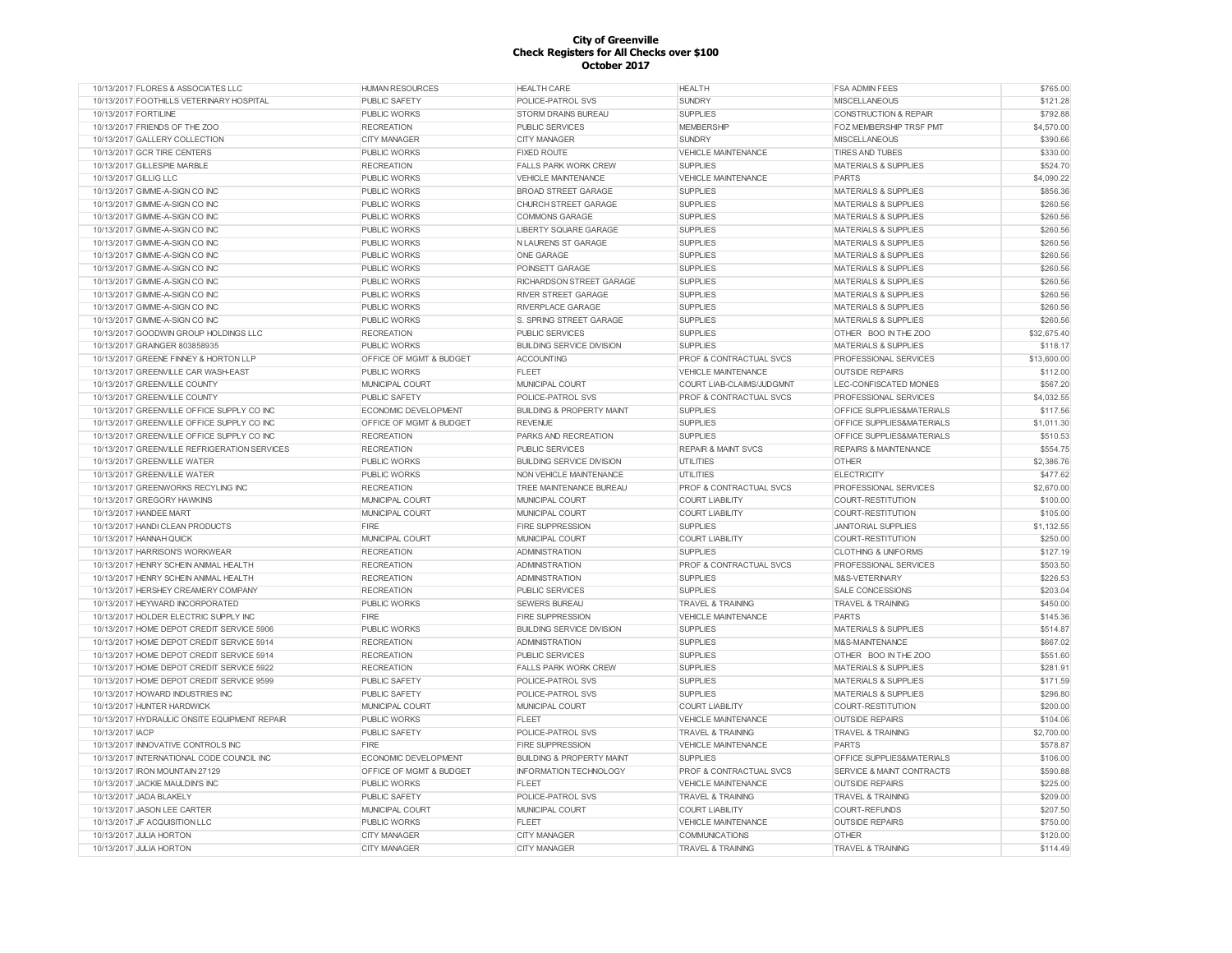**City of Greenville**
**Check Registers for All Checks over $100**
**October 2017**

| | | | | | | |
|---|---|---|---|---|---|---|
| 10/13/2017 | FLORES & ASSOCIATES LLC | HUMAN RESOURCES | HEALTH CARE | HEALTH | FSA ADMIN FEES | $765.00 |
| 10/13/2017 | FOOTHILLS VETERINARY HOSPITAL | PUBLIC SAFETY | POLICE-PATROL SVS | SUNDRY | MISCELLANEOUS | $121.28 |
| 10/13/2017 | FORTILINE | PUBLIC WORKS | STORM DRAINS BUREAU | SUPPLIES | CONSTRUCTION & REPAIR | $792.88 |
| 10/13/2017 | FRIENDS OF THE ZOO | RECREATION | PUBLIC SERVICES | MEMBERSHIP | FOZ MEMBERSHIP TRSF PMT | $4,570.00 |
| 10/13/2017 | GALLERY COLLECTION | CITY MANAGER | CITY MANAGER | SUNDRY | MISCELLANEOUS | $390.66 |
| 10/13/2017 | GCR TIRE CENTERS | PUBLIC WORKS | FIXED ROUTE | VEHICLE MAINTENANCE | TIRES AND TUBES | $330.00 |
| 10/13/2017 | GILLESPIE MARBLE | RECREATION | FALLS PARK WORK CREW | SUPPLIES | MATERIALS & SUPPLIES | $524.70 |
| 10/13/2017 | GILLIG LLC | PUBLIC WORKS | VEHICLE MAINTENANCE | VEHICLE MAINTENANCE | PARTS | $4,090.22 |
| 10/13/2017 | GIMME-A-SIGN CO INC | PUBLIC WORKS | BROAD STREET GARAGE | SUPPLIES | MATERIALS & SUPPLIES | $856.36 |
| 10/13/2017 | GIMME-A-SIGN CO INC | PUBLIC WORKS | CHURCH STREET GARAGE | SUPPLIES | MATERIALS & SUPPLIES | $260.56 |
| 10/13/2017 | GIMME-A-SIGN CO INC | PUBLIC WORKS | COMMONS GARAGE | SUPPLIES | MATERIALS & SUPPLIES | $260.56 |
| 10/13/2017 | GIMME-A-SIGN CO INC | PUBLIC WORKS | LIBERTY SQUARE GARAGE | SUPPLIES | MATERIALS & SUPPLIES | $260.56 |
| 10/13/2017 | GIMME-A-SIGN CO INC | PUBLIC WORKS | N LAURENS ST GARAGE | SUPPLIES | MATERIALS & SUPPLIES | $260.56 |
| 10/13/2017 | GIMME-A-SIGN CO INC | PUBLIC WORKS | ONE GARAGE | SUPPLIES | MATERIALS & SUPPLIES | $260.56 |
| 10/13/2017 | GIMME-A-SIGN CO INC | PUBLIC WORKS | POINSETT GARAGE | SUPPLIES | MATERIALS & SUPPLIES | $260.56 |
| 10/13/2017 | GIMME-A-SIGN CO INC | PUBLIC WORKS | RICHARDSON STREET GARAGE | SUPPLIES | MATERIALS & SUPPLIES | $260.56 |
| 10/13/2017 | GIMME-A-SIGN CO INC | PUBLIC WORKS | RIVER STREET GARAGE | SUPPLIES | MATERIALS & SUPPLIES | $260.56 |
| 10/13/2017 | GIMME-A-SIGN CO INC | PUBLIC WORKS | RIVERPLACE GARAGE | SUPPLIES | MATERIALS & SUPPLIES | $260.56 |
| 10/13/2017 | GIMME-A-SIGN CO INC | PUBLIC WORKS | S. SPRING STREET GARAGE | SUPPLIES | MATERIALS & SUPPLIES | $260.56 |
| 10/13/2017 | GOODWIN GROUP HOLDINGS LLC | RECREATION | PUBLIC SERVICES | SUPPLIES | OTHER BOO IN THE ZOO | $32,675.40 |
| 10/13/2017 | GRAINGER 803858935 | PUBLIC WORKS | BUILDING SERVICE DIVISION | SUPPLIES | MATERIALS & SUPPLIES | $118.17 |
| 10/13/2017 | GREENE FINNEY & HORTON LLP | OFFICE OF MGMT & BUDGET | ACCOUNTING | PROF & CONTRACTUAL SVCS | PROFESSIONAL SERVICES | $13,600.00 |
| 10/13/2017 | GREENVILLE CAR WASH-EAST | PUBLIC WORKS | FLEET | VEHICLE MAINTENANCE | OUTSIDE REPAIRS | $112.00 |
| 10/13/2017 | GREENVILLE COUNTY | MUNICIPAL COURT | MUNICIPAL COURT | COURT LIAB-CLAIMS/JUDGMNT | LEC-CONFISCATED MONIES | $567.20 |
| 10/13/2017 | GREENVILLE COUNTY | PUBLIC SAFETY | POLICE-PATROL SVS | PROF & CONTRACTUAL SVCS | PROFESSIONAL SERVICES | $4,032.55 |
| 10/13/2017 | GREENVILLE OFFICE SUPPLY CO INC | ECONOMIC DEVELOPMENT | BUILDING & PROPERTY MAINT | SUPPLIES | OFFICE SUPPLIES&MATERIALS | $117.56 |
| 10/13/2017 | GREENVILLE OFFICE SUPPLY CO INC | OFFICE OF MGMT & BUDGET | REVENUE | SUPPLIES | OFFICE SUPPLIES&MATERIALS | $1,011.30 |
| 10/13/2017 | GREENVILLE OFFICE SUPPLY CO INC | RECREATION | PARKS AND RECREATION | SUPPLIES | OFFICE SUPPLIES&MATERIALS | $510.53 |
| 10/13/2017 | GREENVILLE REFRIGERATION SERVICES | RECREATION | PUBLIC SERVICES | REPAIR & MAINT SVCS | REPAIRS & MAINTENANCE | $554.75 |
| 10/13/2017 | GREENVILLE WATER | PUBLIC WORKS | BUILDING SERVICE DIVISION | UTILITIES | OTHER | $2,386.76 |
| 10/13/2017 | GREENVILLE WATER | PUBLIC WORKS | NON VEHICLE MAINTENANCE | UTILITIES | ELECTRICITY | $477.62 |
| 10/13/2017 | GREENWORKS RECYLING INC | RECREATION | TREE MAINTENANCE BUREAU | PROF & CONTRACTUAL SVCS | PROFESSIONAL SERVICES | $2,670.00 |
| 10/13/2017 | GREGORY HAWKINS | MUNICIPAL COURT | MUNICIPAL COURT | COURT LIABILITY | COURT-RESTITUTION | $100.00 |
| 10/13/2017 | HANDEE MART | MUNICIPAL COURT | MUNICIPAL COURT | COURT LIABILITY | COURT-RESTITUTION | $105.00 |
| 10/13/2017 | HANDI CLEAN PRODUCTS | FIRE | FIRE SUPPRESSION | SUPPLIES | JANITORIAL SUPPLIES | $1,132.55 |
| 10/13/2017 | HANNAH QUICK | MUNICIPAL COURT | MUNICIPAL COURT | COURT LIABILITY | COURT-RESTITUTION | $250.00 |
| 10/13/2017 | HARRISON'S WORKWEAR | RECREATION | ADMINISTRATION | SUPPLIES | CLOTHING & UNIFORMS | $127.19 |
| 10/13/2017 | HENRY SCHEIN ANIMAL HEALTH | RECREATION | ADMINISTRATION | PROF & CONTRACTUAL SVCS | PROFESSIONAL SERVICES | $503.50 |
| 10/13/2017 | HENRY SCHEIN ANIMAL HEALTH | RECREATION | ADMINISTRATION | SUPPLIES | M&S-VETERINARY | $226.53 |
| 10/13/2017 | HERSHEY CREAMERY COMPANY | RECREATION | PUBLIC SERVICES | SUPPLIES | SALE CONCESSIONS | $203.04 |
| 10/13/2017 | HEYWARD INCORPORATED | PUBLIC WORKS | SEWERS BUREAU | TRAVEL & TRAINING | TRAVEL & TRAINING | $450.00 |
| 10/13/2017 | HOLDER ELECTRIC SUPPLY INC | FIRE | FIRE SUPPRESSION | VEHICLE MAINTENANCE | PARTS | $145.36 |
| 10/13/2017 | HOME DEPOT CREDIT SERVICE 5906 | PUBLIC WORKS | BUILDING SERVICE DIVISION | SUPPLIES | MATERIALS & SUPPLIES | $514.87 |
| 10/13/2017 | HOME DEPOT CREDIT SERVICE 5914 | RECREATION | ADMINISTRATION | SUPPLIES | M&S-MAINTENANCE | $667.02 |
| 10/13/2017 | HOME DEPOT CREDIT SERVICE 5914 | RECREATION | PUBLIC SERVICES | SUPPLIES | OTHER BOO IN THE ZOO | $551.60 |
| 10/13/2017 | HOME DEPOT CREDIT SERVICE 5922 | RECREATION | FALLS PARK WORK CREW | SUPPLIES | MATERIALS & SUPPLIES | $281.91 |
| 10/13/2017 | HOME DEPOT CREDIT SERVICE 9599 | PUBLIC SAFETY | POLICE-PATROL SVS | SUPPLIES | MATERIALS & SUPPLIES | $171.59 |
| 10/13/2017 | HOWARD INDUSTRIES INC | PUBLIC SAFETY | POLICE-PATROL SVS | SUPPLIES | MATERIALS & SUPPLIES | $296.80 |
| 10/13/2017 | HUNTER HARDWICK | MUNICIPAL COURT | MUNICIPAL COURT | COURT LIABILITY | COURT-RESTITUTION | $200.00 |
| 10/13/2017 | HYDRAULIC ONSITE EQUIPMENT REPAIR | PUBLIC WORKS | FLEET | VEHICLE MAINTENANCE | OUTSIDE REPAIRS | $104.06 |
| 10/13/2017 | IACP | PUBLIC SAFETY | POLICE-PATROL SVS | TRAVEL & TRAINING | TRAVEL & TRAINING | $2,700.00 |
| 10/13/2017 | INNOVATIVE CONTROLS INC | FIRE | FIRE SUPPRESSION | VEHICLE MAINTENANCE | PARTS | $578.87 |
| 10/13/2017 | INTERNATIONAL CODE COUNCIL INC | ECONOMIC DEVELOPMENT | BUILDING & PROPERTY MAINT | SUPPLIES | OFFICE SUPPLIES&MATERIALS | $106.00 |
| 10/13/2017 | IRON MOUNTAIN 27129 | OFFICE OF MGMT & BUDGET | INFORMATION TECHNOLOGY | PROF & CONTRACTUAL SVCS | SERVICE & MAINT CONTRACTS | $590.88 |
| 10/13/2017 | JACKIE MAULDIN'S INC | PUBLIC WORKS | FLEET | VEHICLE MAINTENANCE | OUTSIDE REPAIRS | $225.00 |
| 10/13/2017 | JADA BLAKELY | PUBLIC SAFETY | POLICE-PATROL SVS | TRAVEL & TRAINING | TRAVEL & TRAINING | $209.00 |
| 10/13/2017 | JASON LEE CARTER | MUNICIPAL COURT | MUNICIPAL COURT | COURT LIABILITY | COURT-REFUNDS | $207.50 |
| 10/13/2017 | JF ACQUISITION LLC | PUBLIC WORKS | FLEET | VEHICLE MAINTENANCE | OUTSIDE REPAIRS | $750.00 |
| 10/13/2017 | JULIA HORTON | CITY MANAGER | CITY MANAGER | COMMUNICATIONS | OTHER | $120.00 |
| 10/13/2017 | JULIA HORTON | CITY MANAGER | CITY MANAGER | TRAVEL & TRAINING | TRAVEL & TRAINING | $114.49 |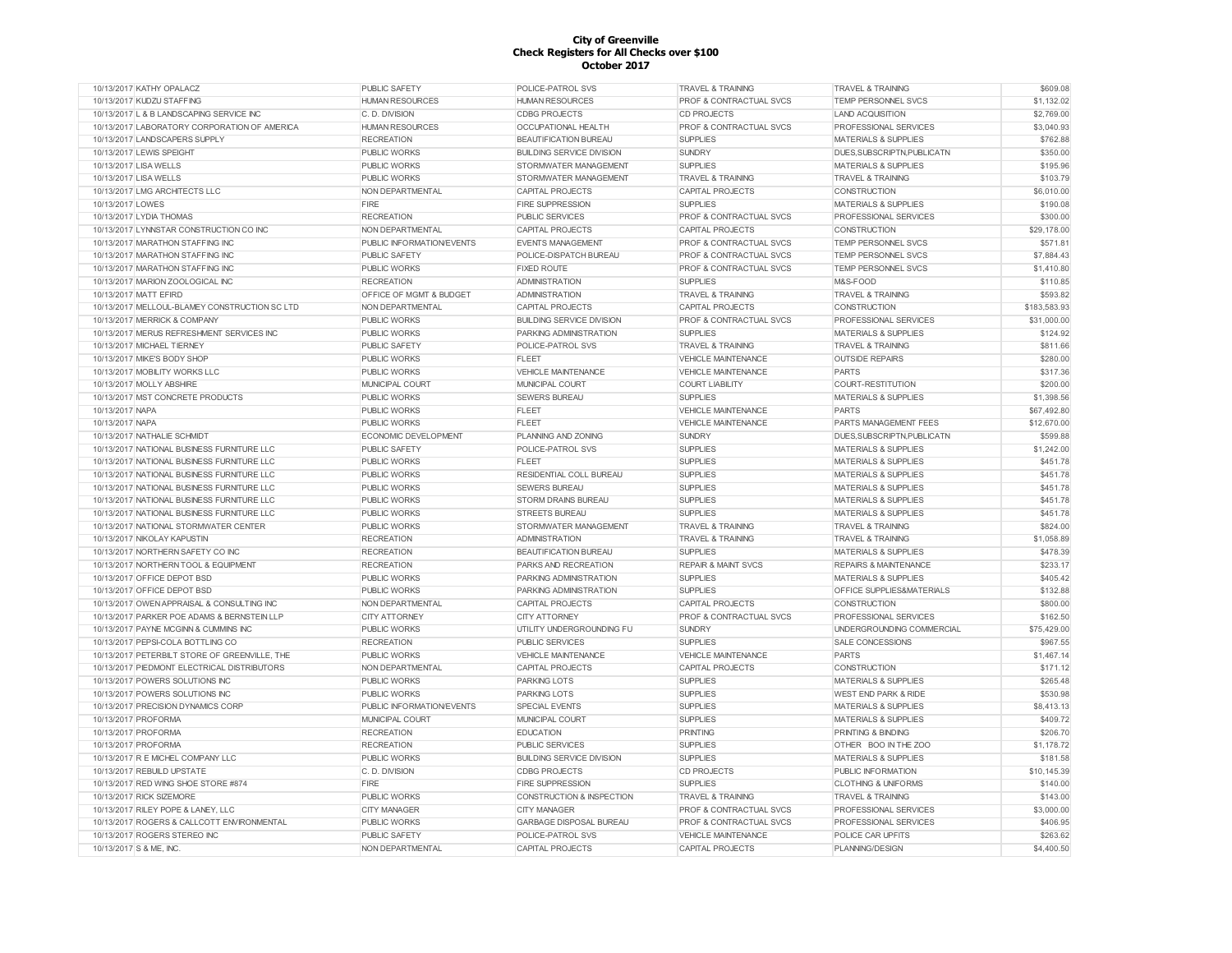**City of Greenville**
**Check Registers for All Checks over $100**
**October 2017**

| | | | | | | |
|---|---|---|---|---|---|---|
| 10/13/2017 | KATHY OPALACZ | PUBLIC SAFETY | POLICE-PATROL SVS | TRAVEL & TRAINING | TRAVEL & TRAINING | $609.08 |
| 10/13/2017 | KUDZU STAFFING | HUMAN RESOURCES | HUMAN RESOURCES | PROF & CONTRACTUAL SVCS | TEMP PERSONNEL SVCS | $1,132.02 |
| 10/13/2017 | L & B LANDSCAPING SERVICE INC | C. D. DIVISION | CDBG PROJECTS | CD PROJECTS | LAND ACQUISITION | $2,769.00 |
| 10/13/2017 | LABORATORY CORPORATION OF AMERICA | HUMAN RESOURCES | OCCUPATIONAL HEALTH | PROF & CONTRACTUAL SVCS | PROFESSIONAL SERVICES | $3,040.93 |
| 10/13/2017 | LANDSCAPERS SUPPLY | RECREATION | BEAUTIFICATION BUREAU | SUPPLIES | MATERIALS & SUPPLIES | $762.88 |
| 10/13/2017 | LEWIS SPEIGHT | PUBLIC WORKS | BUILDING SERVICE DIVISION | SUNDRY | DUES,SUBSCRIPTN,PUBLICATN | $350.00 |
| 10/13/2017 | LISA WELLS | PUBLIC WORKS | STORMWATER MANAGEMENT | SUPPLIES | MATERIALS & SUPPLIES | $195.96 |
| 10/13/2017 | LISA WELLS | PUBLIC WORKS | STORMWATER MANAGEMENT | TRAVEL & TRAINING | TRAVEL & TRAINING | $103.79 |
| 10/13/2017 | LMG ARCHITECTS LLC | NON DEPARTMENTAL | CAPITAL PROJECTS | CAPITAL PROJECTS | CONSTRUCTION | $6,010.00 |
| 10/13/2017 | LOWES | FIRE | FIRE SUPPRESSION | SUPPLIES | MATERIALS & SUPPLIES | $190.08 |
| 10/13/2017 | LYDIA THOMAS | RECREATION | PUBLIC SERVICES | PROF & CONTRACTUAL SVCS | PROFESSIONAL SERVICES | $300.00 |
| 10/13/2017 | LYNNSTAR CONSTRUCTION CO INC | NON DEPARTMENTAL | CAPITAL PROJECTS | CAPITAL PROJECTS | CONSTRUCTION | $29,178.00 |
| 10/13/2017 | MARATHON STAFFING INC | PUBLIC INFORMATION/EVENTS | EVENTS MANAGEMENT | PROF & CONTRACTUAL SVCS | TEMP PERSONNEL SVCS | $571.81 |
| 10/13/2017 | MARATHON STAFFING INC | PUBLIC SAFETY | POLICE-DISPATCH BUREAU | PROF & CONTRACTUAL SVCS | TEMP PERSONNEL SVCS | $7,884.43 |
| 10/13/2017 | MARATHON STAFFING INC | PUBLIC WORKS | FIXED ROUTE | PROF & CONTRACTUAL SVCS | TEMP PERSONNEL SVCS | $1,410.80 |
| 10/13/2017 | MARION ZOOLOGICAL INC | RECREATION | ADMINISTRATION | SUPPLIES | M&S-FOOD | $110.85 |
| 10/13/2017 | MATT EFIRD | OFFICE OF MGMT & BUDGET | ADMINISTRATION | TRAVEL & TRAINING | TRAVEL & TRAINING | $593.82 |
| 10/13/2017 | MELLOUL-BLAMEY CONSTRUCTION SC LTD | NON DEPARTMENTAL | CAPITAL PROJECTS | CAPITAL PROJECTS | CONSTRUCTION | $183,583.93 |
| 10/13/2017 | MERRICK & COMPANY | PUBLIC WORKS | BUILDING SERVICE DIVISION | PROF & CONTRACTUAL SVCS | PROFESSIONAL SERVICES | $31,000.00 |
| 10/13/2017 | MERUS REFRESHMENT SERVICES INC | PUBLIC WORKS | PARKING ADMINISTRATION | SUPPLIES | MATERIALS & SUPPLIES | $124.92 |
| 10/13/2017 | MICHAEL TIERNEY | PUBLIC SAFETY | POLICE-PATROL SVS | TRAVEL & TRAINING | TRAVEL & TRAINING | $811.66 |
| 10/13/2017 | MIKE'S BODY SHOP | PUBLIC WORKS | FLEET | VEHICLE MAINTENANCE | OUTSIDE REPAIRS | $280.00 |
| 10/13/2017 | MOBILITY WORKS LLC | PUBLIC WORKS | VEHICLE MAINTENANCE | VEHICLE MAINTENANCE | PARTS | $317.36 |
| 10/13/2017 | MOLLY ABSHIRE | MUNICIPAL COURT | MUNICIPAL COURT | COURT LIABILITY | COURT-RESTITUTION | $200.00 |
| 10/13/2017 | MST CONCRETE PRODUCTS | PUBLIC WORKS | SEWERS BUREAU | SUPPLIES | MATERIALS & SUPPLIES | $1,398.56 |
| 10/13/2017 | NAPA | PUBLIC WORKS | FLEET | VEHICLE MAINTENANCE | PARTS | $67,492.80 |
| 10/13/2017 | NAPA | PUBLIC WORKS | FLEET | VEHICLE MAINTENANCE | PARTS MANAGEMENT FEES | $12,670.00 |
| 10/13/2017 | NATHALIE SCHMIDT | ECONOMIC DEVELOPMENT | PLANNING AND ZONING | SUNDRY | DUES,SUBSCRIPTN,PUBLICATN | $599.88 |
| 10/13/2017 | NATIONAL BUSINESS FURNITURE LLC | PUBLIC SAFETY | POLICE-PATROL SVS | SUPPLIES | MATERIALS & SUPPLIES | $1,242.00 |
| 10/13/2017 | NATIONAL BUSINESS FURNITURE LLC | PUBLIC WORKS | FLEET | SUPPLIES | MATERIALS & SUPPLIES | $451.78 |
| 10/13/2017 | NATIONAL BUSINESS FURNITURE LLC | PUBLIC WORKS | RESIDENTIAL COLL BUREAU | SUPPLIES | MATERIALS & SUPPLIES | $451.78 |
| 10/13/2017 | NATIONAL BUSINESS FURNITURE LLC | PUBLIC WORKS | SEWERS BUREAU | SUPPLIES | MATERIALS & SUPPLIES | $451.78 |
| 10/13/2017 | NATIONAL BUSINESS FURNITURE LLC | PUBLIC WORKS | STORM DRAINS BUREAU | SUPPLIES | MATERIALS & SUPPLIES | $451.78 |
| 10/13/2017 | NATIONAL BUSINESS FURNITURE LLC | PUBLIC WORKS | STREETS BUREAU | SUPPLIES | MATERIALS & SUPPLIES | $451.78 |
| 10/13/2017 | NATIONAL STORMWATER CENTER | PUBLIC WORKS | STORMWATER MANAGEMENT | TRAVEL & TRAINING | TRAVEL & TRAINING | $824.00 |
| 10/13/2017 | NIKOLAY KAPUSTIN | RECREATION | ADMINISTRATION | TRAVEL & TRAINING | TRAVEL & TRAINING | $1,058.89 |
| 10/13/2017 | NORTHERN SAFETY CO INC | RECREATION | BEAUTIFICATION BUREAU | SUPPLIES | MATERIALS & SUPPLIES | $478.39 |
| 10/13/2017 | NORTHERN TOOL & EQUIPMENT | RECREATION | PARKS AND RECREATION | REPAIR & MAINT SVCS | REPAIRS & MAINTENANCE | $233.17 |
| 10/13/2017 | OFFICE DEPOT BSD | PUBLIC WORKS | PARKING ADMINISTRATION | SUPPLIES | MATERIALS & SUPPLIES | $405.42 |
| 10/13/2017 | OFFICE DEPOT BSD | PUBLIC WORKS | PARKING ADMINISTRATION | SUPPLIES | OFFICE SUPPLIES&MATERIALS | $132.88 |
| 10/13/2017 | OWEN APPRAISAL & CONSULTING INC | NON DEPARTMENTAL | CAPITAL PROJECTS | CAPITAL PROJECTS | CONSTRUCTION | $800.00 |
| 10/13/2017 | PARKER POE ADAMS & BERNSTEIN LLP | CITY ATTORNEY | CITY ATTORNEY | PROF & CONTRACTUAL SVCS | PROFESSIONAL SERVICES | $162.50 |
| 10/13/2017 | PAYNE MCGINN & CUMMINS INC | PUBLIC WORKS | UTILITY UNDERGROUNDING FU | SUNDRY | UNDERGROUNDING COMMERCIAL | $75,429.00 |
| 10/13/2017 | PEPSI-COLA BOTTLING CO | RECREATION | PUBLIC SERVICES | SUPPLIES | SALE CONCESSIONS | $967.55 |
| 10/13/2017 | PETERBILT STORE OF GREENVILLE, THE | PUBLIC WORKS | VEHICLE MAINTENANCE | VEHICLE MAINTENANCE | PARTS | $1,467.14 |
| 10/13/2017 | PIEDMONT ELECTRICAL DISTRIBUTORS | NON DEPARTMENTAL | CAPITAL PROJECTS | CAPITAL PROJECTS | CONSTRUCTION | $171.12 |
| 10/13/2017 | POWERS SOLUTIONS INC | PUBLIC WORKS | PARKING LOTS | SUPPLIES | MATERIALS & SUPPLIES | $265.48 |
| 10/13/2017 | POWERS SOLUTIONS INC | PUBLIC WORKS | PARKING LOTS | SUPPLIES | WEST END PARK & RIDE | $530.98 |
| 10/13/2017 | PRECISION DYNAMICS CORP | PUBLIC INFORMATION/EVENTS | SPECIAL EVENTS | SUPPLIES | MATERIALS & SUPPLIES | $8,413.13 |
| 10/13/2017 | PROFORMA | MUNICIPAL COURT | MUNICIPAL COURT | SUPPLIES | MATERIALS & SUPPLIES | $409.72 |
| 10/13/2017 | PROFORMA | RECREATION | EDUCATION | PRINTING | PRINTING & BINDING | $206.70 |
| 10/13/2017 | PROFORMA | RECREATION | PUBLIC SERVICES | SUPPLIES | OTHER BOO IN THE ZOO | $1,178.72 |
| 10/13/2017 | R E MICHEL COMPANY LLC | PUBLIC WORKS | BUILDING SERVICE DIVISION | SUPPLIES | MATERIALS & SUPPLIES | $181.58 |
| 10/13/2017 | REBUILD UPSTATE | C. D. DIVISION | CDBG PROJECTS | CD PROJECTS | PUBLIC INFORMATION | $10,145.39 |
| 10/13/2017 | RED WING SHOE STORE #874 | FIRE | FIRE SUPPRESSION | SUPPLIES | CLOTHING & UNIFORMS | $140.00 |
| 10/13/2017 | RICK SIZEMORE | PUBLIC WORKS | CONSTRUCTION & INSPECTION | TRAVEL & TRAINING | TRAVEL & TRAINING | $143.00 |
| 10/13/2017 | RILEY POPE & LANEY, LLC | CITY MANAGER | CITY MANAGER | PROF & CONTRACTUAL SVCS | PROFESSIONAL SERVICES | $3,000.00 |
| 10/13/2017 | ROGERS & CALLCOTT ENVIRONMENTAL | PUBLIC WORKS | GARBAGE DISPOSAL BUREAU | PROF & CONTRACTUAL SVCS | PROFESSIONAL SERVICES | $406.95 |
| 10/13/2017 | ROGERS STEREO INC | PUBLIC SAFETY | POLICE-PATROL SVS | VEHICLE MAINTENANCE | POLICE CAR UPFITS | $263.62 |
| 10/13/2017 | S & ME, INC. | NON DEPARTMENTAL | CAPITAL PROJECTS | CAPITAL PROJECTS | PLANNING/DESIGN | $4,400.50 |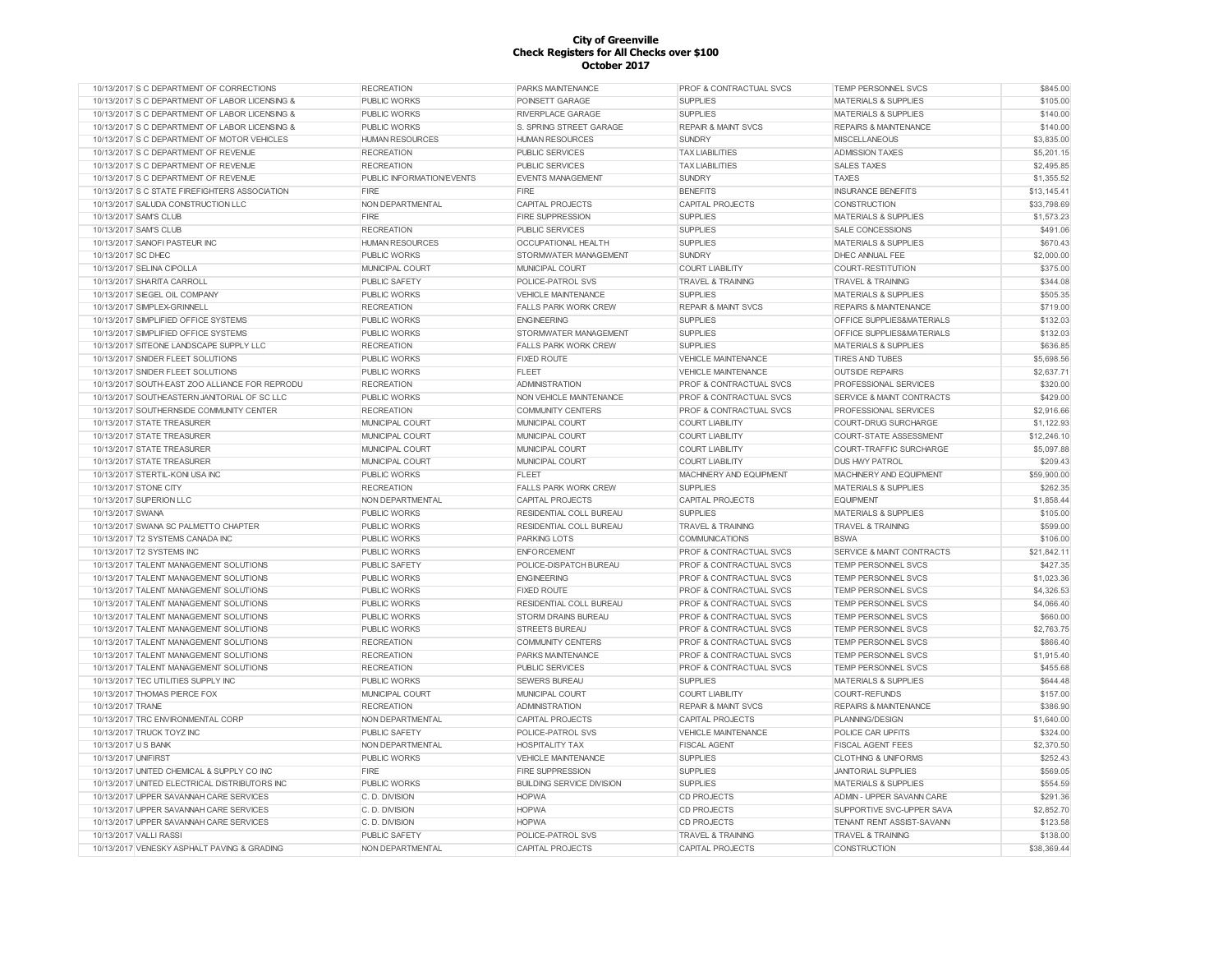# City of Greenville
## Check Registers for All Checks over $100
## October 2017

| Date | Vendor | Department | Division | Category | Description | Amount |
|---|---|---|---|---|---|---|
| 10/13/2017 | S C DEPARTMENT OF CORRECTIONS | RECREATION | PARKS MAINTENANCE | PROF & CONTRACTUAL SVCS | TEMP PERSONNEL SVCS | $845.00 |
| 10/13/2017 | S C DEPARTMENT OF LABOR LICENSING & | PUBLIC WORKS | POINSETT GARAGE | SUPPLIES | MATERIALS & SUPPLIES | $105.00 |
| 10/13/2017 | S C DEPARTMENT OF LABOR LICENSING & | PUBLIC WORKS | RIVERPLACE GARAGE | SUPPLIES | MATERIALS & SUPPLIES | $140.00 |
| 10/13/2017 | S C DEPARTMENT OF LABOR LICENSING & | PUBLIC WORKS | S. SPRING STREET GARAGE | REPAIR & MAINT SVCS | REPAIRS & MAINTENANCE | $140.00 |
| 10/13/2017 | S C DEPARTMENT OF MOTOR VEHICLES | HUMAN RESOURCES | HUMAN RESOURCES | SUNDRY | MISCELLANEOUS | $3,835.00 |
| 10/13/2017 | S C DEPARTMENT OF REVENUE | RECREATION | PUBLIC SERVICES | TAX LIABILITIES | ADMISSION TAXES | $5,201.15 |
| 10/13/2017 | S C DEPARTMENT OF REVENUE | RECREATION | PUBLIC SERVICES | TAX LIABILITIES | SALES TAXES | $2,495.85 |
| 10/13/2017 | S C DEPARTMENT OF REVENUE | PUBLIC INFORMATION/EVENTS | EVENTS MANAGEMENT | SUNDRY | TAXES | $1,355.52 |
| 10/13/2017 | S C STATE FIREFIGHTERS ASSOCIATION | FIRE | FIRE | BENEFITS | INSURANCE BENEFITS | $13,145.41 |
| 10/13/2017 | SALUDA CONSTRUCTION LLC | NON DEPARTMENTAL | CAPITAL PROJECTS | CAPITAL PROJECTS | CONSTRUCTION | $33,798.69 |
| 10/13/2017 | SAM'S CLUB | FIRE | FIRE SUPPRESSION | SUPPLIES | MATERIALS & SUPPLIES | $1,573.23 |
| 10/13/2017 | SAM'S CLUB | RECREATION | PUBLIC SERVICES | SUPPLIES | SALE CONCESSIONS | $491.06 |
| 10/13/2017 | SANOFI PASTEUR INC | HUMAN RESOURCES | OCCUPATIONAL HEALTH | SUPPLIES | MATERIALS & SUPPLIES | $670.43 |
| 10/13/2017 | SC DHEC | PUBLIC WORKS | STORMWATER MANAGEMENT | SUNDRY | DHEC ANNUAL FEE | $2,000.00 |
| 10/13/2017 | SELINA CIPOLLA | MUNICIPAL COURT | MUNICIPAL COURT | COURT LIABILITY | COURT-RESTITUTION | $375.00 |
| 10/13/2017 | SHARITA CARROLL | PUBLIC SAFETY | POLICE-PATROL SVS | TRAVEL & TRAINING | TRAVEL & TRAINING | $344.08 |
| 10/13/2017 | SIEGEL OIL COMPANY | PUBLIC WORKS | VEHICLE MAINTENANCE | SUPPLIES | MATERIALS & SUPPLIES | $505.35 |
| 10/13/2017 | SIMPLEX-GRINNELL | RECREATION | FALLS PARK WORK CREW | REPAIR & MAINT SVCS | REPAIRS & MAINTENANCE | $719.00 |
| 10/13/2017 | SIMPLIFIED OFFICE SYSTEMS | PUBLIC WORKS | ENGINEERING | SUPPLIES | OFFICE SUPPLIES&MATERIALS | $132.03 |
| 10/13/2017 | SIMPLIFIED OFFICE SYSTEMS | PUBLIC WORKS | STORMWATER MANAGEMENT | SUPPLIES | OFFICE SUPPLIES&MATERIALS | $132.03 |
| 10/13/2017 | SITEONE LANDSCAPE SUPPLY LLC | RECREATION | FALLS PARK WORK CREW | SUPPLIES | MATERIALS & SUPPLIES | $636.85 |
| 10/13/2017 | SNIDER FLEET SOLUTIONS | PUBLIC WORKS | FIXED ROUTE | VEHICLE MAINTENANCE | TIRES AND TUBES | $5,698.56 |
| 10/13/2017 | SNIDER FLEET SOLUTIONS | PUBLIC WORKS | FLEET | VEHICLE MAINTENANCE | OUTSIDE REPAIRS | $2,637.71 |
| 10/13/2017 | SOUTH-EAST ZOO ALLIANCE FOR REPRODU | RECREATION | ADMINISTRATION | PROF & CONTRACTUAL SVCS | PROFESSIONAL SERVICES | $320.00 |
| 10/13/2017 | SOUTHEASTERN JANITORIAL OF SC LLC | PUBLIC WORKS | NON VEHICLE MAINTENANCE | PROF & CONTRACTUAL SVCS | SERVICE & MAINT CONTRACTS | $429.00 |
| 10/13/2017 | SOUTHERNSIDE COMMUNITY CENTER | RECREATION | COMMUNITY CENTERS | PROF & CONTRACTUAL SVCS | PROFESSIONAL SERVICES | $2,916.66 |
| 10/13/2017 | STATE TREASURER | MUNICIPAL COURT | MUNICIPAL COURT | COURT LIABILITY | COURT-DRUG SURCHARGE | $1,122.93 |
| 10/13/2017 | STATE TREASURER | MUNICIPAL COURT | MUNICIPAL COURT | COURT LIABILITY | COURT-STATE ASSESSMENT | $12,246.10 |
| 10/13/2017 | STATE TREASURER | MUNICIPAL COURT | MUNICIPAL COURT | COURT LIABILITY | COURT-TRAFFIC SURCHARGE | $5,097.88 |
| 10/13/2017 | STATE TREASURER | MUNICIPAL COURT | MUNICIPAL COURT | COURT LIABILITY | DUS HWY PATROL | $209.43 |
| 10/13/2017 | STERTIL-KONI USA INC | PUBLIC WORKS | FLEET | MACHINERY AND EQUIPMENT | MACHINERY AND EQUIPMENT | $59,900.00 |
| 10/13/2017 | STONE CITY | RECREATION | FALLS PARK WORK CREW | SUPPLIES | MATERIALS & SUPPLIES | $262.35 |
| 10/13/2017 | SUPERION LLC | NON DEPARTMENTAL | CAPITAL PROJECTS | CAPITAL PROJECTS | EQUIPMENT | $1,858.44 |
| 10/13/2017 | SWANA | PUBLIC WORKS | RESIDENTIAL COLL BUREAU | SUPPLIES | MATERIALS & SUPPLIES | $105.00 |
| 10/13/2017 | SWANA SC PALMETTO CHAPTER | PUBLIC WORKS | RESIDENTIAL COLL BUREAU | TRAVEL & TRAINING | TRAVEL & TRAINING | $599.00 |
| 10/13/2017 | T2 SYSTEMS CANADA INC | PUBLIC WORKS | PARKING LOTS | COMMUNICATIONS | BSWA | $106.00 |
| 10/13/2017 | T2 SYSTEMS INC | PUBLIC WORKS | ENFORCEMENT | PROF & CONTRACTUAL SVCS | SERVICE & MAINT CONTRACTS | $21,842.11 |
| 10/13/2017 | TALENT MANAGEMENT SOLUTIONS | PUBLIC SAFETY | POLICE-DISPATCH BUREAU | PROF & CONTRACTUAL SVCS | TEMP PERSONNEL SVCS | $427.35 |
| 10/13/2017 | TALENT MANAGEMENT SOLUTIONS | PUBLIC WORKS | ENGINEERING | PROF & CONTRACTUAL SVCS | TEMP PERSONNEL SVCS | $1,023.36 |
| 10/13/2017 | TALENT MANAGEMENT SOLUTIONS | PUBLIC WORKS | FIXED ROUTE | PROF & CONTRACTUAL SVCS | TEMP PERSONNEL SVCS | $4,326.53 |
| 10/13/2017 | TALENT MANAGEMENT SOLUTIONS | PUBLIC WORKS | RESIDENTIAL COLL BUREAU | PROF & CONTRACTUAL SVCS | TEMP PERSONNEL SVCS | $4,066.40 |
| 10/13/2017 | TALENT MANAGEMENT SOLUTIONS | PUBLIC WORKS | STORM DRAINS BUREAU | PROF & CONTRACTUAL SVCS | TEMP PERSONNEL SVCS | $660.00 |
| 10/13/2017 | TALENT MANAGEMENT SOLUTIONS | PUBLIC WORKS | STREETS BUREAU | PROF & CONTRACTUAL SVCS | TEMP PERSONNEL SVCS | $2,763.75 |
| 10/13/2017 | TALENT MANAGEMENT SOLUTIONS | RECREATION | COMMUNITY CENTERS | PROF & CONTRACTUAL SVCS | TEMP PERSONNEL SVCS | $866.40 |
| 10/13/2017 | TALENT MANAGEMENT SOLUTIONS | RECREATION | PARKS MAINTENANCE | PROF & CONTRACTUAL SVCS | TEMP PERSONNEL SVCS | $1,915.40 |
| 10/13/2017 | TALENT MANAGEMENT SOLUTIONS | RECREATION | PUBLIC SERVICES | PROF & CONTRACTUAL SVCS | TEMP PERSONNEL SVCS | $455.68 |
| 10/13/2017 | TEC UTILITIES SUPPLY INC | PUBLIC WORKS | SEWERS BUREAU | SUPPLIES | MATERIALS & SUPPLIES | $644.48 |
| 10/13/2017 | THOMAS PIERCE FOX | MUNICIPAL COURT | MUNICIPAL COURT | COURT LIABILITY | COURT-REFUNDS | $157.00 |
| 10/13/2017 | TRANE | RECREATION | ADMINISTRATION | REPAIR & MAINT SVCS | REPAIRS & MAINTENANCE | $386.90 |
| 10/13/2017 | TRC ENVIRONMENTAL CORP | NON DEPARTMENTAL | CAPITAL PROJECTS | CAPITAL PROJECTS | PLANNING/DESIGN | $1,640.00 |
| 10/13/2017 | TRUCK TOYZ INC | PUBLIC SAFETY | POLICE-PATROL SVS | VEHICLE MAINTENANCE | POLICE CAR UPFITS | $324.00 |
| 10/13/2017 | U S BANK | NON DEPARTMENTAL | HOSPITALITY TAX | FISCAL AGENT | FISCAL AGENT FEES | $2,370.50 |
| 10/13/2017 | UNIFIRST | PUBLIC WORKS | VEHICLE MAINTENANCE | SUPPLIES | CLOTHING & UNIFORMS | $252.43 |
| 10/13/2017 | UNITED CHEMICAL & SUPPLY CO INC | FIRE | FIRE SUPPRESSION | SUPPLIES | JANITORIAL SUPPLIES | $569.05 |
| 10/13/2017 | UNITED ELECTRICAL DISTRIBUTORS INC | PUBLIC WORKS | BUILDING SERVICE DIVISION | SUPPLIES | MATERIALS & SUPPLIES | $554.59 |
| 10/13/2017 | UPPER SAVANNAH CARE SERVICES | C. D. DIVISION | HOPWA | CD PROJECTS | ADMIN - UPPER SAVANN CARE | $291.36 |
| 10/13/2017 | UPPER SAVANNAH CARE SERVICES | C. D. DIVISION | HOPWA | CD PROJECTS | SUPPORTIVE SVC-UPPER SAVA | $2,852.70 |
| 10/13/2017 | UPPER SAVANNAH CARE SERVICES | C. D. DIVISION | HOPWA | CD PROJECTS | TENANT RENT ASSIST-SAVANN | $123.58 |
| 10/13/2017 | VALLI RASSI | PUBLIC SAFETY | POLICE-PATROL SVS | TRAVEL & TRAINING | TRAVEL & TRAINING | $138.00 |
| 10/13/2017 | VENESKY ASPHALT PAVING & GRADING | NON DEPARTMENTAL | CAPITAL PROJECTS | CAPITAL PROJECTS | CONSTRUCTION | $38,369.44 |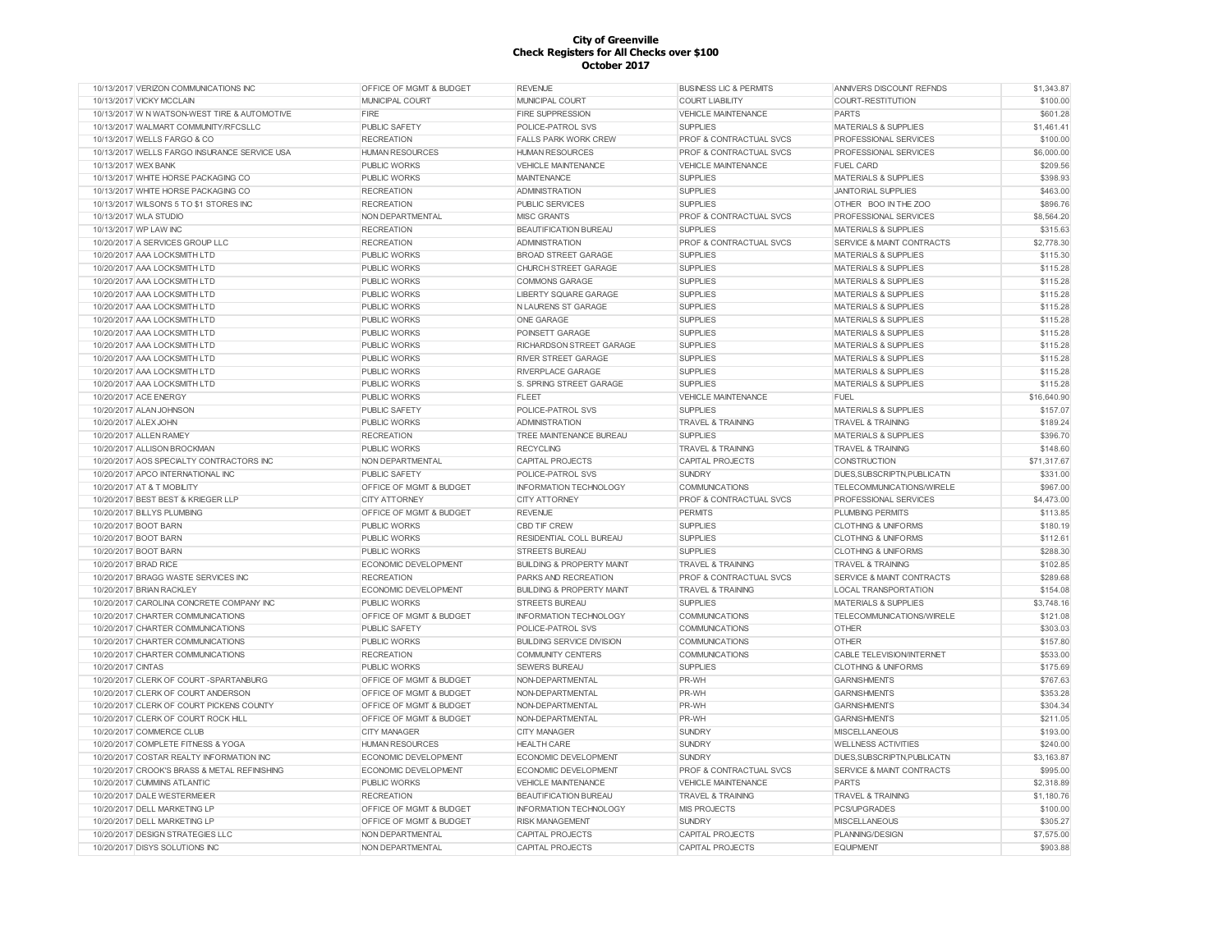# City of Greenville
## Check Registers for All Checks over $100
## October 2017

| | | | | | | |
|---|---|---|---|---|---|---|
| 10/13/2017 | VERIZON COMMUNICATIONS INC | OFFICE OF MGMT & BUDGET | REVENUE | BUSINESS LIC & PERMITS | ANNIVERS DISCOUNT REFNDS | $1,343.87 |
| 10/13/2017 | VICKY MCCLAIN | MUNICIPAL COURT | MUNICIPAL COURT | COURT LIABILITY | COURT-RESTITUTION | $100.00 |
| 10/13/2017 | W N WATSON-WEST TIRE & AUTOMOTIVE | FIRE | FIRE SUPPRESSION | VEHICLE MAINTENANCE | PARTS | $601.28 |
| 10/13/2017 | WALMART COMMUNITY/RFCSLLC | PUBLIC SAFETY | POLICE-PATROL SVS | SUPPLIES | MATERIALS & SUPPLIES | $1,461.41 |
| 10/13/2017 | WELLS FARGO & CO | RECREATION | FALLS PARK WORK CREW | PROF & CONTRACTUAL SVCS | PROFESSIONAL SERVICES | $100.00 |
| 10/13/2017 | WELLS FARGO INSURANCE SERVICE USA | HUMAN RESOURCES | HUMAN RESOURCES | PROF & CONTRACTUAL SVCS | PROFESSIONAL SERVICES | $6,000.00 |
| 10/13/2017 | WEX BANK | PUBLIC WORKS | VEHICLE MAINTENANCE | VEHICLE MAINTENANCE | FUEL CARD | $209.56 |
| 10/13/2017 | WHITE HORSE PACKAGING CO | PUBLIC WORKS | MAINTENANCE | SUPPLIES | MATERIALS & SUPPLIES | $398.93 |
| 10/13/2017 | WHITE HORSE PACKAGING CO | RECREATION | ADMINISTRATION | SUPPLIES | JANITORIAL SUPPLIES | $463.00 |
| 10/13/2017 | WILSON'S 5 TO $1 STORES INC | RECREATION | PUBLIC SERVICES | SUPPLIES | OTHER BOO IN THE ZOO | $896.76 |
| 10/13/2017 | WLA STUDIO | NON DEPARTMENTAL | MISC GRANTS | PROF & CONTRACTUAL SVCS | PROFESSIONAL SERVICES | $8,564.20 |
| 10/13/2017 | WP LAW INC | RECREATION | BEAUTIFICATION BUREAU | SUPPLIES | MATERIALS & SUPPLIES | $315.63 |
| 10/20/2017 | A SERVICES GROUP LLC | RECREATION | ADMINISTRATION | PROF & CONTRACTUAL SVCS | SERVICE & MAINT CONTRACTS | $2,778.30 |
| 10/20/2017 | AAA LOCKSMITH LTD | PUBLIC WORKS | BROAD STREET GARAGE | SUPPLIES | MATERIALS & SUPPLIES | $115.30 |
| 10/20/2017 | AAA LOCKSMITH LTD | PUBLIC WORKS | CHURCH STREET GARAGE | SUPPLIES | MATERIALS & SUPPLIES | $115.28 |
| 10/20/2017 | AAA LOCKSMITH LTD | PUBLIC WORKS | COMMONS GARAGE | SUPPLIES | MATERIALS & SUPPLIES | $115.28 |
| 10/20/2017 | AAA LOCKSMITH LTD | PUBLIC WORKS | LIBERTY SQUARE GARAGE | SUPPLIES | MATERIALS & SUPPLIES | $115.28 |
| 10/20/2017 | AAA LOCKSMITH LTD | PUBLIC WORKS | N LAURENS ST GARAGE | SUPPLIES | MATERIALS & SUPPLIES | $115.28 |
| 10/20/2017 | AAA LOCKSMITH LTD | PUBLIC WORKS | ONE GARAGE | SUPPLIES | MATERIALS & SUPPLIES | $115.28 |
| 10/20/2017 | AAA LOCKSMITH LTD | PUBLIC WORKS | POINSETT GARAGE | SUPPLIES | MATERIALS & SUPPLIES | $115.28 |
| 10/20/2017 | AAA LOCKSMITH LTD | PUBLIC WORKS | RICHARDSON STREET GARAGE | SUPPLIES | MATERIALS & SUPPLIES | $115.28 |
| 10/20/2017 | AAA LOCKSMITH LTD | PUBLIC WORKS | RIVER STREET GARAGE | SUPPLIES | MATERIALS & SUPPLIES | $115.28 |
| 10/20/2017 | AAA LOCKSMITH LTD | PUBLIC WORKS | RIVERPLACE GARAGE | SUPPLIES | MATERIALS & SUPPLIES | $115.28 |
| 10/20/2017 | AAA LOCKSMITH LTD | PUBLIC WORKS | S. SPRING STREET GARAGE | SUPPLIES | MATERIALS & SUPPLIES | $115.28 |
| 10/20/2017 | ACE ENERGY | PUBLIC WORKS | FLEET | VEHICLE MAINTENANCE | FUEL | $16,640.90 |
| 10/20/2017 | ALAN JOHNSON | PUBLIC SAFETY | POLICE-PATROL SVS | SUPPLIES | MATERIALS & SUPPLIES | $157.07 |
| 10/20/2017 | ALEX JOHN | PUBLIC WORKS | ADMINISTRATION | TRAVEL & TRAINING | TRAVEL & TRAINING | $189.24 |
| 10/20/2017 | ALLEN RAMEY | RECREATION | TREE MAINTENANCE BUREAU | SUPPLIES | MATERIALS & SUPPLIES | $396.70 |
| 10/20/2017 | ALLISON BROCKMAN | PUBLIC WORKS | RECYCLING | TRAVEL & TRAINING | TRAVEL & TRAINING | $148.60 |
| 10/20/2017 | AOS SPECIALTY CONTRACTORS INC | NON DEPARTMENTAL | CAPITAL PROJECTS | CAPITAL PROJECTS | CONSTRUCTION | $71,317.67 |
| 10/20/2017 | APCO INTERNATIONAL INC | PUBLIC SAFETY | POLICE-PATROL SVS | SUNDRY | DUES,SUBSCRIPTN,PUBLICATN | $331.00 |
| 10/20/2017 | AT & T MOBILITY | OFFICE OF MGMT & BUDGET | INFORMATION TECHNOLOGY | COMMUNICATIONS | TELECOMMUNICATIONS/WIRELE | $967.00 |
| 10/20/2017 | BEST BEST & KRIEGER LLP | CITY ATTORNEY | CITY ATTORNEY | PROF & CONTRACTUAL SVCS | PROFESSIONAL SERVICES | $4,473.00 |
| 10/20/2017 | BILLYS PLUMBING | OFFICE OF MGMT & BUDGET | REVENUE | PERMITS | PLUMBING PERMITS | $113.85 |
| 10/20/2017 | BOOT BARN | PUBLIC WORKS | CBD TIF CREW | SUPPLIES | CLOTHING & UNIFORMS | $180.19 |
| 10/20/2017 | BOOT BARN | PUBLIC WORKS | RESIDENTIAL COLL BUREAU | SUPPLIES | CLOTHING & UNIFORMS | $112.61 |
| 10/20/2017 | BOOT BARN | PUBLIC WORKS | STREETS BUREAU | SUPPLIES | CLOTHING & UNIFORMS | $288.30 |
| 10/20/2017 | BRAD RICE | ECONOMIC DEVELOPMENT | BUILDING & PROPERTY MAINT | TRAVEL & TRAINING | TRAVEL & TRAINING | $102.85 |
| 10/20/2017 | BRAGG WASTE SERVICES INC | RECREATION | PARKS AND RECREATION | PROF & CONTRACTUAL SVCS | SERVICE & MAINT CONTRACTS | $289.68 |
| 10/20/2017 | BRIAN RACKLEY | ECONOMIC DEVELOPMENT | BUILDING & PROPERTY MAINT | TRAVEL & TRAINING | LOCAL TRANSPORTATION | $154.08 |
| 10/20/2017 | CAROLINA CONCRETE COMPANY INC | PUBLIC WORKS | STREETS BUREAU | SUPPLIES | MATERIALS & SUPPLIES | $3,748.16 |
| 10/20/2017 | CHARTER COMMUNICATIONS | OFFICE OF MGMT & BUDGET | INFORMATION TECHNOLOGY | COMMUNICATIONS | TELECOMMUNICATIONS/WIRELE | $121.08 |
| 10/20/2017 | CHARTER COMMUNICATIONS | PUBLIC SAFETY | POLICE-PATROL SVS | COMMUNICATIONS | OTHER | $303.03 |
| 10/20/2017 | CHARTER COMMUNICATIONS | PUBLIC WORKS | BUILDING SERVICE DIVISION | COMMUNICATIONS | OTHER | $157.80 |
| 10/20/2017 | CHARTER COMMUNICATIONS | RECREATION | COMMUNITY CENTERS | COMMUNICATIONS | CABLE TELEVISION/INTERNET | $533.00 |
| 10/20/2017 | CINTAS | PUBLIC WORKS | SEWERS BUREAU | SUPPLIES | CLOTHING & UNIFORMS | $175.69 |
| 10/20/2017 | CLERK OF COURT -SPARTANBURG | OFFICE OF MGMT & BUDGET | NON-DEPARTMENTAL | PR-WH | GARNISHMENTS | $767.63 |
| 10/20/2017 | CLERK OF COURT ANDERSON | OFFICE OF MGMT & BUDGET | NON-DEPARTMENTAL | PR-WH | GARNISHMENTS | $353.28 |
| 10/20/2017 | CLERK OF COURT PICKENS COUNTY | OFFICE OF MGMT & BUDGET | NON-DEPARTMENTAL | PR-WH | GARNISHMENTS | $304.34 |
| 10/20/2017 | CLERK OF COURT ROCK HILL | OFFICE OF MGMT & BUDGET | NON-DEPARTMENTAL | PR-WH | GARNISHMENTS | $211.05 |
| 10/20/2017 | COMMERCE CLUB | CITY MANAGER | CITY MANAGER | SUNDRY | MISCELLANEOUS | $193.00 |
| 10/20/2017 | COMPLETE FITNESS & YOGA | HUMAN RESOURCES | HEALTH CARE | SUNDRY | WELLNESS ACTIVITIES | $240.00 |
| 10/20/2017 | COSTAR REALTY INFORMATION INC | ECONOMIC DEVELOPMENT | ECONOMIC DEVELOPMENT | SUNDRY | DUES,SUBSCRIPTN,PUBLICATN | $3,163.87 |
| 10/20/2017 | CROOK'S BRASS & METAL REFINISHING | ECONOMIC DEVELOPMENT | ECONOMIC DEVELOPMENT | PROF & CONTRACTUAL SVCS | SERVICE & MAINT CONTRACTS | $995.00 |
| 10/20/2017 | CUMMINS ATLANTIC | PUBLIC WORKS | VEHICLE MAINTENANCE | VEHICLE MAINTENANCE | PARTS | $2,318.89 |
| 10/20/2017 | DALE WESTERMEIER | RECREATION | BEAUTIFICATION BUREAU | TRAVEL & TRAINING | TRAVEL & TRAINING | $1,180.76 |
| 10/20/2017 | DELL MARKETING LP | OFFICE OF MGMT & BUDGET | INFORMATION TECHNOLOGY | MIS PROJECTS | PCS/UPGRADES | $100.00 |
| 10/20/2017 | DELL MARKETING LP | OFFICE OF MGMT & BUDGET | RISK MANAGEMENT | SUNDRY | MISCELLANEOUS | $305.27 |
| 10/20/2017 | DESIGN STRATEGIES LLC | NON DEPARTMENTAL | CAPITAL PROJECTS | CAPITAL PROJECTS | PLANNING/DESIGN | $7,575.00 |
| 10/20/2017 | DISYS SOLUTIONS INC | NON DEPARTMENTAL | CAPITAL PROJECTS | CAPITAL PROJECTS | EQUIPMENT | $903.88 |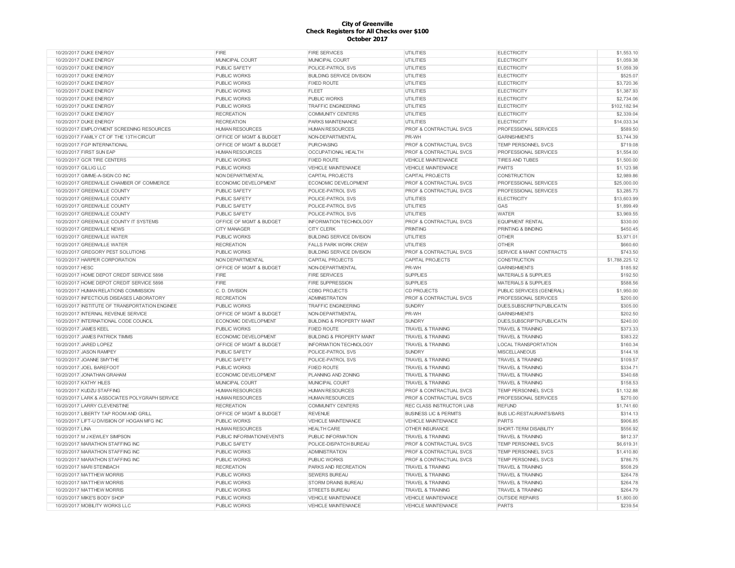# City of Greenville
## Check Registers for All Checks over $100
## October 2017

| Date | Vendor | Department | Division | Category | Account | Amount |
|---|---|---|---|---|---|---|
| 10/20/2017 | DUKE ENERGY | FIRE | FIRE SERVICES | UTILITIES | ELECTRICITY | $1,553.10 |
| 10/20/2017 | DUKE ENERGY | MUNICIPAL COURT | MUNICIPAL COURT | UTILITIES | ELECTRICITY | $1,059.38 |
| 10/20/2017 | DUKE ENERGY | PUBLIC SAFETY | POLICE-PATROL SVS | UTILITIES | ELECTRICITY | $1,059.39 |
| 10/20/2017 | DUKE ENERGY | PUBLIC WORKS | BUILDING SERVICE DIVISION | UTILITIES | ELECTRICITY | $525.07 |
| 10/20/2017 | DUKE ENERGY | PUBLIC WORKS | FIXED ROUTE | UTILITIES | ELECTRICITY | $3,720.36 |
| 10/20/2017 | DUKE ENERGY | PUBLIC WORKS | FLEET | UTILITIES | ELECTRICITY | $1,387.93 |
| 10/20/2017 | DUKE ENERGY | PUBLIC WORKS | PUBLIC WORKS | UTILITIES | ELECTRICITY | $2,734.06 |
| 10/20/2017 | DUKE ENERGY | PUBLIC WORKS | TRAFFIC ENGINEERING | UTILITIES | ELECTRICITY | $102,182.94 |
| 10/20/2017 | DUKE ENERGY | RECREATION | COMMUNITY CENTERS | UTILITIES | ELECTRICITY | $2,339.04 |
| 10/20/2017 | DUKE ENERGY | RECREATION | PARKS MAINTENANCE | UTILITIES | ELECTRICITY | $14,033.34 |
| 10/20/2017 | EMPLOYMENT SCREENING RESOURCES | HUMAN RESOURCES | HUMAN RESOURCES | PROF & CONTRACTUAL SVCS | PROFESSIONAL SERVICES | $589.50 |
| 10/20/2017 | FAMILY CT OF THE 13TH CIRCUIT | OFFICE OF MGMT & BUDGET | NON-DEPARTMENTAL | PR-WH | GARNISHMENTS | $3,744.39 |
| 10/20/2017 | FGP INTERNATIONAL | OFFICE OF MGMT & BUDGET | PURCHASING | PROF & CONTRACTUAL SVCS | TEMP PERSONNEL SVCS | $719.08 |
| 10/20/2017 | FIRST SUN EAP | HUMAN RESOURCES | OCCUPATIONAL HEALTH | PROF & CONTRACTUAL SVCS | PROFESSIONAL SERVICES | $1,554.00 |
| 10/20/2017 | GCR TIRE CENTERS | PUBLIC WORKS | FIXED ROUTE | VEHICLE MAINTENANCE | TIRES AND TUBES | $1,500.00 |
| 10/20/2017 | GILLIG LLC | PUBLIC WORKS | VEHICLE MAINTENANCE | VEHICLE MAINTENANCE | PARTS | $1,123.98 |
| 10/20/2017 | GIMME-A-SIGN CO INC | NON DEPARTMENTAL | CAPITAL PROJECTS | CAPITAL PROJECTS | CONSTRUCTION | $2,989.86 |
| 10/20/2017 | GREENVILLE CHAMBER OF COMMERCE | ECONOMIC DEVELOPMENT | ECONOMIC DEVELOPMENT | PROF & CONTRACTUAL SVCS | PROFESSIONAL SERVICES | $25,000.00 |
| 10/20/2017 | GREENVILLE COUNTY | PUBLIC SAFETY | POLICE-PATROL SVS | PROF & CONTRACTUAL SVCS | PROFESSIONAL SERVICES | $3,285.73 |
| 10/20/2017 | GREENVILLE COUNTY | PUBLIC SAFETY | POLICE-PATROL SVS | UTILITIES | ELECTRICITY | $13,603.99 |
| 10/20/2017 | GREENVILLE COUNTY | PUBLIC SAFETY | POLICE-PATROL SVS | UTILITIES | GAS | $1,899.49 |
| 10/20/2017 | GREENVILLE COUNTY | PUBLIC SAFETY | POLICE-PATROL SVS | UTILITIES | WATER | $3,969.55 |
| 10/20/2017 | GREENVILLE COUNTY IT SYSTEMS | OFFICE OF MGMT & BUDGET | INFORMATION TECHNOLOGY | PROF & CONTRACTUAL SVCS | EQUIPMENT RENTAL | $330.00 |
| 10/20/2017 | GREENVILLE NEWS | CITY MANAGER | CITY CLERK | PRINTING | PRINTING & BINDING | $450.45 |
| 10/20/2017 | GREENVILLE WATER | PUBLIC WORKS | BUILDING SERVICE DIVISION | UTILITIES | OTHER | $3,971.01 |
| 10/20/2017 | GREENVILLE WATER | RECREATION | FALLS PARK WORK CREW | UTILITIES | OTHER | $660.60 |
| 10/20/2017 | GREGORY PEST SOLUTIONS | PUBLIC WORKS | BUILDING SERVICE DIVISION | PROF & CONTRACTUAL SVCS | SERVICE & MAINT CONTRACTS | $743.50 |
| 10/20/2017 | HARPER CORPORATION | NON DEPARTMENTAL | CAPITAL PROJECTS | CAPITAL PROJECTS | CONSTRUCTION | $1,788,225.12 |
| 10/20/2017 | HESC | OFFICE OF MGMT & BUDGET | NON-DEPARTMENTAL | PR-WH | GARNISHMENTS | $185.92 |
| 10/20/2017 | HOME DEPOT CREDIT SERVICE 5898 | FIRE | FIRE SERVICES | SUPPLIES | MATERIALS & SUPPLIES | $192.50 |
| 10/20/2017 | HOME DEPOT CREDIT SERVICE 5898 | FIRE | FIRE SUPPRESSION | SUPPLIES | MATERIALS & SUPPLIES | $588.56 |
| 10/20/2017 | HUMAN RELATIONS COMMISSION | C. D. DIVISION | CDBG PROJECTS | CD PROJECTS | PUBLIC SERVICES (GENERAL) | $1,950.00 |
| 10/20/2017 | INFECTIOUS DISEASES LABORATORY | RECREATION | ADMINISTRATION | PROF & CONTRACTUAL SVCS | PROFESSIONAL SERVICES | $200.00 |
| 10/20/2017 | INSTITUTE OF TRANSPORTATION ENGINEE | PUBLIC WORKS | TRAFFIC ENGINEERING | SUNDRY | DUES,SUBSCRIPTN,PUBLICATN | $305.00 |
| 10/20/2017 | INTERNAL REVENUE SERVICE | OFFICE OF MGMT & BUDGET | NON-DEPARTMENTAL | PR-WH | GARNISHMENTS | $202.50 |
| 10/20/2017 | INTERNATIONAL CODE COUNCIL | ECONOMIC DEVELOPMENT | BUILDING & PROPERTY MAINT | SUNDRY | DUES,SUBSCRIPTN,PUBLICATN | $240.00 |
| 10/20/2017 | JAMES KEEL | PUBLIC WORKS | FIXED ROUTE | TRAVEL & TRAINING | TRAVEL & TRAINING | $373.33 |
| 10/20/2017 | JAMES PATRICK TIMMS | ECONOMIC DEVELOPMENT | BUILDING & PROPERTY MAINT | TRAVEL & TRAINING | TRAVEL & TRAINING | $383.22 |
| 10/20/2017 | JARED LOPEZ | OFFICE OF MGMT & BUDGET | INFORMATION TECHNOLOGY | TRAVEL & TRAINING | LOCAL TRANSPORTATION | $160.34 |
| 10/20/2017 | JASON RAMPEY | PUBLIC SAFETY | POLICE-PATROL SVS | SUNDRY | MISCELLANEOUS | $144.18 |
| 10/20/2017 | JOANNE SMYTHE | PUBLIC SAFETY | POLICE-PATROL SVS | TRAVEL & TRAINING | TRAVEL & TRAINING | $109.57 |
| 10/20/2017 | JOEL BAREFOOT | PUBLIC WORKS | FIXED ROUTE | TRAVEL & TRAINING | TRAVEL & TRAINING | $334.71 |
| 10/20/2017 | JONATHAN GRAHAM | ECONOMIC DEVELOPMENT | PLANNING AND ZONING | TRAVEL & TRAINING | TRAVEL & TRAINING | $340.68 |
| 10/20/2017 | KATHY HILES | MUNICIPAL COURT | MUNICIPAL COURT | TRAVEL & TRAINING | TRAVEL & TRAINING | $158.53 |
| 10/20/2017 | KUDZU STAFFING | HUMAN RESOURCES | HUMAN RESOURCES | PROF & CONTRACTUAL SVCS | TEMP PERSONNEL SVCS | $1,132.88 |
| 10/20/2017 | LARK & ASSOCIATES POLYGRAPH SERVICE | HUMAN RESOURCES | HUMAN RESOURCES | PROF & CONTRACTUAL SVCS | PROFESSIONAL SERVICES | $270.00 |
| 10/20/2017 | LARRY CLEVENSTINE | RECREATION | COMMUNITY CENTERS | REC CLASS INSTRUCTOR LIAB | REFUND | $1,741.60 |
| 10/20/2017 | LIBERTY TAP ROOM AND GRILL | OFFICE OF MGMT & BUDGET | REVENUE | BUSINESS LIC & PERMITS | BUS LIC-RESTAURANTS/BARS | $314.13 |
| 10/20/2017 | LIFT-U DIVISIION OF HOGAN MFG INC | PUBLIC WORKS | VEHICLE MAINTENANCE | VEHICLE MAINTENANCE | PARTS | $906.85 |
| 10/20/2017 | LINA | HUMAN RESOURCES | HEALTH CARE | OTHER INSURANCE | SHORT-TERM DISABILITY | $556.92 |
| 10/20/2017 | M J KEWLEY SIMPSON | PUBLIC INFORMATION/EVENTS | PUBLIC INFORMATION | TRAVEL & TRAINING | TRAVEL & TRAINING | $812.37 |
| 10/20/2017 | MARATHON STAFFING INC | PUBLIC SAFETY | POLICE-DISPATCH BUREAU | PROF & CONTRACTUAL SVCS | TEMP PERSONNEL SVCS | $6,619.31 |
| 10/20/2017 | MARATHON STAFFING INC | PUBLIC WORKS | ADMINISTRATION | PROF & CONTRACTUAL SVCS | TEMP PERSONNEL SVCS | $1,410.80 |
| 10/20/2017 | MARATHON STAFFING INC | PUBLIC WORKS | PUBLIC WORKS | PROF & CONTRACTUAL SVCS | TEMP PERSONNEL SVCS | $786.75 |
| 10/20/2017 | MARI STEINBACH | RECREATION | PARKS AND RECREATION | TRAVEL & TRAINING | TRAVEL & TRAINING | $508.29 |
| 10/20/2017 | MATTHEW MORRIS | PUBLIC WORKS | SEWERS BUREAU | TRAVEL & TRAINING | TRAVEL & TRAINING | $264.78 |
| 10/20/2017 | MATTHEW MORRIS | PUBLIC WORKS | STORM DRAINS BUREAU | TRAVEL & TRAINING | TRAVEL & TRAINING | $264.78 |
| 10/20/2017 | MATTHEW MORRIS | PUBLIC WORKS | STREETS BUREAU | TRAVEL & TRAINING | TRAVEL & TRAINING | $264.79 |
| 10/20/2017 | MIKE'S BODY SHOP | PUBLIC WORKS | VEHICLE MAINTENANCE | VEHICLE MAINTENANCE | OUTSIDE REPAIRS | $1,800.00 |
| 10/20/2017 | MOBILITY WORKS LLC | PUBLIC WORKS | VEHICLE MAINTENANCE | VEHICLE MAINTENANCE | PARTS | $239.54 |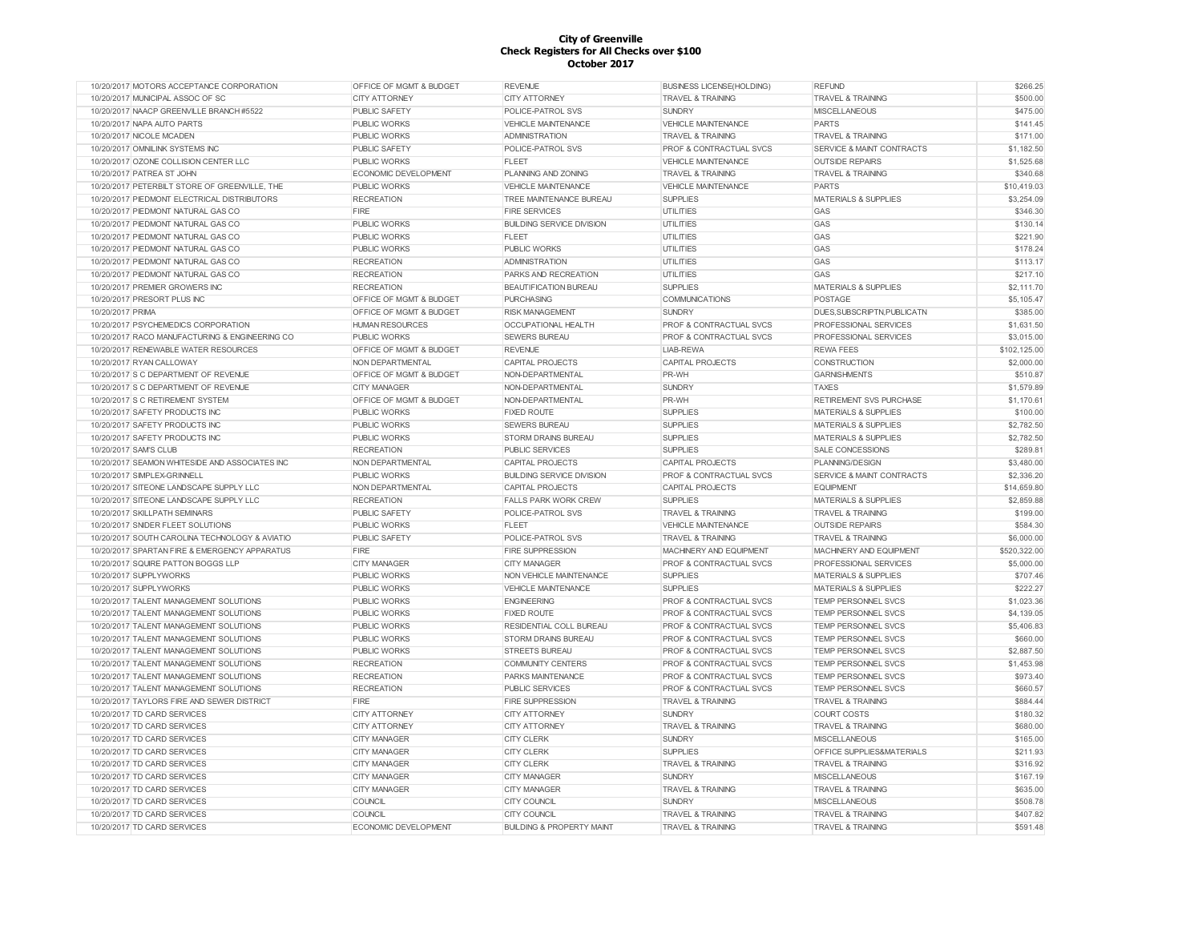**City of Greenville**
**Check Registers for All Checks over $100**
**October 2017**

| | | | | | | |
|---|---|---|---|---|---|---|
| 10/20/2017 | MOTORS ACCEPTANCE CORPORATION | OFFICE OF MGMT & BUDGET | REVENUE | BUSINESS LICENSE(HOLDING) | REFUND | $266.25 |
| 10/20/2017 | MUNICIPAL ASSOC OF SC | CITY ATTORNEY | CITY ATTORNEY | TRAVEL & TRAINING | TRAVEL & TRAINING | $500.00 |
| 10/20/2017 | NAACP GREENVILLE BRANCH #5522 | PUBLIC SAFETY | POLICE-PATROL SVS | SUNDRY | MISCELLANEOUS | $475.00 |
| 10/20/2017 | NAPA AUTO PARTS | PUBLIC WORKS | VEHICLE MAINTENANCE | VEHICLE MAINTENANCE | PARTS | $141.45 |
| 10/20/2017 | NICOLE MCADEN | PUBLIC WORKS | ADMINISTRATION | TRAVEL & TRAINING | TRAVEL & TRAINING | $171.00 |
| 10/20/2017 | OMNILINK SYSTEMS INC | PUBLIC SAFETY | POLICE-PATROL SVS | PROF & CONTRACTUAL SVCS | SERVICE & MAINT CONTRACTS | $1,182.50 |
| 10/20/2017 | OZONE COLLISION CENTER LLC | PUBLIC WORKS | FLEET | VEHICLE MAINTENANCE | OUTSIDE REPAIRS | $1,525.68 |
| 10/20/2017 | PATREA ST JOHN | ECONOMIC DEVELOPMENT | PLANNING AND ZONING | TRAVEL & TRAINING | TRAVEL & TRAINING | $340.68 |
| 10/20/2017 | PETERBILT STORE OF GREENVILLE, THE | PUBLIC WORKS | VEHICLE MAINTENANCE | VEHICLE MAINTENANCE | PARTS | $10,419.03 |
| 10/20/2017 | PIEDMONT ELECTRICAL DISTRIBUTORS | RECREATION | TREE MAINTENANCE BUREAU | SUPPLIES | MATERIALS & SUPPLIES | $3,254.09 |
| 10/20/2017 | PIEDMONT NATURAL GAS CO | FIRE | FIRE SERVICES | UTILITIES | GAS | $346.30 |
| 10/20/2017 | PIEDMONT NATURAL GAS CO | PUBLIC WORKS | BUILDING SERVICE DIVISION | UTILITIES | GAS | $130.14 |
| 10/20/2017 | PIEDMONT NATURAL GAS CO | PUBLIC WORKS | FLEET | UTILITIES | GAS | $221.90 |
| 10/20/2017 | PIEDMONT NATURAL GAS CO | PUBLIC WORKS | PUBLIC WORKS | UTILITIES | GAS | $178.24 |
| 10/20/2017 | PIEDMONT NATURAL GAS CO | RECREATION | ADMINISTRATION | UTILITIES | GAS | $113.17 |
| 10/20/2017 | PIEDMONT NATURAL GAS CO | RECREATION | PARKS AND RECREATION | UTILITIES | GAS | $217.10 |
| 10/20/2017 | PREMIER GROWERS INC | RECREATION | BEAUTIFICATION BUREAU | SUPPLIES | MATERIALS & SUPPLIES | $2,111.70 |
| 10/20/2017 | PRESORT PLUS INC | OFFICE OF MGMT & BUDGET | PURCHASING | COMMUNICATIONS | POSTAGE | $5,105.47 |
| 10/20/2017 | PRIMA | OFFICE OF MGMT & BUDGET | RISK MANAGEMENT | SUNDRY | DUES,SUBSCRIPTN,PUBLICATN | $385.00 |
| 10/20/2017 | PSYCHEMEDICS CORPORATION | HUMAN RESOURCES | OCCUPATIONAL HEALTH | PROF & CONTRACTUAL SVCS | PROFESSIONAL SERVICES | $1,631.50 |
| 10/20/2017 | RACO MANUFACTURING & ENGINEERING CO | PUBLIC WORKS | SEWERS BUREAU | PROF & CONTRACTUAL SVCS | PROFESSIONAL SERVICES | $3,015.00 |
| 10/20/2017 | RENEWABLE WATER RESOURCES | OFFICE OF MGMT & BUDGET | REVENUE | LIAB-REWA | REWA FEES | $102,125.00 |
| 10/20/2017 | RYAN CALLOWAY | NON DEPARTMENTAL | CAPITAL PROJECTS | CAPITAL PROJECTS | CONSTRUCTION | $2,000.00 |
| 10/20/2017 | S C DEPARTMENT OF REVENUE | OFFICE OF MGMT & BUDGET | NON-DEPARTMENTAL | PR-WH | GARNISHMENTS | $510.87 |
| 10/20/2017 | S C DEPARTMENT OF REVENUE | CITY MANAGER | NON-DEPARTMENTAL | SUNDRY | TAXES | $1,579.89 |
| 10/20/2017 | S C RETIREMENT SYSTEM | OFFICE OF MGMT & BUDGET | NON-DEPARTMENTAL | PR-WH | RETIREMENT SVS PURCHASE | $1,170.61 |
| 10/20/2017 | SAFETY PRODUCTS INC | PUBLIC WORKS | FIXED ROUTE | SUPPLIES | MATERIALS & SUPPLIES | $100.00 |
| 10/20/2017 | SAFETY PRODUCTS INC | PUBLIC WORKS | SEWERS BUREAU | SUPPLIES | MATERIALS & SUPPLIES | $2,782.50 |
| 10/20/2017 | SAFETY PRODUCTS INC | PUBLIC WORKS | STORM DRAINS BUREAU | SUPPLIES | MATERIALS & SUPPLIES | $2,782.50 |
| 10/20/2017 | SAM'S CLUB | RECREATION | PUBLIC SERVICES | SUPPLIES | SALE CONCESSIONS | $289.81 |
| 10/20/2017 | SEAMON WHITESIDE AND ASSOCIATES INC | NON DEPARTMENTAL | CAPITAL PROJECTS | CAPITAL PROJECTS | PLANNING/DESIGN | $3,480.00 |
| 10/20/2017 | SIMPLEX-GRINNELL | PUBLIC WORKS | BUILDING SERVICE DIVISION | PROF & CONTRACTUAL SVCS | SERVICE & MAINT CONTRACTS | $2,336.20 |
| 10/20/2017 | SITEONE LANDSCAPE SUPPLY LLC | NON DEPARTMENTAL | CAPITAL PROJECTS | CAPITAL PROJECTS | EQUIPMENT | $14,659.80 |
| 10/20/2017 | SITEONE LANDSCAPE SUPPLY LLC | RECREATION | FALLS PARK WORK CREW | SUPPLIES | MATERIALS & SUPPLIES | $2,859.88 |
| 10/20/2017 | SKILLPATH SEMINARS | PUBLIC SAFETY | POLICE-PATROL SVS | TRAVEL & TRAINING | TRAVEL & TRAINING | $199.00 |
| 10/20/2017 | SNIDER FLEET SOLUTIONS | PUBLIC WORKS | FLEET | VEHICLE MAINTENANCE | OUTSIDE REPAIRS | $584.30 |
| 10/20/2017 | SOUTH CAROLINA TECHNOLOGY & AVIATIO | PUBLIC SAFETY | POLICE-PATROL SVS | TRAVEL & TRAINING | TRAVEL & TRAINING | $6,000.00 |
| 10/20/2017 | SPARTAN FIRE & EMERGENCY APPARATUS | FIRE | FIRE SUPPRESSION | MACHINERY AND EQUIPMENT | MACHINERY AND EQUIPMENT | $520,322.00 |
| 10/20/2017 | SQUIRE PATTON BOGGS LLP | CITY MANAGER | CITY MANAGER | PROF & CONTRACTUAL SVCS | PROFESSIONAL SERVICES | $5,000.00 |
| 10/20/2017 | SUPPLYWORKS | PUBLIC WORKS | NON VEHICLE MAINTENANCE | SUPPLIES | MATERIALS & SUPPLIES | $707.46 |
| 10/20/2017 | SUPPLYWORKS | PUBLIC WORKS | VEHICLE MAINTENANCE | SUPPLIES | MATERIALS & SUPPLIES | $222.27 |
| 10/20/2017 | TALENT MANAGEMENT SOLUTIONS | PUBLIC WORKS | ENGINEERING | PROF & CONTRACTUAL SVCS | TEMP PERSONNEL SVCS | $1,023.36 |
| 10/20/2017 | TALENT MANAGEMENT SOLUTIONS | PUBLIC WORKS | FIXED ROUTE | PROF & CONTRACTUAL SVCS | TEMP PERSONNEL SVCS | $4,139.05 |
| 10/20/2017 | TALENT MANAGEMENT SOLUTIONS | PUBLIC WORKS | RESIDENTIAL COLL BUREAU | PROF & CONTRACTUAL SVCS | TEMP PERSONNEL SVCS | $5,406.83 |
| 10/20/2017 | TALENT MANAGEMENT SOLUTIONS | PUBLIC WORKS | STORM DRAINS BUREAU | PROF & CONTRACTUAL SVCS | TEMP PERSONNEL SVCS | $660.00 |
| 10/20/2017 | TALENT MANAGEMENT SOLUTIONS | PUBLIC WORKS | STREETS BUREAU | PROF & CONTRACTUAL SVCS | TEMP PERSONNEL SVCS | $2,887.50 |
| 10/20/2017 | TALENT MANAGEMENT SOLUTIONS | RECREATION | COMMUNITY CENTERS | PROF & CONTRACTUAL SVCS | TEMP PERSONNEL SVCS | $1,453.98 |
| 10/20/2017 | TALENT MANAGEMENT SOLUTIONS | RECREATION | PARKS MAINTENANCE | PROF & CONTRACTUAL SVCS | TEMP PERSONNEL SVCS | $973.40 |
| 10/20/2017 | TALENT MANAGEMENT SOLUTIONS | RECREATION | PUBLIC SERVICES | PROF & CONTRACTUAL SVCS | TEMP PERSONNEL SVCS | $660.57 |
| 10/20/2017 | TAYLORS FIRE AND SEWER DISTRICT | FIRE | FIRE SUPPRESSION | TRAVEL & TRAINING | TRAVEL & TRAINING | $884.44 |
| 10/20/2017 | TD CARD SERVICES | CITY ATTORNEY | CITY ATTORNEY | SUNDRY | COURT COSTS | $180.32 |
| 10/20/2017 | TD CARD SERVICES | CITY ATTORNEY | CITY ATTORNEY | TRAVEL & TRAINING | TRAVEL & TRAINING | $680.00 |
| 10/20/2017 | TD CARD SERVICES | CITY MANAGER | CITY CLERK | SUNDRY | MISCELLANEOUS | $165.00 |
| 10/20/2017 | TD CARD SERVICES | CITY MANAGER | CITY CLERK | SUPPLIES | OFFICE SUPPLIES&MATERIALS | $211.93 |
| 10/20/2017 | TD CARD SERVICES | CITY MANAGER | CITY CLERK | TRAVEL & TRAINING | TRAVEL & TRAINING | $316.92 |
| 10/20/2017 | TD CARD SERVICES | CITY MANAGER | CITY MANAGER | SUNDRY | MISCELLANEOUS | $167.19 |
| 10/20/2017 | TD CARD SERVICES | CITY MANAGER | CITY MANAGER | TRAVEL & TRAINING | TRAVEL & TRAINING | $635.00 |
| 10/20/2017 | TD CARD SERVICES | COUNCIL | CITY COUNCIL | SUNDRY | MISCELLANEOUS | $508.78 |
| 10/20/2017 | TD CARD SERVICES | COUNCIL | CITY COUNCIL | TRAVEL & TRAINING | TRAVEL & TRAINING | $407.82 |
| 10/20/2017 | TD CARD SERVICES | ECONOMIC DEVELOPMENT | BUILDING & PROPERTY MAINT | TRAVEL & TRAINING | TRAVEL & TRAINING | $591.48 |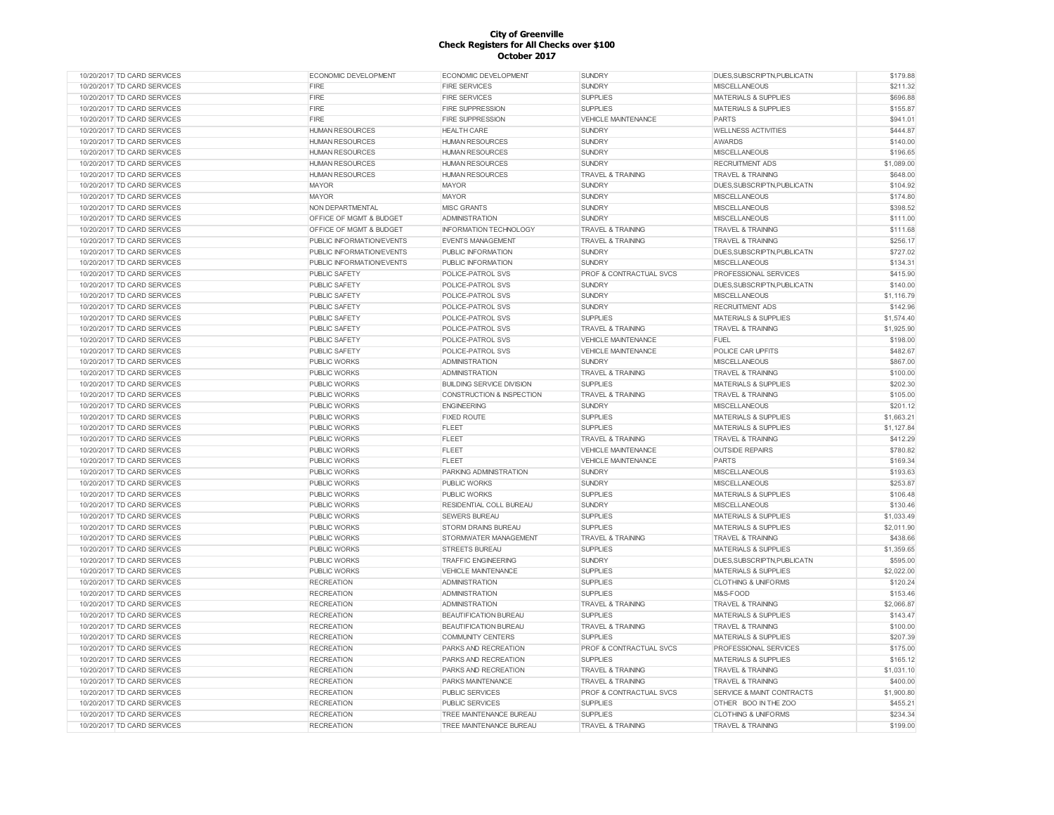**City of Greenville**
**Check Registers for All Checks over $100**
**October 2017**

| Date | Vendor | Department | Division | Category | Description | Amount |
|---|---|---|---|---|---|---|
| 10/20/2017 | TD CARD SERVICES | ECONOMIC DEVELOPMENT | ECONOMIC DEVELOPMENT | SUNDRY | DUES,SUBSCRIPTN,PUBLICATN | $179.88 |
| 10/20/2017 | TD CARD SERVICES | FIRE | FIRE SERVICES | SUNDRY | MISCELLANEOUS | $211.32 |
| 10/20/2017 | TD CARD SERVICES | FIRE | FIRE SERVICES | SUPPLIES | MATERIALS & SUPPLIES | $696.88 |
| 10/20/2017 | TD CARD SERVICES | FIRE | FIRE SUPPRESSION | SUPPLIES | MATERIALS & SUPPLIES | $155.87 |
| 10/20/2017 | TD CARD SERVICES | FIRE | FIRE SUPPRESSION | VEHICLE MAINTENANCE | PARTS | $941.01 |
| 10/20/2017 | TD CARD SERVICES | HUMAN RESOURCES | HEALTH CARE | SUNDRY | WELLNESS ACTIVITIES | $444.87 |
| 10/20/2017 | TD CARD SERVICES | HUMAN RESOURCES | HUMAN RESOURCES | SUNDRY | AWARDS | $140.00 |
| 10/20/2017 | TD CARD SERVICES | HUMAN RESOURCES | HUMAN RESOURCES | SUNDRY | MISCELLANEOUS | $196.65 |
| 10/20/2017 | TD CARD SERVICES | HUMAN RESOURCES | HUMAN RESOURCES | SUNDRY | RECRUITMENT ADS | $1,089.00 |
| 10/20/2017 | TD CARD SERVICES | HUMAN RESOURCES | HUMAN RESOURCES | TRAVEL & TRAINING | TRAVEL & TRAINING | $648.00 |
| 10/20/2017 | TD CARD SERVICES | MAYOR | MAYOR | SUNDRY | DUES,SUBSCRIPTN,PUBLICATN | $104.92 |
| 10/20/2017 | TD CARD SERVICES | MAYOR | MAYOR | SUNDRY | MISCELLANEOUS | $174.80 |
| 10/20/2017 | TD CARD SERVICES | NON DEPARTMENTAL | MISC GRANTS | SUNDRY | MISCELLANEOUS | $398.52 |
| 10/20/2017 | TD CARD SERVICES | OFFICE OF MGMT & BUDGET | ADMINISTRATION | SUNDRY | MISCELLANEOUS | $111.00 |
| 10/20/2017 | TD CARD SERVICES | OFFICE OF MGMT & BUDGET | INFORMATION TECHNOLOGY | TRAVEL & TRAINING | TRAVEL & TRAINING | $111.68 |
| 10/20/2017 | TD CARD SERVICES | PUBLIC INFORMATION/EVENTS | EVENTS MANAGEMENT | TRAVEL & TRAINING | TRAVEL & TRAINING | $256.17 |
| 10/20/2017 | TD CARD SERVICES | PUBLIC INFORMATION/EVENTS | PUBLIC INFORMATION | SUNDRY | DUES,SUBSCRIPTN,PUBLICATN | $727.02 |
| 10/20/2017 | TD CARD SERVICES | PUBLIC INFORMATION/EVENTS | PUBLIC INFORMATION | SUNDRY | MISCELLANEOUS | $134.31 |
| 10/20/2017 | TD CARD SERVICES | PUBLIC SAFETY | POLICE-PATROL SVS | PROF & CONTRACTUAL SVCS | PROFESSIONAL SERVICES | $415.90 |
| 10/20/2017 | TD CARD SERVICES | PUBLIC SAFETY | POLICE-PATROL SVS | SUNDRY | DUES,SUBSCRIPTN,PUBLICATN | $140.00 |
| 10/20/2017 | TD CARD SERVICES | PUBLIC SAFETY | POLICE-PATROL SVS | SUNDRY | MISCELLANEOUS | $1,116.79 |
| 10/20/2017 | TD CARD SERVICES | PUBLIC SAFETY | POLICE-PATROL SVS | SUNDRY | RECRUITMENT ADS | $142.96 |
| 10/20/2017 | TD CARD SERVICES | PUBLIC SAFETY | POLICE-PATROL SVS | SUPPLIES | MATERIALS & SUPPLIES | $1,574.40 |
| 10/20/2017 | TD CARD SERVICES | PUBLIC SAFETY | POLICE-PATROL SVS | TRAVEL & TRAINING | TRAVEL & TRAINING | $1,925.90 |
| 10/20/2017 | TD CARD SERVICES | PUBLIC SAFETY | POLICE-PATROL SVS | VEHICLE MAINTENANCE | FUEL | $198.00 |
| 10/20/2017 | TD CARD SERVICES | PUBLIC SAFETY | POLICE-PATROL SVS | VEHICLE MAINTENANCE | POLICE CAR UPFITS | $482.67 |
| 10/20/2017 | TD CARD SERVICES | PUBLIC WORKS | ADMINISTRATION | SUNDRY | MISCELLANEOUS | $867.00 |
| 10/20/2017 | TD CARD SERVICES | PUBLIC WORKS | ADMINISTRATION | TRAVEL & TRAINING | TRAVEL & TRAINING | $100.00 |
| 10/20/2017 | TD CARD SERVICES | PUBLIC WORKS | BUILDING SERVICE DIVISION | SUPPLIES | MATERIALS & SUPPLIES | $202.30 |
| 10/20/2017 | TD CARD SERVICES | PUBLIC WORKS | CONSTRUCTION & INSPECTION | TRAVEL & TRAINING | TRAVEL & TRAINING | $105.00 |
| 10/20/2017 | TD CARD SERVICES | PUBLIC WORKS | ENGINEERING | SUNDRY | MISCELLANEOUS | $201.12 |
| 10/20/2017 | TD CARD SERVICES | PUBLIC WORKS | FIXED ROUTE | SUPPLIES | MATERIALS & SUPPLIES | $1,663.21 |
| 10/20/2017 | TD CARD SERVICES | PUBLIC WORKS | FLEET | SUPPLIES | MATERIALS & SUPPLIES | $1,127.84 |
| 10/20/2017 | TD CARD SERVICES | PUBLIC WORKS | FLEET | TRAVEL & TRAINING | TRAVEL & TRAINING | $412.29 |
| 10/20/2017 | TD CARD SERVICES | PUBLIC WORKS | FLEET | VEHICLE MAINTENANCE | OUTSIDE REPAIRS | $780.82 |
| 10/20/2017 | TD CARD SERVICES | PUBLIC WORKS | FLEET | VEHICLE MAINTENANCE | PARTS | $169.34 |
| 10/20/2017 | TD CARD SERVICES | PUBLIC WORKS | PARKING ADMINISTRATION | SUNDRY | MISCELLANEOUS | $193.63 |
| 10/20/2017 | TD CARD SERVICES | PUBLIC WORKS | PUBLIC WORKS | SUNDRY | MISCELLANEOUS | $253.87 |
| 10/20/2017 | TD CARD SERVICES | PUBLIC WORKS | PUBLIC WORKS | SUPPLIES | MATERIALS & SUPPLIES | $106.48 |
| 10/20/2017 | TD CARD SERVICES | PUBLIC WORKS | RESIDENTIAL COLL BUREAU | SUNDRY | MISCELLANEOUS | $130.46 |
| 10/20/2017 | TD CARD SERVICES | PUBLIC WORKS | SEWERS BUREAU | SUPPLIES | MATERIALS & SUPPLIES | $1,033.49 |
| 10/20/2017 | TD CARD SERVICES | PUBLIC WORKS | STORM DRAINS BUREAU | SUPPLIES | MATERIALS & SUPPLIES | $2,011.90 |
| 10/20/2017 | TD CARD SERVICES | PUBLIC WORKS | STORMWATER MANAGEMENT | TRAVEL & TRAINING | TRAVEL & TRAINING | $438.66 |
| 10/20/2017 | TD CARD SERVICES | PUBLIC WORKS | STREETS BUREAU | SUPPLIES | MATERIALS & SUPPLIES | $1,359.65 |
| 10/20/2017 | TD CARD SERVICES | PUBLIC WORKS | TRAFFIC ENGINEERING | SUNDRY | DUES,SUBSCRIPTN,PUBLICATN | $595.00 |
| 10/20/2017 | TD CARD SERVICES | PUBLIC WORKS | VEHICLE MAINTENANCE | SUPPLIES | MATERIALS & SUPPLIES | $2,022.00 |
| 10/20/2017 | TD CARD SERVICES | RECREATION | ADMINISTRATION | SUPPLIES | CLOTHING & UNIFORMS | $120.24 |
| 10/20/2017 | TD CARD SERVICES | RECREATION | ADMINISTRATION | SUPPLIES | M&S-FOOD | $153.46 |
| 10/20/2017 | TD CARD SERVICES | RECREATION | ADMINISTRATION | TRAVEL & TRAINING | TRAVEL & TRAINING | $2,066.87 |
| 10/20/2017 | TD CARD SERVICES | RECREATION | BEAUTIFICATION BUREAU | SUPPLIES | MATERIALS & SUPPLIES | $143.47 |
| 10/20/2017 | TD CARD SERVICES | RECREATION | BEAUTIFICATION BUREAU | TRAVEL & TRAINING | TRAVEL & TRAINING | $100.00 |
| 10/20/2017 | TD CARD SERVICES | RECREATION | COMMUNITY CENTERS | SUPPLIES | MATERIALS & SUPPLIES | $207.39 |
| 10/20/2017 | TD CARD SERVICES | RECREATION | PARKS AND RECREATION | PROF & CONTRACTUAL SVCS | PROFESSIONAL SERVICES | $175.00 |
| 10/20/2017 | TD CARD SERVICES | RECREATION | PARKS AND RECREATION | SUPPLIES | MATERIALS & SUPPLIES | $165.12 |
| 10/20/2017 | TD CARD SERVICES | RECREATION | PARKS AND RECREATION | TRAVEL & TRAINING | TRAVEL & TRAINING | $1,031.10 |
| 10/20/2017 | TD CARD SERVICES | RECREATION | PARKS MAINTENANCE | TRAVEL & TRAINING | TRAVEL & TRAINING | $400.00 |
| 10/20/2017 | TD CARD SERVICES | RECREATION | PUBLIC SERVICES | PROF & CONTRACTUAL SVCS | SERVICE & MAINT CONTRACTS | $1,900.80 |
| 10/20/2017 | TD CARD SERVICES | RECREATION | PUBLIC SERVICES | SUPPLIES | OTHER BOO IN THE ZOO | $455.21 |
| 10/20/2017 | TD CARD SERVICES | RECREATION | TREE MAINTENANCE BUREAU | SUPPLIES | CLOTHING & UNIFORMS | $234.34 |
| 10/20/2017 | TD CARD SERVICES | RECREATION | TREE MAINTENANCE BUREAU | TRAVEL & TRAINING | TRAVEL & TRAINING | $199.00 |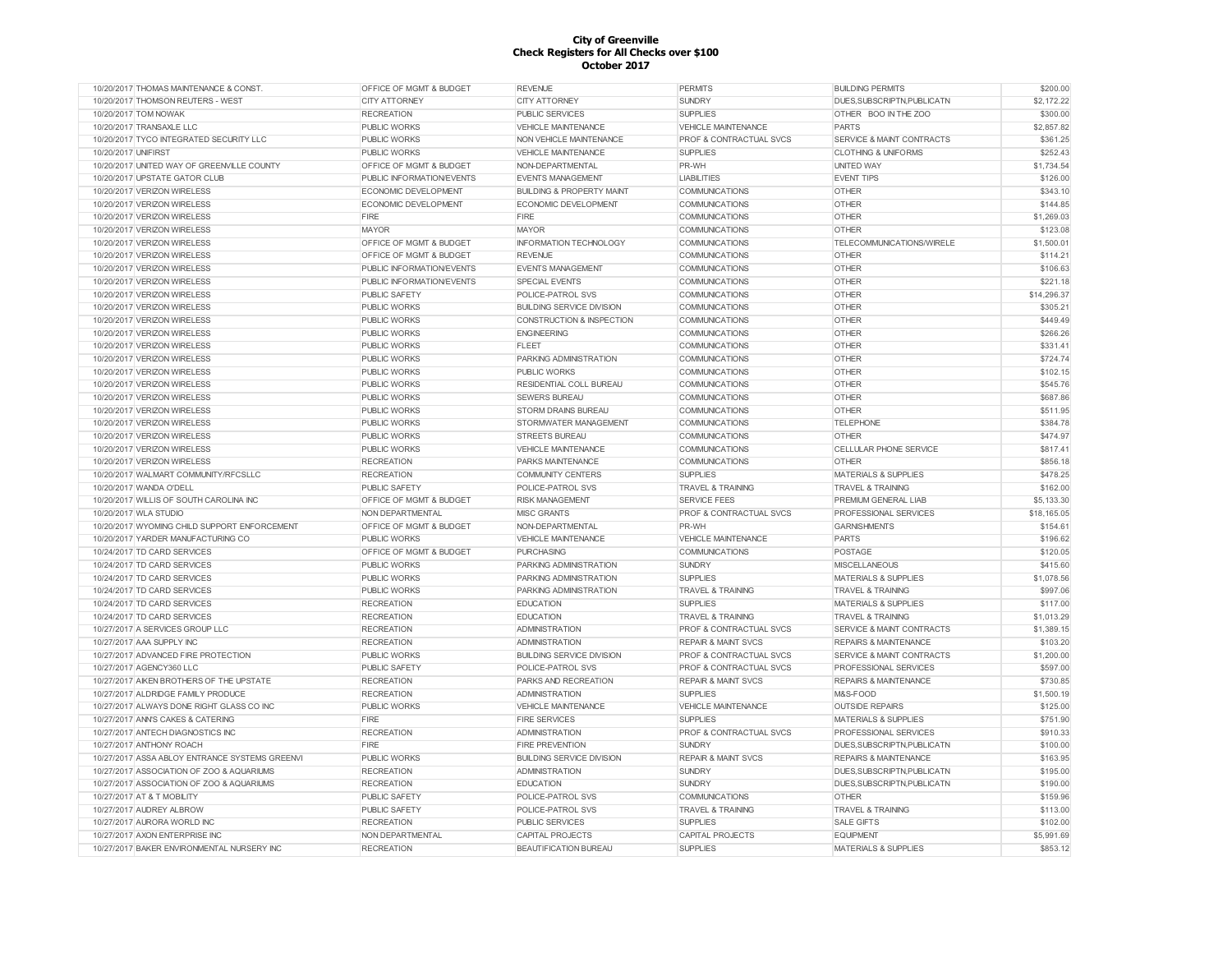# City of Greenville
## Check Registers for All Checks over $100
### October 2017

| | | | | | | |
|---|---|---|---|---|---|---|
| 10/20/2017 | THOMAS MAINTENANCE & CONST. | OFFICE OF MGMT & BUDGET | REVENUE | PERMITS | BUILDING PERMITS | $200.00 |
| 10/20/2017 | THOMSON REUTERS - WEST | CITY ATTORNEY | CITY ATTORNEY | SUNDRY | DUES,SUBSCRIPTN,PUBLICATN | $2,172.22 |
| 10/20/2017 | TOM NOWAK | RECREATION | PUBLIC SERVICES | SUPPLIES | OTHER BOO IN THE ZOO | $300.00 |
| 10/20/2017 | TRANSAXLE LLC | PUBLIC WORKS | VEHICLE MAINTENANCE | VEHICLE MAINTENANCE | PARTS | $2,857.82 |
| 10/20/2017 | TYCO INTEGRATED SECURITY LLC | PUBLIC WORKS | NON VEHICLE MAINTENANCE | PROF & CONTRACTUAL SVCS | SERVICE & MAINT CONTRACTS | $361.25 |
| 10/20/2017 | UNIFIRST | PUBLIC WORKS | VEHICLE MAINTENANCE | SUPPLIES | CLOTHING & UNIFORMS | $252.43 |
| 10/20/2017 | UNITED WAY OF GREENVILLE COUNTY | OFFICE OF MGMT & BUDGET | NON-DEPARTMENTAL | PR-WH | UNITED WAY | $1,734.54 |
| 10/20/2017 | UPSTATE GATOR CLUB | PUBLIC INFORMATION/EVENTS | EVENTS MANAGEMENT | LIABILITIES | EVENT TIPS | $126.00 |
| 10/20/2017 | VERIZON WIRELESS | ECONOMIC DEVELOPMENT | BUILDING & PROPERTY MAINT | COMMUNICATIONS | OTHER | $343.10 |
| 10/20/2017 | VERIZON WIRELESS | ECONOMIC DEVELOPMENT | ECONOMIC DEVELOPMENT | COMMUNICATIONS | OTHER | $144.85 |
| 10/20/2017 | VERIZON WIRELESS | FIRE | FIRE | COMMUNICATIONS | OTHER | $1,269.03 |
| 10/20/2017 | VERIZON WIRELESS | MAYOR | MAYOR | COMMUNICATIONS | OTHER | $123.08 |
| 10/20/2017 | VERIZON WIRELESS | OFFICE OF MGMT & BUDGET | INFORMATION TECHNOLOGY | COMMUNICATIONS | TELECOMMUNICATIONS/WIRELE | $1,500.01 |
| 10/20/2017 | VERIZON WIRELESS | OFFICE OF MGMT & BUDGET | REVENUE | COMMUNICATIONS | OTHER | $114.21 |
| 10/20/2017 | VERIZON WIRELESS | PUBLIC INFORMATION/EVENTS | EVENTS MANAGEMENT | COMMUNICATIONS | OTHER | $106.63 |
| 10/20/2017 | VERIZON WIRELESS | PUBLIC INFORMATION/EVENTS | SPECIAL EVENTS | COMMUNICATIONS | OTHER | $221.18 |
| 10/20/2017 | VERIZON WIRELESS | PUBLIC SAFETY | POLICE-PATROL SVS | COMMUNICATIONS | OTHER | $14,296.37 |
| 10/20/2017 | VERIZON WIRELESS | PUBLIC WORKS | BUILDING SERVICE DIVISION | COMMUNICATIONS | OTHER | $305.21 |
| 10/20/2017 | VERIZON WIRELESS | PUBLIC WORKS | CONSTRUCTION & INSPECTION | COMMUNICATIONS | OTHER | $449.49 |
| 10/20/2017 | VERIZON WIRELESS | PUBLIC WORKS | ENGINEERING | COMMUNICATIONS | OTHER | $266.26 |
| 10/20/2017 | VERIZON WIRELESS | PUBLIC WORKS | FLEET | COMMUNICATIONS | OTHER | $331.41 |
| 10/20/2017 | VERIZON WIRELESS | PUBLIC WORKS | PARKING ADMINISTRATION | COMMUNICATIONS | OTHER | $724.74 |
| 10/20/2017 | VERIZON WIRELESS | PUBLIC WORKS | PUBLIC WORKS | COMMUNICATIONS | OTHER | $102.15 |
| 10/20/2017 | VERIZON WIRELESS | PUBLIC WORKS | RESIDENTIAL COLL BUREAU | COMMUNICATIONS | OTHER | $545.76 |
| 10/20/2017 | VERIZON WIRELESS | PUBLIC WORKS | SEWERS BUREAU | COMMUNICATIONS | OTHER | $687.86 |
| 10/20/2017 | VERIZON WIRELESS | PUBLIC WORKS | STORM DRAINS BUREAU | COMMUNICATIONS | OTHER | $511.95 |
| 10/20/2017 | VERIZON WIRELESS | PUBLIC WORKS | STORMWATER MANAGEMENT | COMMUNICATIONS | TELEPHONE | $384.78 |
| 10/20/2017 | VERIZON WIRELESS | PUBLIC WORKS | STREETS BUREAU | COMMUNICATIONS | OTHER | $474.97 |
| 10/20/2017 | VERIZON WIRELESS | PUBLIC WORKS | VEHICLE MAINTENANCE | COMMUNICATIONS | CELLULAR PHONE SERVICE | $817.41 |
| 10/20/2017 | VERIZON WIRELESS | RECREATION | PARKS MAINTENANCE | COMMUNICATIONS | OTHER | $856.18 |
| 10/20/2017 | WALMART COMMUNITY/RFCSLLC | RECREATION | COMMUNITY CENTERS | SUPPLIES | MATERIALS & SUPPLIES | $478.25 |
| 10/20/2017 | WANDA O'DELL | PUBLIC SAFETY | POLICE-PATROL SVS | TRAVEL & TRAINING | TRAVEL & TRAINING | $162.00 |
| 10/20/2017 | WILLIS OF SOUTH CAROLINA INC | OFFICE OF MGMT & BUDGET | RISK MANAGEMENT | SERVICE FEES | PREMIUM GENERAL LIAB | $5,133.30 |
| 10/20/2017 | WLA STUDIO | NON DEPARTMENTAL | MISC GRANTS | PROF & CONTRACTUAL SVCS | PROFESSIONAL SERVICES | $18,165.05 |
| 10/20/2017 | WYOMING CHILD SUPPORT ENFORCEMENT | OFFICE OF MGMT & BUDGET | NON-DEPARTMENTAL | PR-WH | GARNISHMENTS | $154.61 |
| 10/20/2017 | YARDER MANUFACTURING CO | PUBLIC WORKS | VEHICLE MAINTENANCE | VEHICLE MAINTENANCE | PARTS | $196.62 |
| 10/24/2017 | TD CARD SERVICES | OFFICE OF MGMT & BUDGET | PURCHASING | COMMUNICATIONS | POSTAGE | $120.05 |
| 10/24/2017 | TD CARD SERVICES | PUBLIC WORKS | PARKING ADMINISTRATION | SUNDRY | MISCELLANEOUS | $415.60 |
| 10/24/2017 | TD CARD SERVICES | PUBLIC WORKS | PARKING ADMINISTRATION | SUPPLIES | MATERIALS & SUPPLIES | $1,078.56 |
| 10/24/2017 | TD CARD SERVICES | PUBLIC WORKS | PARKING ADMINISTRATION | TRAVEL & TRAINING | TRAVEL & TRAINING | $997.06 |
| 10/24/2017 | TD CARD SERVICES | RECREATION | EDUCATION | SUPPLIES | MATERIALS & SUPPLIES | $117.00 |
| 10/24/2017 | TD CARD SERVICES | RECREATION | EDUCATION | TRAVEL & TRAINING | TRAVEL & TRAINING | $1,013.29 |
| 10/27/2017 | A SERVICES GROUP LLC | RECREATION | ADMINISTRATION | PROF & CONTRACTUAL SVCS | SERVICE & MAINT CONTRACTS | $1,389.15 |
| 10/27/2017 | AAA SUPPLY INC | RECREATION | ADMINISTRATION | REPAIR & MAINT SVCS | REPAIRS & MAINTENANCE | $103.20 |
| 10/27/2017 | ADVANCED FIRE PROTECTION | PUBLIC WORKS | BUILDING SERVICE DIVISION | PROF & CONTRACTUAL SVCS | SERVICE & MAINT CONTRACTS | $1,200.00 |
| 10/27/2017 | AGENCY360 LLC | PUBLIC SAFETY | POLICE-PATROL SVS | PROF & CONTRACTUAL SVCS | PROFESSIONAL SERVICES | $597.00 |
| 10/27/2017 | AIKEN BROTHERS OF THE UPSTATE | RECREATION | PARKS AND RECREATION | REPAIR & MAINT SVCS | REPAIRS & MAINTENANCE | $730.85 |
| 10/27/2017 | ALDRIDGE FAMILY PRODUCE | RECREATION | ADMINISTRATION | SUPPLIES | M&S-FOOD | $1,500.19 |
| 10/27/2017 | ALWAYS DONE RIGHT GLASS CO INC | PUBLIC WORKS | VEHICLE MAINTENANCE | VEHICLE MAINTENANCE | OUTSIDE REPAIRS | $125.00 |
| 10/27/2017 | ANN'S CAKES & CATERING | FIRE | FIRE SERVICES | SUPPLIES | MATERIALS & SUPPLIES | $751.90 |
| 10/27/2017 | ANTECH DIAGNOSTICS INC | RECREATION | ADMINISTRATION | PROF & CONTRACTUAL SVCS | PROFESSIONAL SERVICES | $910.33 |
| 10/27/2017 | ANTHONY ROACH | FIRE | FIRE PREVENTION | SUNDRY | DUES,SUBSCRIPTN,PUBLICATN | $100.00 |
| 10/27/2017 | ASSA ABLOY ENTRANCE SYSTEMS GREENVI | PUBLIC WORKS | BUILDING SERVICE DIVISION | REPAIR & MAINT SVCS | REPAIRS & MAINTENANCE | $163.95 |
| 10/27/2017 | ASSOCIATION OF ZOO & AQUARIUMS | RECREATION | ADMINISTRATION | SUNDRY | DUES,SUBSCRIPTN,PUBLICATN | $195.00 |
| 10/27/2017 | ASSOCIATION OF ZOO & AQUARIUMS | RECREATION | EDUCATION | SUNDRY | DUES,SUBSCRIPTN,PUBLICATN | $190.00 |
| 10/27/2017 | AT & T MOBILITY | PUBLIC SAFETY | POLICE-PATROL SVS | COMMUNICATIONS | OTHER | $159.96 |
| 10/27/2017 | AUDREY ALBROW | PUBLIC SAFETY | POLICE-PATROL SVS | TRAVEL & TRAINING | TRAVEL & TRAINING | $113.00 |
| 10/27/2017 | AURORA WORLD INC | RECREATION | PUBLIC SERVICES | SUPPLIES | SALE GIFTS | $102.00 |
| 10/27/2017 | AXON ENTERPRISE INC | NON DEPARTMENTAL | CAPITAL PROJECTS | CAPITAL PROJECTS | EQUIPMENT | $5,991.69 |
| 10/27/2017 | BAKER ENVIRONMENTAL NURSERY INC | RECREATION | BEAUTIFICATION BUREAU | SUPPLIES | MATERIALS & SUPPLIES | $853.12 |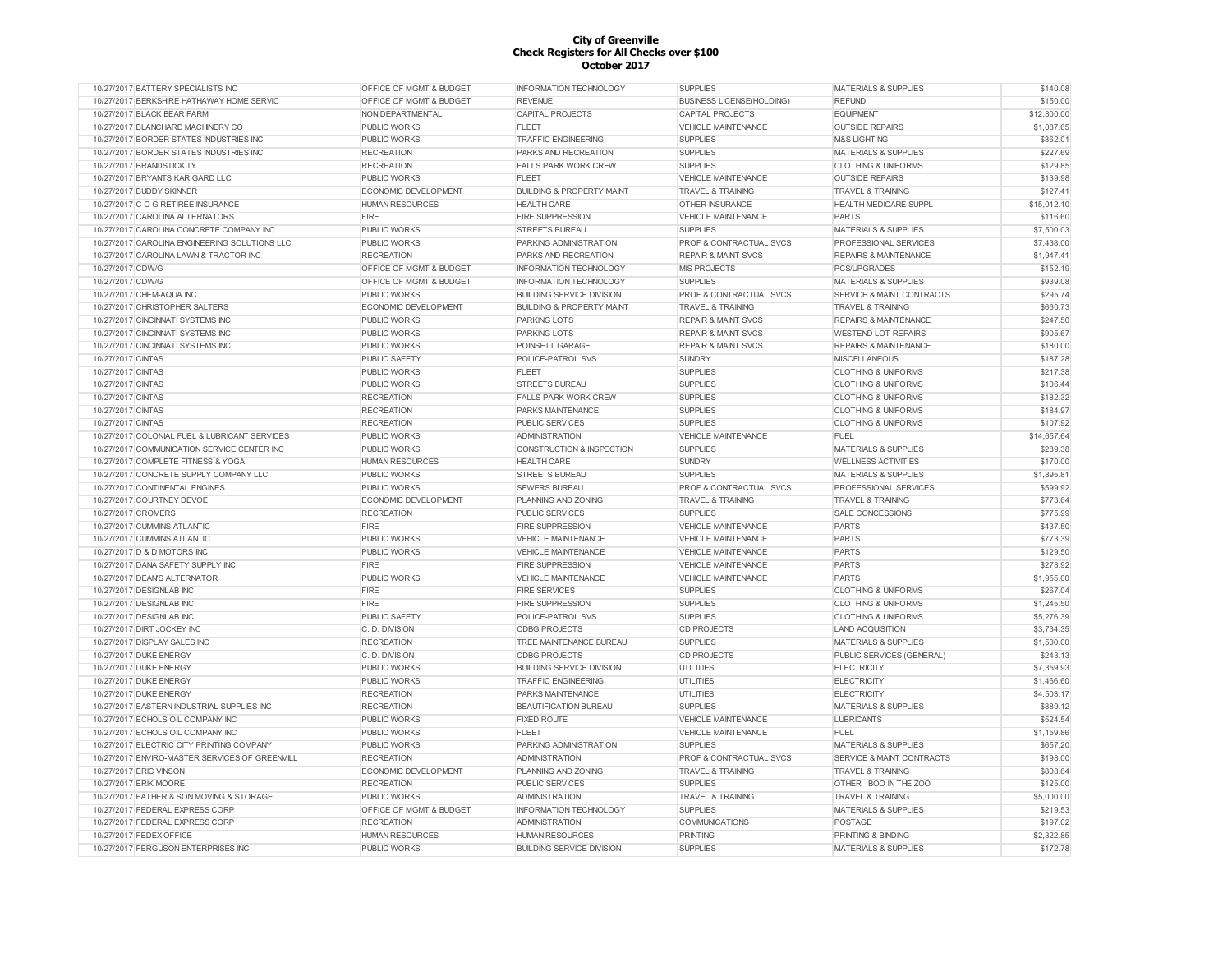# City of Greenville
## Check Registers for All Checks over $100
## October 2017

| | | | | | | |
|---|---|---|---|---|---|---|
| 10/27/2017 | BATTERY SPECIALISTS INC | OFFICE OF MGMT & BUDGET | INFORMATION TECHNOLOGY | SUPPLIES | MATERIALS & SUPPLIES | $140.08 |
| 10/27/2017 | BERKSHIRE HATHAWAY HOME SERVIC | OFFICE OF MGMT & BUDGET | REVENUE | BUSINESS LICENSE(HOLDING) | REFUND | $150.00 |
| 10/27/2017 | BLACK BEAR FARM | NON DEPARTMENTAL | CAPITAL PROJECTS | CAPITAL PROJECTS | EQUIPMENT | $12,800.00 |
| 10/27/2017 | BLANCHARD MACHINERY CO | PUBLIC WORKS | FLEET | VEHICLE MAINTENANCE | OUTSIDE REPAIRS | $1,087.65 |
| 10/27/2017 | BORDER STATES INDUSTRIES INC | PUBLIC WORKS | TRAFFIC ENGINEERING | SUPPLIES | M&S LIGHTING | $362.01 |
| 10/27/2017 | BORDER STATES INDUSTRIES INC | RECREATION | PARKS AND RECREATION | SUPPLIES | MATERIALS & SUPPLIES | $227.69 |
| 10/27/2017 | BRANDSTICKITY | RECREATION | FALLS PARK WORK CREW | SUPPLIES | CLOTHING & UNIFORMS | $129.85 |
| 10/27/2017 | BRYANTS KAR GARD LLC | PUBLIC WORKS | FLEET | VEHICLE MAINTENANCE | OUTSIDE REPAIRS | $139.98 |
| 10/27/2017 | BUDDY SKINNER | ECONOMIC DEVELOPMENT | BUILDING & PROPERTY MAINT | TRAVEL & TRAINING | TRAVEL & TRAINING | $127.41 |
| 10/27/2017 | C O G RETIREE INSURANCE | HUMAN RESOURCES | HEALTH CARE | OTHER INSURANCE | HEALTH MEDICARE SUPPL | $15,012.10 |
| 10/27/2017 | CAROLINA ALTERNATORS | FIRE | FIRE SUPPRESSION | VEHICLE MAINTENANCE | PARTS | $116.60 |
| 10/27/2017 | CAROLINA CONCRETE COMPANY INC | PUBLIC WORKS | STREETS BUREAU | SUPPLIES | MATERIALS & SUPPLIES | $7,500.03 |
| 10/27/2017 | CAROLINA ENGINEERING SOLUTIONS LLC | PUBLIC WORKS | PARKING ADMINISTRATION | PROF & CONTRACTUAL SVCS | PROFESSIONAL SERVICES | $7,438.00 |
| 10/27/2017 | CAROLINA LAWN & TRACTOR INC | RECREATION | PARKS AND RECREATION | REPAIR & MAINT SVCS | REPAIRS & MAINTENANCE | $1,947.41 |
| 10/27/2017 | CDW/G | OFFICE OF MGMT & BUDGET | INFORMATION TECHNOLOGY | MIS PROJECTS | PCS/UPGRADES | $152.19 |
| 10/27/2017 | CDW/G | OFFICE OF MGMT & BUDGET | INFORMATION TECHNOLOGY | SUPPLIES | MATERIALS & SUPPLIES | $939.08 |
| 10/27/2017 | CHEM-AQUA INC | PUBLIC WORKS | BUILDING SERVICE DIVISION | PROF & CONTRACTUAL SVCS | SERVICE & MAINT CONTRACTS | $295.74 |
| 10/27/2017 | CHRISTOPHER SALTERS | ECONOMIC DEVELOPMENT | BUILDING & PROPERTY MAINT | TRAVEL & TRAINING | TRAVEL & TRAINING | $660.73 |
| 10/27/2017 | CINCINNATI SYSTEMS INC | PUBLIC WORKS | PARKING LOTS | REPAIR & MAINT SVCS | REPAIRS & MAINTENANCE | $247.50 |
| 10/27/2017 | CINCINNATI SYSTEMS INC | PUBLIC WORKS | PARKING LOTS | REPAIR & MAINT SVCS | WESTEND LOT REPAIRS | $905.67 |
| 10/27/2017 | CINCINNATI SYSTEMS INC | PUBLIC WORKS | POINSETT GARAGE | REPAIR & MAINT SVCS | REPAIRS & MAINTENANCE | $180.00 |
| 10/27/2017 | CINTAS | PUBLIC SAFETY | POLICE-PATROL SVS | SUNDRY | MISCELLANEOUS | $187.28 |
| 10/27/2017 | CINTAS | PUBLIC WORKS | FLEET | SUPPLIES | CLOTHING & UNIFORMS | $217.38 |
| 10/27/2017 | CINTAS | PUBLIC WORKS | STREETS BUREAU | SUPPLIES | CLOTHING & UNIFORMS | $106.44 |
| 10/27/2017 | CINTAS | RECREATION | FALLS PARK WORK CREW | SUPPLIES | CLOTHING & UNIFORMS | $182.32 |
| 10/27/2017 | CINTAS | RECREATION | PARKS MAINTENANCE | SUPPLIES | CLOTHING & UNIFORMS | $184.97 |
| 10/27/2017 | CINTAS | RECREATION | PUBLIC SERVICES | SUPPLIES | CLOTHING & UNIFORMS | $107.92 |
| 10/27/2017 | COLONIAL FUEL & LUBRICANT SERVICES | PUBLIC WORKS | ADMINISTRATION | VEHICLE MAINTENANCE | FUEL | $14,657.64 |
| 10/27/2017 | COMMUNICATION SERVICE CENTER INC | PUBLIC WORKS | CONSTRUCTION & INSPECTION | SUPPLIES | MATERIALS & SUPPLIES | $289.38 |
| 10/27/2017 | COMPLETE FITNESS & YOGA | HUMAN RESOURCES | HEALTH CARE | SUNDRY | WELLNESS ACTIVITIES | $170.00 |
| 10/27/2017 | CONCRETE SUPPLY COMPANY LLC | PUBLIC WORKS | STREETS BUREAU | SUPPLIES | MATERIALS & SUPPLIES | $1,895.81 |
| 10/27/2017 | CONTINENTAL ENGINES | PUBLIC WORKS | SEWERS BUREAU | PROF & CONTRACTUAL SVCS | PROFESSIONAL SERVICES | $599.92 |
| 10/27/2017 | COURTNEY DEVOE | ECONOMIC DEVELOPMENT | PLANNING AND ZONING | TRAVEL & TRAINING | TRAVEL & TRAINING | $773.64 |
| 10/27/2017 | CROMERS | RECREATION | PUBLIC SERVICES | SUPPLIES | SALE CONCESSIONS | $775.99 |
| 10/27/2017 | CUMMINS ATLANTIC | FIRE | FIRE SUPPRESSION | VEHICLE MAINTENANCE | PARTS | $437.50 |
| 10/27/2017 | CUMMINS ATLANTIC | PUBLIC WORKS | VEHICLE MAINTENANCE | VEHICLE MAINTENANCE | PARTS | $773.39 |
| 10/27/2017 | D & D MOTORS INC | PUBLIC WORKS | VEHICLE MAINTENANCE | VEHICLE MAINTENANCE | PARTS | $129.50 |
| 10/27/2017 | DANA SAFETY SUPPLY INC | FIRE | FIRE SUPPRESSION | VEHICLE MAINTENANCE | PARTS | $278.92 |
| 10/27/2017 | DEAN'S ALTERNATOR | PUBLIC WORKS | VEHICLE MAINTENANCE | VEHICLE MAINTENANCE | PARTS | $1,955.00 |
| 10/27/2017 | DESIGNLAB INC | FIRE | FIRE SERVICES | SUPPLIES | CLOTHING & UNIFORMS | $267.04 |
| 10/27/2017 | DESIGNLAB INC | FIRE | FIRE SUPPRESSION | SUPPLIES | CLOTHING & UNIFORMS | $1,245.50 |
| 10/27/2017 | DESIGNLAB INC | PUBLIC SAFETY | POLICE-PATROL SVS | SUPPLIES | CLOTHING & UNIFORMS | $5,276.39 |
| 10/27/2017 | DIRT JOCKEY INC | C. D. DIVISION | CDBG PROJECTS | CD PROJECTS | LAND ACQUISITION | $3,734.35 |
| 10/27/2017 | DISPLAY SALES INC | RECREATION | TREE MAINTENANCE BUREAU | SUPPLIES | MATERIALS & SUPPLIES | $1,500.00 |
| 10/27/2017 | DUKE ENERGY | C. D. DIVISION | CDBG PROJECTS | CD PROJECTS | PUBLIC SERVICES (GENERAL) | $243.13 |
| 10/27/2017 | DUKE ENERGY | PUBLIC WORKS | BUILDING SERVICE DIVISION | UTILITIES | ELECTRICITY | $7,359.93 |
| 10/27/2017 | DUKE ENERGY | PUBLIC WORKS | TRAFFIC ENGINEERING | UTILITIES | ELECTRICITY | $1,466.60 |
| 10/27/2017 | DUKE ENERGY | RECREATION | PARKS MAINTENANCE | UTILITIES | ELECTRICITY | $4,503.17 |
| 10/27/2017 | EASTERN INDUSTRIAL SUPPLIES INC | RECREATION | BEAUTIFICATION BUREAU | SUPPLIES | MATERIALS & SUPPLIES | $889.12 |
| 10/27/2017 | ECHOLS OIL COMPANY INC | PUBLIC WORKS | FIXED ROUTE | VEHICLE MAINTENANCE | LUBRICANTS | $524.54 |
| 10/27/2017 | ECHOLS OIL COMPANY INC | PUBLIC WORKS | FLEET | VEHICLE MAINTENANCE | FUEL | $1,159.86 |
| 10/27/2017 | ELECTRIC CITY PRINTING COMPANY | PUBLIC WORKS | PARKING ADMINISTRATION | SUPPLIES | MATERIALS & SUPPLIES | $657.20 |
| 10/27/2017 | ENVIRO-MASTER SERVICES OF GREENVILL | RECREATION | ADMINISTRATION | PROF & CONTRACTUAL SVCS | SERVICE & MAINT CONTRACTS | $198.00 |
| 10/27/2017 | ERIC VINSON | ECONOMIC DEVELOPMENT | PLANNING AND ZONING | TRAVEL & TRAINING | TRAVEL & TRAINING | $808.64 |
| 10/27/2017 | ERIK MOORE | RECREATION | PUBLIC SERVICES | SUPPLIES | OTHER BOO IN THE ZOO | $125.00 |
| 10/27/2017 | FATHER & SON MOVING & STORAGE | PUBLIC WORKS | ADMINISTRATION | TRAVEL & TRAINING | TRAVEL & TRAINING | $5,000.00 |
| 10/27/2017 | FEDERAL EXPRESS CORP | OFFICE OF MGMT & BUDGET | INFORMATION TECHNOLOGY | SUPPLIES | MATERIALS & SUPPLIES | $219.53 |
| 10/27/2017 | FEDERAL EXPRESS CORP | RECREATION | ADMINISTRATION | COMMUNICATIONS | POSTAGE | $197.02 |
| 10/27/2017 | FEDEX OFFICE | HUMAN RESOURCES | HUMAN RESOURCES | PRINTING | PRINTING & BINDING | $2,322.85 |
| 10/27/2017 | FERGUSON ENTERPRISES INC | PUBLIC WORKS | BUILDING SERVICE DIVISION | SUPPLIES | MATERIALS & SUPPLIES | $172.78 |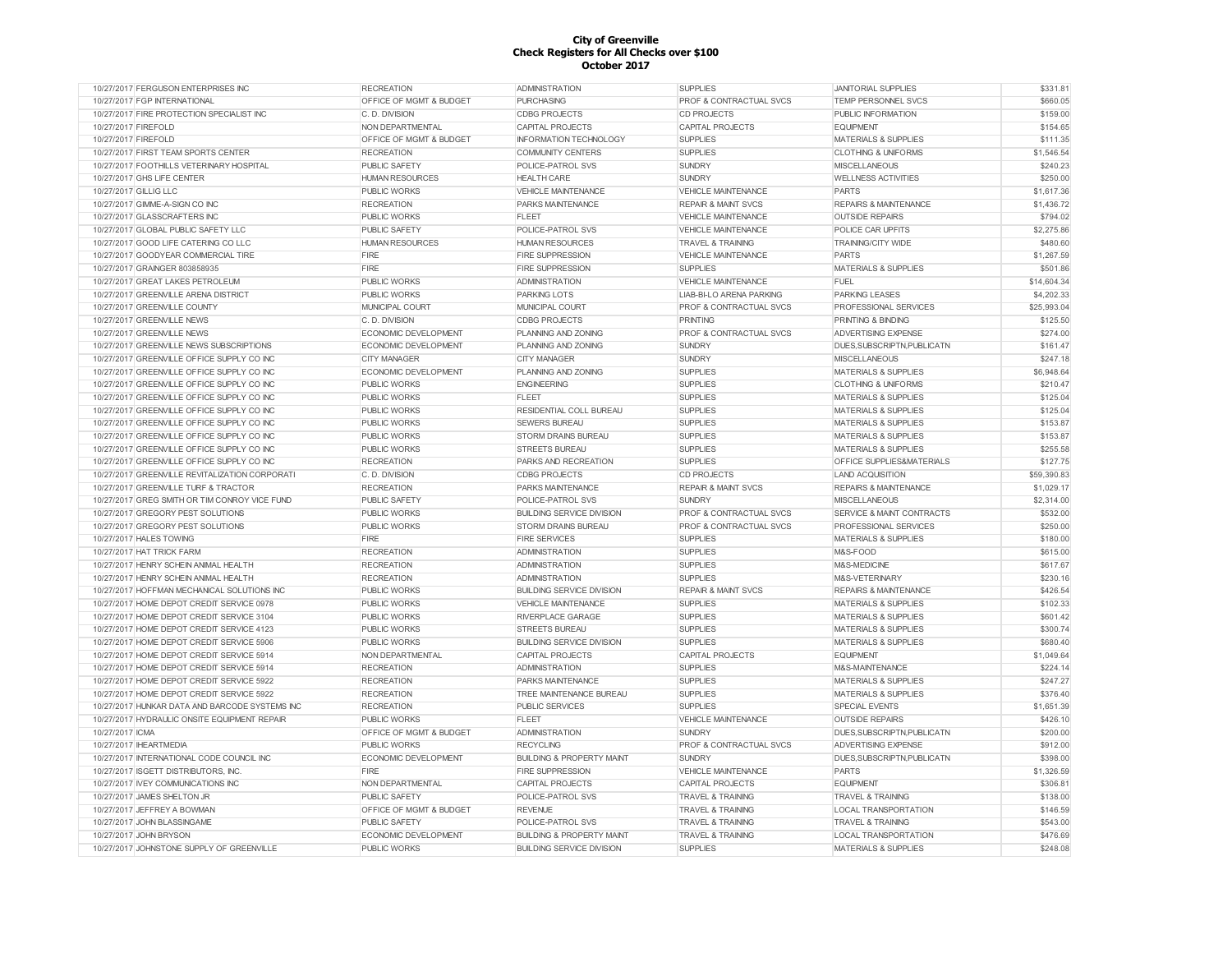# City of Greenville
## Check Registers for All Checks over $100
### October 2017

| | | | | | | |
|---|---|---|---|---|---|---|
| 10/27/2017 | FERGUSON ENTERPRISES INC | RECREATION | ADMINISTRATION | SUPPLIES | JANITORIAL SUPPLIES | $331.81 |
| 10/27/2017 | FGP INTERNATIONAL | OFFICE OF MGMT & BUDGET | PURCHASING | PROF & CONTRACTUAL SVCS | TEMP PERSONNEL SVCS | $660.05 |
| 10/27/2017 | FIRE PROTECTION SPECIALIST INC | C. D. DIVISION | CDBG PROJECTS | CD PROJECTS | PUBLIC INFORMATION | $159.00 |
| 10/27/2017 | FIREFOLD | NON DEPARTMENTAL | CAPITAL PROJECTS | CAPITAL PROJECTS | EQUIPMENT | $154.65 |
| 10/27/2017 | FIREFOLD | OFFICE OF MGMT & BUDGET | INFORMATION TECHNOLOGY | SUPPLIES | MATERIALS & SUPPLIES | $111.35 |
| 10/27/2017 | FIRST TEAM SPORTS CENTER | RECREATION | COMMUNITY CENTERS | SUPPLIES | CLOTHING & UNIFORMS | $1,546.54 |
| 10/27/2017 | FOOTHILLS VETERINARY HOSPITAL | PUBLIC SAFETY | POLICE-PATROL SVS | SUNDRY | MISCELLANEOUS | $240.23 |
| 10/27/2017 | GHS LIFE CENTER | HUMAN RESOURCES | HEALTH CARE | SUNDRY | WELLNESS ACTIVITIES | $250.00 |
| 10/27/2017 | GILLIG LLC | PUBLIC WORKS | VEHICLE MAINTENANCE | VEHICLE MAINTENANCE | PARTS | $1,617.36 |
| 10/27/2017 | GIMME-A-SIGN CO INC | RECREATION | PARKS MAINTENANCE | REPAIR & MAINT SVCS | REPAIRS & MAINTENANCE | $1,436.72 |
| 10/27/2017 | GLASSCRAFTERS INC | PUBLIC WORKS | FLEET | VEHICLE MAINTENANCE | OUTSIDE REPAIRS | $794.02 |
| 10/27/2017 | GLOBAL PUBLIC SAFETY LLC | PUBLIC SAFETY | POLICE-PATROL SVS | VEHICLE MAINTENANCE | POLICE CAR UPFITS | $2,275.86 |
| 10/27/2017 | GOOD LIFE CATERING CO LLC | HUMAN RESOURCES | HUMAN RESOURCES | TRAVEL & TRAINING | TRAINING/CITY WIDE | $480.60 |
| 10/27/2017 | GOODYEAR COMMERCIAL TIRE | FIRE | FIRE SUPPRESSION | VEHICLE MAINTENANCE | PARTS | $1,267.59 |
| 10/27/2017 | GRAINGER 803858935 | FIRE | FIRE SUPPRESSION | SUPPLIES | MATERIALS & SUPPLIES | $501.86 |
| 10/27/2017 | GREAT LAKES PETROLEUM | PUBLIC WORKS | ADMINISTRATION | VEHICLE MAINTENANCE | FUEL | $14,604.34 |
| 10/27/2017 | GREENVILLE ARENA DISTRICT | PUBLIC WORKS | PARKING LOTS | LIAB-BI-LO ARENA PARKING | PARKING LEASES | $4,202.33 |
| 10/27/2017 | GREENVILLE COUNTY | MUNICIPAL COURT | MUNICIPAL COURT | PROF & CONTRACTUAL SVCS | PROFESSIONAL SERVICES | $25,993.04 |
| 10/27/2017 | GREENVILLE NEWS | C. D. DIVISION | CDBG PROJECTS | PRINTING | PRINTING & BINDING | $125.50 |
| 10/27/2017 | GREENVILLE NEWS | ECONOMIC DEVELOPMENT | PLANNING AND ZONING | PROF & CONTRACTUAL SVCS | ADVERTISING EXPENSE | $274.00 |
| 10/27/2017 | GREENVILLE NEWS SUBSCRIPTIONS | ECONOMIC DEVELOPMENT | PLANNING AND ZONING | SUNDRY | DUES,SUBSCRIPTN,PUBLICATN | $161.47 |
| 10/27/2017 | GREENVILLE OFFICE SUPPLY CO INC | CITY MANAGER | CITY MANAGER | SUNDRY | MISCELLANEOUS | $247.18 |
| 10/27/2017 | GREENVILLE OFFICE SUPPLY CO INC | ECONOMIC DEVELOPMENT | PLANNING AND ZONING | SUPPLIES | MATERIALS & SUPPLIES | $6,948.64 |
| 10/27/2017 | GREENVILLE OFFICE SUPPLY CO INC | PUBLIC WORKS | ENGINEERING | SUPPLIES | CLOTHING & UNIFORMS | $210.47 |
| 10/27/2017 | GREENVILLE OFFICE SUPPLY CO INC | PUBLIC WORKS | FLEET | SUPPLIES | MATERIALS & SUPPLIES | $125.04 |
| 10/27/2017 | GREENVILLE OFFICE SUPPLY CO INC | PUBLIC WORKS | RESIDENTIAL COLL BUREAU | SUPPLIES | MATERIALS & SUPPLIES | $125.04 |
| 10/27/2017 | GREENVILLE OFFICE SUPPLY CO INC | PUBLIC WORKS | SEWERS BUREAU | SUPPLIES | MATERIALS & SUPPLIES | $153.87 |
| 10/27/2017 | GREENVILLE OFFICE SUPPLY CO INC | PUBLIC WORKS | STORM DRAINS BUREAU | SUPPLIES | MATERIALS & SUPPLIES | $153.87 |
| 10/27/2017 | GREENVILLE OFFICE SUPPLY CO INC | PUBLIC WORKS | STREETS BUREAU | SUPPLIES | MATERIALS & SUPPLIES | $255.58 |
| 10/27/2017 | GREENVILLE OFFICE SUPPLY CO INC | RECREATION | PARKS AND RECREATION | SUPPLIES | OFFICE SUPPLIES&MATERIALS | $127.75 |
| 10/27/2017 | GREENVILLE REVITALIZATION CORPORATI | C. D. DIVISION | CDBG PROJECTS | CD PROJECTS | LAND ACQUISITION | $59,390.83 |
| 10/27/2017 | GREENVILLE TURF & TRACTOR | RECREATION | PARKS MAINTENANCE | REPAIR & MAINT SVCS | REPAIRS & MAINTENANCE | $1,029.17 |
| 10/27/2017 | GREG SMITH OR TIM CONROY VICE FUND | PUBLIC SAFETY | POLICE-PATROL SVS | SUNDRY | MISCELLANEOUS | $2,314.00 |
| 10/27/2017 | GREGORY PEST SOLUTIONS | PUBLIC WORKS | BUILDING SERVICE DIVISION | PROF & CONTRACTUAL SVCS | SERVICE & MAINT CONTRACTS | $532.00 |
| 10/27/2017 | GREGORY PEST SOLUTIONS | PUBLIC WORKS | STORM DRAINS BUREAU | PROF & CONTRACTUAL SVCS | PROFESSIONAL SERVICES | $250.00 |
| 10/27/2017 | HALES TOWING | FIRE | FIRE SERVICES | SUPPLIES | MATERIALS & SUPPLIES | $180.00 |
| 10/27/2017 | HAT TRICK FARM | RECREATION | ADMINISTRATION | SUPPLIES | M&S-FOOD | $615.00 |
| 10/27/2017 | HENRY SCHEIN ANIMAL HEALTH | RECREATION | ADMINISTRATION | SUPPLIES | M&S-MEDICINE | $617.67 |
| 10/27/2017 | HENRY SCHEIN ANIMAL HEALTH | RECREATION | ADMINISTRATION | SUPPLIES | M&S-VETERINARY | $230.16 |
| 10/27/2017 | HOFFMAN MECHANICAL SOLUTIONS INC | PUBLIC WORKS | BUILDING SERVICE DIVISION | REPAIR & MAINT SVCS | REPAIRS & MAINTENANCE | $426.54 |
| 10/27/2017 | HOME DEPOT CREDIT SERVICE 0978 | PUBLIC WORKS | VEHICLE MAINTENANCE | SUPPLIES | MATERIALS & SUPPLIES | $102.33 |
| 10/27/2017 | HOME DEPOT CREDIT SERVICE 3104 | PUBLIC WORKS | RIVERPLACE GARAGE | SUPPLIES | MATERIALS & SUPPLIES | $601.42 |
| 10/27/2017 | HOME DEPOT CREDIT SERVICE 4123 | PUBLIC WORKS | STREETS BUREAU | SUPPLIES | MATERIALS & SUPPLIES | $300.74 |
| 10/27/2017 | HOME DEPOT CREDIT SERVICE 5906 | PUBLIC WORKS | BUILDING SERVICE DIVISION | SUPPLIES | MATERIALS & SUPPLIES | $680.40 |
| 10/27/2017 | HOME DEPOT CREDIT SERVICE 5914 | NON DEPARTMENTAL | CAPITAL PROJECTS | CAPITAL PROJECTS | EQUIPMENT | $1,049.64 |
| 10/27/2017 | HOME DEPOT CREDIT SERVICE 5914 | RECREATION | ADMINISTRATION | SUPPLIES | M&S-MAINTENANCE | $224.14 |
| 10/27/2017 | HOME DEPOT CREDIT SERVICE 5922 | RECREATION | PARKS MAINTENANCE | SUPPLIES | MATERIALS & SUPPLIES | $247.27 |
| 10/27/2017 | HOME DEPOT CREDIT SERVICE 5922 | RECREATION | TREE MAINTENANCE BUREAU | SUPPLIES | MATERIALS & SUPPLIES | $376.40 |
| 10/27/2017 | HUNKAR DATA AND BARCODE SYSTEMS INC | RECREATION | PUBLIC SERVICES | SUPPLIES | SPECIAL EVENTS | $1,651.39 |
| 10/27/2017 | HYDRAULIC ONSITE EQUIPMENT REPAIR | PUBLIC WORKS | FLEET | VEHICLE MAINTENANCE | OUTSIDE REPAIRS | $426.10 |
| 10/27/2017 | ICMA | OFFICE OF MGMT & BUDGET | ADMINISTRATION | SUNDRY | DUES,SUBSCRIPTN,PUBLICATN | $200.00 |
| 10/27/2017 | IHEARTMEDIA | PUBLIC WORKS | RECYCLING | PROF & CONTRACTUAL SVCS | ADVERTISING EXPENSE | $912.00 |
| 10/27/2017 | INTERNATIONAL CODE COUNCIL INC | ECONOMIC DEVELOPMENT | BUILDING & PROPERTY MAINT | SUNDRY | DUES,SUBSCRIPTN,PUBLICATN | $398.00 |
| 10/27/2017 | ISGETT DISTRIBUTORS, INC. | FIRE | FIRE SUPPRESSION | VEHICLE MAINTENANCE | PARTS | $1,326.59 |
| 10/27/2017 | IVEY COMMUNICATIONS INC | NON DEPARTMENTAL | CAPITAL PROJECTS | CAPITAL PROJECTS | EQUIPMENT | $306.81 |
| 10/27/2017 | JAMES SHELTON JR | PUBLIC SAFETY | POLICE-PATROL SVS | TRAVEL & TRAINING | TRAVEL & TRAINING | $138.00 |
| 10/27/2017 | JEFFREY A BOWMAN | OFFICE OF MGMT & BUDGET | REVENUE | TRAVEL & TRAINING | LOCAL TRANSPORTATION | $146.59 |
| 10/27/2017 | JOHN BLASSINGAME | PUBLIC SAFETY | POLICE-PATROL SVS | TRAVEL & TRAINING | TRAVEL & TRAINING | $543.00 |
| 10/27/2017 | JOHN BRYSON | ECONOMIC DEVELOPMENT | BUILDING & PROPERTY MAINT | TRAVEL & TRAINING | LOCAL TRANSPORTATION | $476.69 |
| 10/27/2017 | JOHNSTONE SUPPLY OF GREENVILLE | PUBLIC WORKS | BUILDING SERVICE DIVISION | SUPPLIES | MATERIALS & SUPPLIES | $248.08 |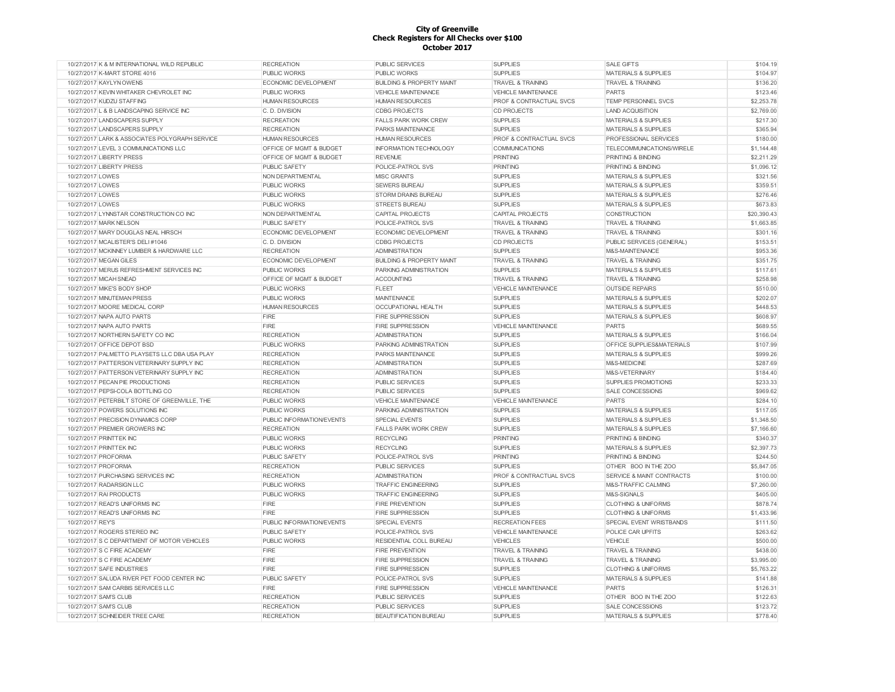# City of Greenville
## Check Registers for All Checks over $100
## October 2017

| | | | | | | |
|---|---|---|---|---|---|---|
| 10/27/2017 | K & M INTERNATIONAL WILD REPUBLIC | RECREATION | PUBLIC SERVICES | SUPPLIES | SALE GIFTS | $104.19 |
| 10/27/2017 | K-MART STORE 4016 | PUBLIC WORKS | PUBLIC WORKS | SUPPLIES | MATERIALS & SUPPLIES | $104.97 |
| 10/27/2017 | KAYLYN OWENS | ECONOMIC DEVELOPMENT | BUILDING & PROPERTY MAINT | TRAVEL & TRAINING | TRAVEL & TRAINING | $136.20 |
| 10/27/2017 | KEVIN WHITAKER CHEVROLET INC | PUBLIC WORKS | VEHICLE MAINTENANCE | VEHICLE MAINTENANCE | PARTS | $123.46 |
| 10/27/2017 | KUDZU STAFFING | HUMAN RESOURCES | HUMAN RESOURCES | PROF & CONTRACTUAL SVCS | TEMP PERSONNEL SVCS | $2,253.78 |
| 10/27/2017 | L & B LANDSCAPING SERVICE INC | C. D. DIVISION | CDBG PROJECTS | CD PROJECTS | LAND ACQUISITION | $2,769.00 |
| 10/27/2017 | LANDSCAPERS SUPPLY | RECREATION | FALLS PARK WORK CREW | SUPPLIES | MATERIALS & SUPPLIES | $217.30 |
| 10/27/2017 | LANDSCAPERS SUPPLY | RECREATION | PARKS MAINTENANCE | SUPPLIES | MATERIALS & SUPPLIES | $365.94 |
| 10/27/2017 | LARK & ASSOCIATES POLYGRAPH SERVICE | HUMAN RESOURCES | HUMAN RESOURCES | PROF & CONTRACTUAL SVCS | PROFESSIONAL SERVICES | $180.00 |
| 10/27/2017 | LEVEL 3 COMMUNICATIONS LLC | OFFICE OF MGMT & BUDGET | INFORMATION TECHNOLOGY | COMMUNICATIONS | TELECOMMUNICATIONS/WIRELE | $1,144.48 |
| 10/27/2017 | LIBERTY PRESS | OFFICE OF MGMT & BUDGET | REVENUE | PRINTING | PRINTING & BINDING | $2,211.29 |
| 10/27/2017 | LIBERTY PRESS | PUBLIC SAFETY | POLICE-PATROL SVS | PRINTING | PRINTING & BINDING | $1,096.12 |
| 10/27/2017 | LOWES | NON DEPARTMENTAL | MISC GRANTS | SUPPLIES | MATERIALS & SUPPLIES | $321.56 |
| 10/27/2017 | LOWES | PUBLIC WORKS | SEWERS BUREAU | SUPPLIES | MATERIALS & SUPPLIES | $359.51 |
| 10/27/2017 | LOWES | PUBLIC WORKS | STORM DRAINS BUREAU | SUPPLIES | MATERIALS & SUPPLIES | $276.46 |
| 10/27/2017 | LOWES | PUBLIC WORKS | STREETS BUREAU | SUPPLIES | MATERIALS & SUPPLIES | $673.83 |
| 10/27/2017 | LYNNSTAR CONSTRUCTION CO INC | NON DEPARTMENTAL | CAPITAL PROJECTS | CAPITAL PROJECTS | CONSTRUCTION | $20,390.43 |
| 10/27/2017 | MARK NELSON | PUBLIC SAFETY | POLICE-PATROL SVS | TRAVEL & TRAINING | TRAVEL & TRAINING | $1,663.85 |
| 10/27/2017 | MARY DOUGLAS NEAL HIRSCH | ECONOMIC DEVELOPMENT | ECONOMIC DEVELOPMENT | TRAVEL & TRAINING | TRAVEL & TRAINING | $301.16 |
| 10/27/2017 | MCALISTER'S DELI #1046 | C. D. DIVISION | CDBG PROJECTS | CD PROJECTS | PUBLIC SERVICES (GENERAL) | $153.51 |
| 10/27/2017 | MCKINNEY LUMBER & HARDWARE LLC | RECREATION | ADMINISTRATION | SUPPLIES | M&S-MAINTENANCE | $953.36 |
| 10/27/2017 | MEGAN GILES | ECONOMIC DEVELOPMENT | BUILDING & PROPERTY MAINT | TRAVEL & TRAINING | TRAVEL & TRAINING | $351.75 |
| 10/27/2017 | MERUS REFRESHMENT SERVICES INC | PUBLIC WORKS | PARKING ADMINISTRATION | SUPPLIES | MATERIALS & SUPPLIES | $117.61 |
| 10/27/2017 | MICAH SNEAD | OFFICE OF MGMT & BUDGET | ACCOUNTING | TRAVEL & TRAINING | TRAVEL & TRAINING | $258.98 |
| 10/27/2017 | MIKE'S BODY SHOP | PUBLIC WORKS | FLEET | VEHICLE MAINTENANCE | OUTSIDE REPAIRS | $510.00 |
| 10/27/2017 | MINUTEMAN PRESS | PUBLIC WORKS | MAINTENANCE | SUPPLIES | MATERIALS & SUPPLIES | $202.07 |
| 10/27/2017 | MOORE MEDICAL CORP | HUMAN RESOURCES | OCCUPATIONAL HEALTH | SUPPLIES | MATERIALS & SUPPLIES | $448.53 |
| 10/27/2017 | NAPA AUTO PARTS | FIRE | FIRE SUPPRESSION | SUPPLIES | MATERIALS & SUPPLIES | $608.97 |
| 10/27/2017 | NAPA AUTO PARTS | FIRE | FIRE SUPPRESSION | VEHICLE MAINTENANCE | PARTS | $689.55 |
| 10/27/2017 | NORTHERN SAFETY CO INC | RECREATION | ADMINISTRATION | SUPPLIES | MATERIALS & SUPPLIES | $166.04 |
| 10/27/2017 | OFFICE DEPOT BSD | PUBLIC WORKS | PARKING ADMINISTRATION | SUPPLIES | OFFICE SUPPLIES&MATERIALS | $107.99 |
| 10/27/2017 | PALMETTO PLAYSETS LLC DBA USA PLAY | RECREATION | PARKS MAINTENANCE | SUPPLIES | MATERIALS & SUPPLIES | $999.26 |
| 10/27/2017 | PATTERSON VETERINARY SUPPLY INC | RECREATION | ADMINISTRATION | SUPPLIES | M&S-MEDICINE | $287.69 |
| 10/27/2017 | PATTERSON VETERINARY SUPPLY INC | RECREATION | ADMINISTRATION | SUPPLIES | M&S-VETERINARY | $184.40 |
| 10/27/2017 | PECAN PIE PRODUCTIONS | RECREATION | PUBLIC SERVICES | SUPPLIES | SUPPLIES PROMOTIONS | $233.33 |
| 10/27/2017 | PEPSI-COLA BOTTLING CO | RECREATION | PUBLIC SERVICES | SUPPLIES | SALE CONCESSIONS | $969.62 |
| 10/27/2017 | PETERBILT STORE OF GREENVILLE, THE | PUBLIC WORKS | VEHICLE MAINTENANCE | VEHICLE MAINTENANCE | PARTS | $284.10 |
| 10/27/2017 | POWERS SOLUTIONS INC | PUBLIC WORKS | PARKING ADMINISTRATION | SUPPLIES | MATERIALS & SUPPLIES | $117.05 |
| 10/27/2017 | PRECISION DYNAMICS CORP | PUBLIC INFORMATION/EVENTS | SPECIAL EVENTS | SUPPLIES | MATERIALS & SUPPLIES | $1,348.50 |
| 10/27/2017 | PREMIER GROWERS INC | RECREATION | FALLS PARK WORK CREW | SUPPLIES | MATERIALS & SUPPLIES | $7,166.60 |
| 10/27/2017 | PRINTTEK INC | PUBLIC WORKS | RECYCLING | PRINTING | PRINTING & BINDING | $340.37 |
| 10/27/2017 | PRINTTEK INC | PUBLIC WORKS | RECYCLING | SUPPLIES | MATERIALS & SUPPLIES | $2,397.73 |
| 10/27/2017 | PROFORMA | PUBLIC SAFETY | POLICE-PATROL SVS | PRINTING | PRINTING & BINDING | $244.50 |
| 10/27/2017 | PROFORMA | RECREATION | PUBLIC SERVICES | SUPPLIES | OTHER BOO IN THE ZOO | $5,847.05 |
| 10/27/2017 | PURCHASING SERVICES INC | RECREATION | ADMINISTRATION | PROF & CONTRACTUAL SVCS | SERVICE & MAINT CONTRACTS | $100.00 |
| 10/27/2017 | RADARSIGN LLC | PUBLIC WORKS | TRAFFIC ENGINEERING | SUPPLIES | M&S-TRAFFIC CALMING | $7,260.00 |
| 10/27/2017 | RAI PRODUCTS | PUBLIC WORKS | TRAFFIC ENGINEERING | SUPPLIES | M&S-SIGNALS | $405.00 |
| 10/27/2017 | READ'S UNIFORMS INC | FIRE | FIRE PREVENTION | SUPPLIES | CLOTHING & UNIFORMS | $878.74 |
| 10/27/2017 | READ'S UNIFORMS INC | FIRE | FIRE SUPPRESSION | SUPPLIES | CLOTHING & UNIFORMS | $1,433.96 |
| 10/27/2017 | REY'S | PUBLIC INFORMATION/EVENTS | SPECIAL EVENTS | RECREATION FEES | SPECIAL EVENT WRISTBANDS | $111.50 |
| 10/27/2017 | ROGERS STEREO INC | PUBLIC SAFETY | POLICE-PATROL SVS | VEHICLE MAINTENANCE | POLICE CAR UPFITS | $263.62 |
| 10/27/2017 | S C DEPARTMENT OF MOTOR VEHICLES | PUBLIC WORKS | RESIDENTIAL COLL BUREAU | VEHICLES | VEHICLE | $500.00 |
| 10/27/2017 | S C FIRE ACADEMY | FIRE | FIRE PREVENTION | TRAVEL & TRAINING | TRAVEL & TRAINING | $438.00 |
| 10/27/2017 | S C FIRE ACADEMY | FIRE | FIRE SUPPRESSION | TRAVEL & TRAINING | TRAVEL & TRAINING | $3,995.00 |
| 10/27/2017 | SAFE INDUSTRIES | FIRE | FIRE SUPPRESSION | SUPPLIES | CLOTHING & UNIFORMS | $5,763.22 |
| 10/27/2017 | SALUDA RIVER PET FOOD CENTER INC | PUBLIC SAFETY | POLICE-PATROL SVS | SUPPLIES | MATERIALS & SUPPLIES | $141.88 |
| 10/27/2017 | SAM CARBIS SERVICES LLC | FIRE | FIRE SUPPRESSION | VEHICLE MAINTENANCE | PARTS | $126.31 |
| 10/27/2017 | SAM'S CLUB | RECREATION | PUBLIC SERVICES | SUPPLIES | OTHER BOO IN THE ZOO | $122.63 |
| 10/27/2017 | SAM'S CLUB | RECREATION | PUBLIC SERVICES | SUPPLIES | SALE CONCESSIONS | $123.72 |
| 10/27/2017 | SCHNEIDER TREE CARE | RECREATION | BEAUTIFICATION BUREAU | SUPPLIES | MATERIALS & SUPPLIES | $778.40 |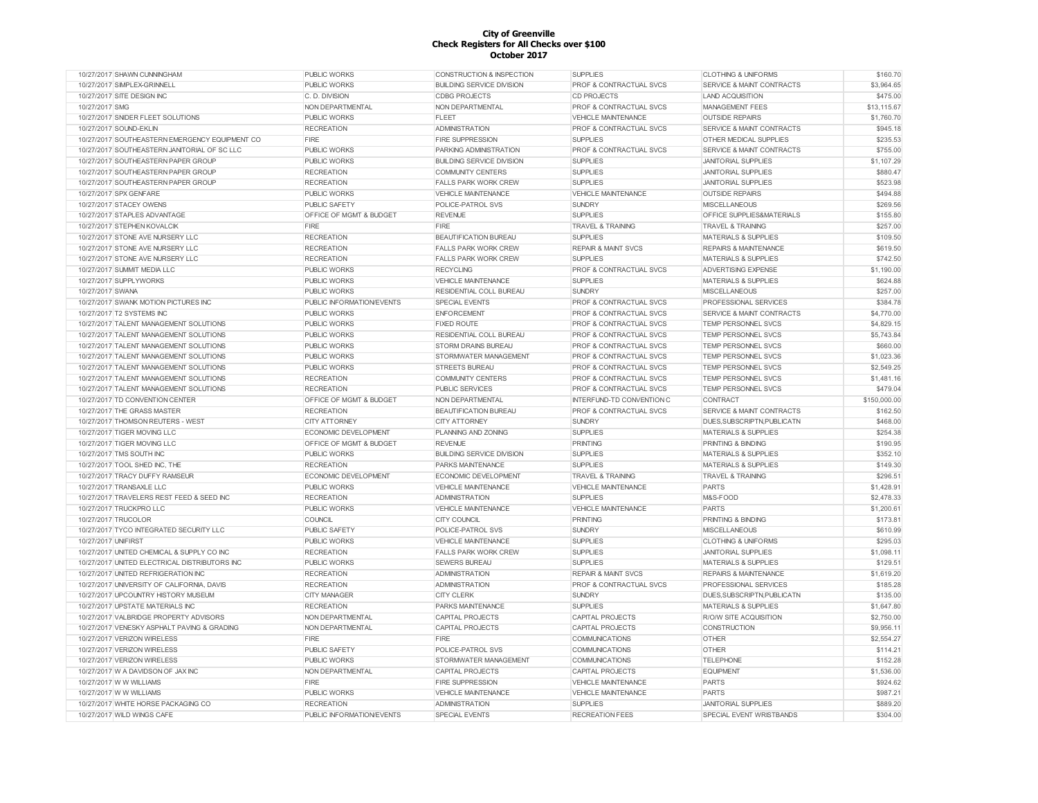# City of Greenville
## Check Registers for All Checks over $100
## October 2017

| Date | Vendor | Department | Division | Category | Account | Amount |
|---|---|---|---|---|---|---|
| 10/27/2017 | SHAWN CUNNINGHAM | PUBLIC WORKS | CONSTRUCTION & INSPECTION | SUPPLIES | CLOTHING & UNIFORMS | $160.70 |
| 10/27/2017 | SIMPLEX-GRINNELL | PUBLIC WORKS | BUILDING SERVICE DIVISION | PROF & CONTRACTUAL SVCS | SERVICE & MAINT CONTRACTS | $3,964.65 |
| 10/27/2017 | SITE DESIGN INC | C. D. DIVISION | CDBG PROJECTS | CD PROJECTS | LAND ACQUISITION | $475.00 |
| 10/27/2017 | SMG | NON DEPARTMENTAL | NON DEPARTMENTAL | PROF & CONTRACTUAL SVCS | MANAGEMENT FEES | $13,115.67 |
| 10/27/2017 | SNIDER FLEET SOLUTIONS | PUBLIC WORKS | FLEET | VEHICLE MAINTENANCE | OUTSIDE REPAIRS | $1,760.70 |
| 10/27/2017 | SOUND-EKLIN | RECREATION | ADMINISTRATION | PROF & CONTRACTUAL SVCS | SERVICE & MAINT CONTRACTS | $945.18 |
| 10/27/2017 | SOUTHEASTERN EMERGENCY EQUIPMENT CO | FIRE | FIRE SUPPRESSION | SUPPLIES | OTHER MEDICAL SUPPLIES | $235.53 |
| 10/27/2017 | SOUTHEASTERN JANITORIAL OF SC LLC | PUBLIC WORKS | PARKING ADMINISTRATION | PROF & CONTRACTUAL SVCS | SERVICE & MAINT CONTRACTS | $755.00 |
| 10/27/2017 | SOUTHEASTERN PAPER GROUP | PUBLIC WORKS | BUILDING SERVICE DIVISION | SUPPLIES | JANITORIAL SUPPLIES | $1,107.29 |
| 10/27/2017 | SOUTHEASTERN PAPER GROUP | RECREATION | COMMUNITY CENTERS | SUPPLIES | JANITORIAL SUPPLIES | $880.47 |
| 10/27/2017 | SOUTHEASTERN PAPER GROUP | RECREATION | FALLS PARK WORK CREW | SUPPLIES | JANITORIAL SUPPLIES | $523.98 |
| 10/27/2017 | SPX GENFARE | PUBLIC WORKS | VEHICLE MAINTENANCE | VEHICLE MAINTENANCE | OUTSIDE REPAIRS | $494.88 |
| 10/27/2017 | STACEY OWENS | PUBLIC SAFETY | POLICE-PATROL SVS | SUNDRY | MISCELLANEOUS | $269.56 |
| 10/27/2017 | STAPLES ADVANTAGE | OFFICE OF MGMT & BUDGET | REVENUE | SUPPLIES | OFFICE SUPPLIES&MATERIALS | $155.80 |
| 10/27/2017 | STEPHEN KOVALCIK | FIRE | FIRE | TRAVEL & TRAINING | TRAVEL & TRAINING | $257.00 |
| 10/27/2017 | STONE AVE NURSERY LLC | RECREATION | BEAUTIFICATION BUREAU | SUPPLIES | MATERIALS & SUPPLIES | $109.50 |
| 10/27/2017 | STONE AVE NURSERY LLC | RECREATION | FALLS PARK WORK CREW | REPAIR & MAINT SVCS | REPAIRS & MAINTENANCE | $619.50 |
| 10/27/2017 | STONE AVE NURSERY LLC | RECREATION | FALLS PARK WORK CREW | SUPPLIES | MATERIALS & SUPPLIES | $742.50 |
| 10/27/2017 | SUMMIT MEDIA LLC | PUBLIC WORKS | RECYCLING | PROF & CONTRACTUAL SVCS | ADVERTISING EXPENSE | $1,190.00 |
| 10/27/2017 | SUPPLYWORKS | PUBLIC WORKS | VEHICLE MAINTENANCE | SUPPLIES | MATERIALS & SUPPLIES | $624.88 |
| 10/27/2017 | SWANA | PUBLIC WORKS | RESIDENTIAL COLL BUREAU | SUNDRY | MISCELLANEOUS | $257.00 |
| 10/27/2017 | SWANK MOTION PICTURES INC | PUBLIC INFORMATION/EVENTS | SPECIAL EVENTS | PROF & CONTRACTUAL SVCS | PROFESSIONAL SERVICES | $384.78 |
| 10/27/2017 | T2 SYSTEMS INC | PUBLIC WORKS | ENFORCEMENT | PROF & CONTRACTUAL SVCS | SERVICE & MAINT CONTRACTS | $4,770.00 |
| 10/27/2017 | TALENT MANAGEMENT SOLUTIONS | PUBLIC WORKS | FIXED ROUTE | PROF & CONTRACTUAL SVCS | TEMP PERSONNEL SVCS | $4,829.15 |
| 10/27/2017 | TALENT MANAGEMENT SOLUTIONS | PUBLIC WORKS | RESIDENTIAL COLL BUREAU | PROF & CONTRACTUAL SVCS | TEMP PERSONNEL SVCS | $5,743.84 |
| 10/27/2017 | TALENT MANAGEMENT SOLUTIONS | PUBLIC WORKS | STORM DRAINS BUREAU | PROF & CONTRACTUAL SVCS | TEMP PERSONNEL SVCS | $660.00 |
| 10/27/2017 | TALENT MANAGEMENT SOLUTIONS | PUBLIC WORKS | STORMWATER MANAGEMENT | PROF & CONTRACTUAL SVCS | TEMP PERSONNEL SVCS | $1,023.36 |
| 10/27/2017 | TALENT MANAGEMENT SOLUTIONS | PUBLIC WORKS | STREETS BUREAU | PROF & CONTRACTUAL SVCS | TEMP PERSONNEL SVCS | $2,549.25 |
| 10/27/2017 | TALENT MANAGEMENT SOLUTIONS | RECREATION | COMMUNITY CENTERS | PROF & CONTRACTUAL SVCS | TEMP PERSONNEL SVCS | $1,481.16 |
| 10/27/2017 | TALENT MANAGEMENT SOLUTIONS | RECREATION | PUBLIC SERVICES | PROF & CONTRACTUAL SVCS | TEMP PERSONNEL SVCS | $479.04 |
| 10/27/2017 | TD CONVENTION CENTER | OFFICE OF MGMT & BUDGET | NON DEPARTMENTAL | INTERFUND-TD CONVENTION C | CONTRACT | $150,000.00 |
| 10/27/2017 | THE GRASS MASTER | RECREATION | BEAUTIFICATION BUREAU | PROF & CONTRACTUAL SVCS | SERVICE & MAINT CONTRACTS | $162.50 |
| 10/27/2017 | THOMSON REUTERS - WEST | CITY ATTORNEY | CITY ATTORNEY | SUNDRY | DUES,SUBSCRIPTN,PUBLICATN | $468.00 |
| 10/27/2017 | TIGER MOVING LLC | ECONOMIC DEVELOPMENT | PLANNING AND ZONING | SUPPLIES | MATERIALS & SUPPLIES | $254.38 |
| 10/27/2017 | TIGER MOVING LLC | OFFICE OF MGMT & BUDGET | REVENUE | PRINTING | PRINTING & BINDING | $190.95 |
| 10/27/2017 | TMS SOUTH INC | PUBLIC WORKS | BUILDING SERVICE DIVISION | SUPPLIES | MATERIALS & SUPPLIES | $352.10 |
| 10/27/2017 | TOOL SHED INC, THE | RECREATION | PARKS MAINTENANCE | SUPPLIES | MATERIALS & SUPPLIES | $149.30 |
| 10/27/2017 | TRACY DUFFY RAMSEUR | ECONOMIC DEVELOPMENT | ECONOMIC DEVELOPMENT | TRAVEL & TRAINING | TRAVEL & TRAINING | $296.51 |
| 10/27/2017 | TRANSAXLE LLC | PUBLIC WORKS | VEHICLE MAINTENANCE | VEHICLE MAINTENANCE | PARTS | $1,428.91 |
| 10/27/2017 | TRAVELERS REST FEED & SEED INC | RECREATION | ADMINISTRATION | SUPPLIES | M&S-FOOD | $2,478.33 |
| 10/27/2017 | TRUCKPRO LLC | PUBLIC WORKS | VEHICLE MAINTENANCE | VEHICLE MAINTENANCE | PARTS | $1,200.61 |
| 10/27/2017 | TRUCOLOR | COUNCIL | CITY COUNCIL | PRINTING | PRINTING & BINDING | $173.81 |
| 10/27/2017 | TYCO INTEGRATED SECURITY LLC | PUBLIC SAFETY | POLICE-PATROL SVS | SUNDRY | MISCELLANEOUS | $610.99 |
| 10/27/2017 | UNIFIRST | PUBLIC WORKS | VEHICLE MAINTENANCE | SUPPLIES | CLOTHING & UNIFORMS | $295.03 |
| 10/27/2017 | UNITED CHEMICAL & SUPPLY CO INC | RECREATION | FALLS PARK WORK CREW | SUPPLIES | JANITORIAL SUPPLIES | $1,098.11 |
| 10/27/2017 | UNITED ELECTRICAL DISTRIBUTORS INC | PUBLIC WORKS | SEWERS BUREAU | SUPPLIES | MATERIALS & SUPPLIES | $129.51 |
| 10/27/2017 | UNITED REFRIGERATION INC | RECREATION | ADMINISTRATION | REPAIR & MAINT SVCS | REPAIRS & MAINTENANCE | $1,619.20 |
| 10/27/2017 | UNIVERSITY OF CALIFORNIA, DAVIS | RECREATION | ADMINISTRATION | PROF & CONTRACTUAL SVCS | PROFESSIONAL SERVICES | $185.28 |
| 10/27/2017 | UPCOUNTRY HISTORY MUSEUM | CITY MANAGER | CITY CLERK | SUNDRY | DUES,SUBSCRIPTN,PUBLICATN | $135.00 |
| 10/27/2017 | UPSTATE MATERIALS INC | RECREATION | PARKS MAINTENANCE | SUPPLIES | MATERIALS & SUPPLIES | $1,647.80 |
| 10/27/2017 | VALBRIDGE PROPERTY ADVISORS | NON DEPARTMENTAL | CAPITAL PROJECTS | CAPITAL PROJECTS | R/O/W SITE ACQUISITION | $2,750.00 |
| 10/27/2017 | VENESKY ASPHALT PAVING & GRADING | NON DEPARTMENTAL | CAPITAL PROJECTS | CAPITAL PROJECTS | CONSTRUCTION | $9,956.11 |
| 10/27/2017 | VERIZON WIRELESS | FIRE | FIRE | COMMUNICATIONS | OTHER | $2,554.27 |
| 10/27/2017 | VERIZON WIRELESS | PUBLIC SAFETY | POLICE-PATROL SVS | COMMUNICATIONS | OTHER | $114.21 |
| 10/27/2017 | VERIZON WIRELESS | PUBLIC WORKS | STORMWATER MANAGEMENT | COMMUNICATIONS | TELEPHONE | $152.28 |
| 10/27/2017 | W A DAVIDSON OF JAX INC | NON DEPARTMENTAL | CAPITAL PROJECTS | CAPITAL PROJECTS | EQUIPMENT | $1,536.00 |
| 10/27/2017 | W W WILLIAMS | FIRE | FIRE SUPPRESSION | VEHICLE MAINTENANCE | PARTS | $924.62 |
| 10/27/2017 | W W WILLIAMS | PUBLIC WORKS | VEHICLE MAINTENANCE | VEHICLE MAINTENANCE | PARTS | $987.21 |
| 10/27/2017 | WHITE HORSE PACKAGING CO | RECREATION | ADMINISTRATION | SUPPLIES | JANITORIAL SUPPLIES | $889.20 |
| 10/27/2017 | WILD WINGS CAFE | PUBLIC INFORMATION/EVENTS | SPECIAL EVENTS | RECREATION FEES | SPECIAL EVENT WRISTBANDS | $304.00 |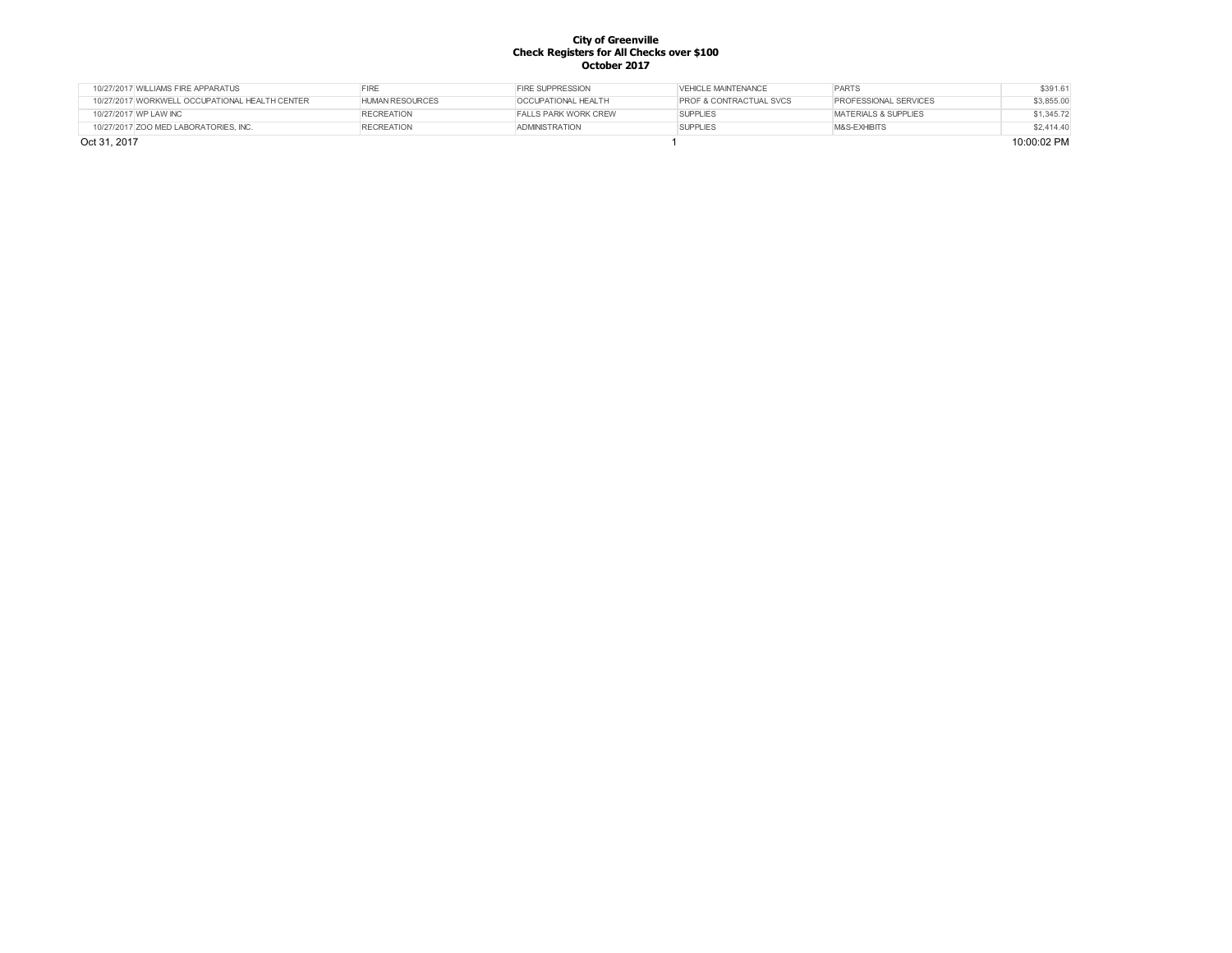**City of Greenville**
**Check Registers for All Checks over $100**
**October 2017**

| | | | | | | |
|---|---|---|---|---|---|---|
| 10/27/2017 | WILLIAMS FIRE APPARATUS | FIRE | FIRE SUPPRESSION | VEHICLE MAINTENANCE | PARTS | $391.61 |
| 10/27/2017 | WORKWELL OCCUPATIONAL HEALTH CENTER | HUMAN RESOURCES | OCCUPATIONAL HEALTH | PROF & CONTRACTUAL SVCS | PROFESSIONAL SERVICES | $3,855.00 |
| 10/27/2017 | WP LAW INC | RECREATION | FALLS PARK WORK CREW | SUPPLIES | MATERIALS & SUPPLIES | $1,345.72 |
| 10/27/2017 | ZOO MED LABORATORIES, INC. | RECREATION | ADMINISTRATION | SUPPLIES | M&S-EXHIBITS | $2,414.40 |

Oct 31, 2017 10:00:02 PM